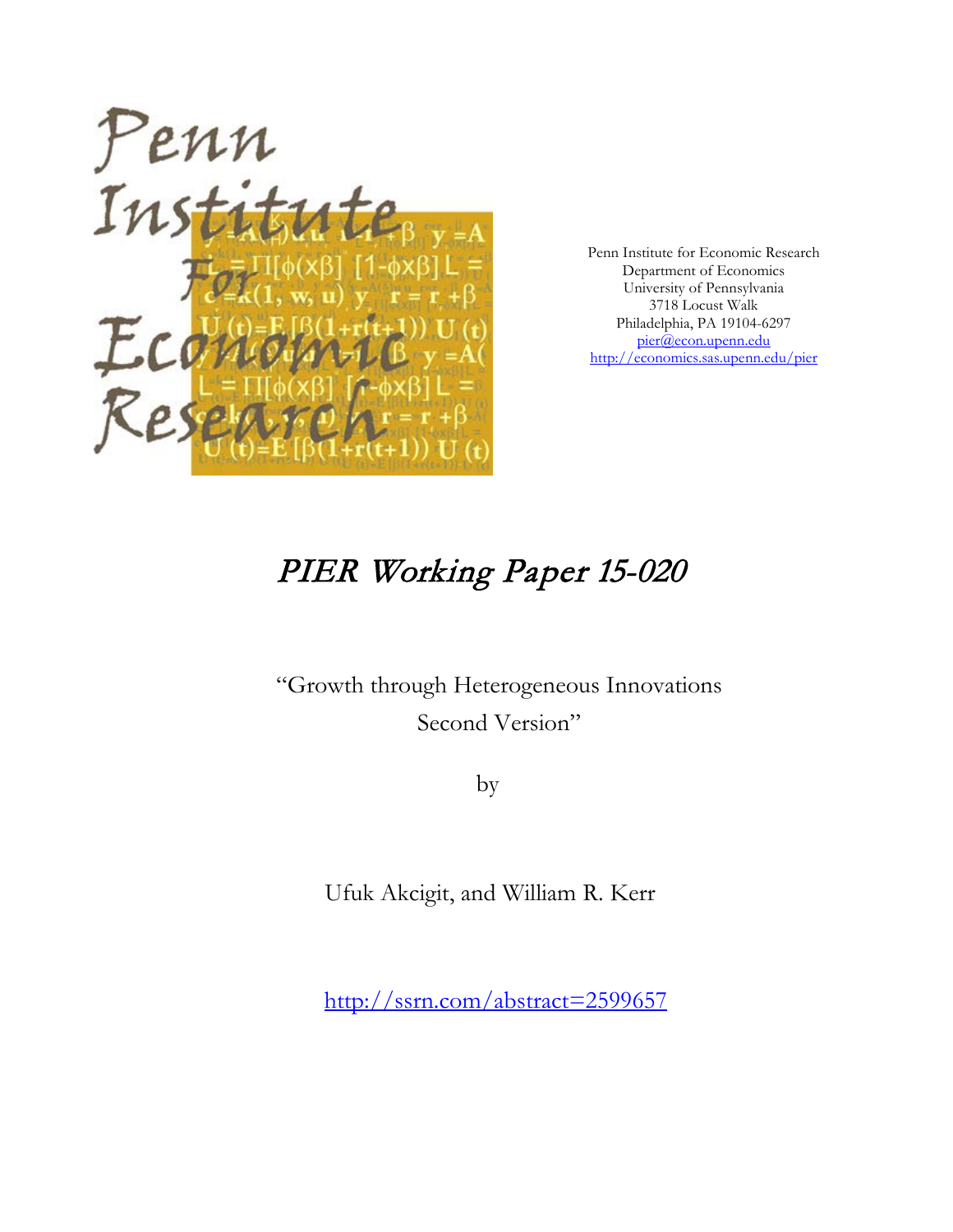Penn Institute for Economic Research
Department of Economics
University of Pennsylvania
3718 Locust Walk
Philadelphia, PA 19104-6297
pier@econ.upenn.edu
http://economics.sas.upenn.edu/pier

# *PIER Working Paper 15-020*

"Growth through Heterogeneous Innovations
Second Version"

by

Ufuk Akcigit, and William R. Kerr

http://ssrn.com/abstract=2599657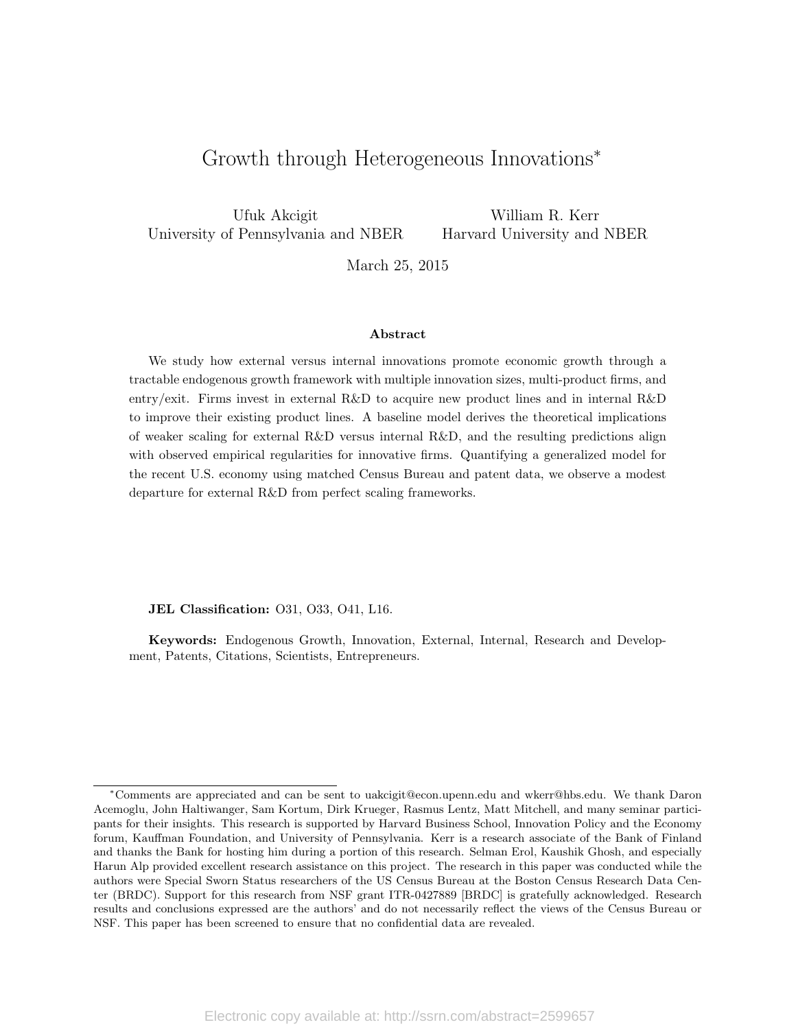# Growth through Heterogeneous Innovations*

Ufuk Akcigit
University of Pennsylvania and NBER

William R. Kerr
Harvard University and NBER

March 25, 2015

### Abstract

We study how external versus internal innovations promote economic growth through a tractable endogenous growth framework with multiple innovation sizes, multi-product firms, and entry/exit. Firms invest in external R&D to acquire new product lines and in internal R&D to improve their existing product lines. A baseline model derives the theoretical implications of weaker scaling for external R&D versus internal R&D, and the resulting predictions align with observed empirical regularities for innovative firms. Quantifying a generalized model for the recent U.S. economy using matched Census Bureau and patent data, we observe a modest departure for external R&D from perfect scaling frameworks.

**JEL Classification:** O31, O33, O41, L16.

**Keywords:** Endogenous Growth, Innovation, External, Internal, Research and Development, Patents, Citations, Scientists, Entrepreneurs.

---

*Comments are appreciated and can be sent to uakcigit@econ.upenn.edu and wkerr@hbs.edu. We thank Daron Acemoglu, John Haltiwanger, Sam Kortum, Dirk Krueger, Rasmus Lentz, Matt Mitchell, and many seminar participants for their insights. This research is supported by Harvard Business School, Innovation Policy and the Economy forum, Kauffman Foundation, and University of Pennsylvania. Kerr is a research associate of the Bank of Finland and thanks the Bank for hosting him during a portion of this research. Selman Erol, Kaushik Ghosh, and especially Harun Alp provided excellent research assistance on this project. The research in this paper was conducted while the authors were Special Sworn Status researchers of the US Census Bureau at the Boston Census Research Data Center (BRDC). Support for this research from NSF grant ITR-0427889 [BRDC] is gratefully acknowledged. Research results and conclusions expressed are the authors' and do not necessarily reflect the views of the Census Bureau or NSF. This paper has been screened to ensure that no confidential data are revealed.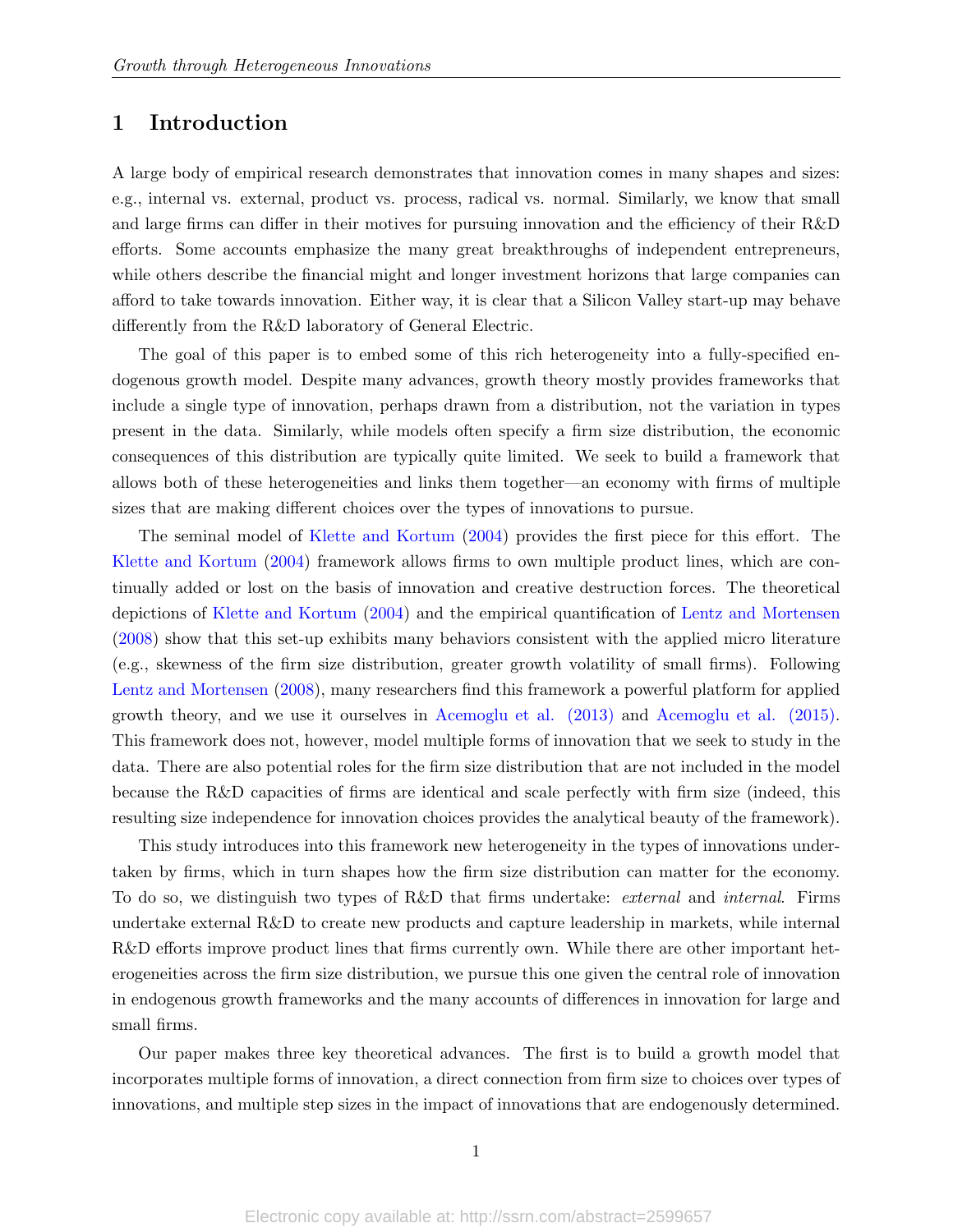## 1 Introduction

A large body of empirical research demonstrates that innovation comes in many shapes and sizes: e.g., internal vs. external, product vs. process, radical vs. normal. Similarly, we know that small and large firms can differ in their motives for pursuing innovation and the efficiency of their R&D efforts. Some accounts emphasize the many great breakthroughs of independent entrepreneurs, while others describe the financial might and longer investment horizons that large companies can afford to take towards innovation. Either way, it is clear that a Silicon Valley start-up may behave differently from the R&D laboratory of General Electric.

The goal of this paper is to embed some of this rich heterogeneity into a fully-specified endogenous growth model. Despite many advances, growth theory mostly provides frameworks that include a single type of innovation, perhaps drawn from a distribution, not the variation in types present in the data. Similarly, while models often specify a firm size distribution, the economic consequences of this distribution are typically quite limited. We seek to build a framework that allows both of these heterogeneities and links them together—an economy with firms of multiple sizes that are making different choices over the types of innovations to pursue.

The seminal model of Klette and Kortum (2004) provides the first piece for this effort. The Klette and Kortum (2004) framework allows firms to own multiple product lines, which are continually added or lost on the basis of innovation and creative destruction forces. The theoretical depictions of Klette and Kortum (2004) and the empirical quantification of Lentz and Mortensen (2008) show that this set-up exhibits many behaviors consistent with the applied micro literature (e.g., skewness of the firm size distribution, greater growth volatility of small firms). Following Lentz and Mortensen (2008), many researchers find this framework a powerful platform for applied growth theory, and we use it ourselves in Acemoglu et al. (2013) and Acemoglu et al. (2015). This framework does not, however, model multiple forms of innovation that we seek to study in the data. There are also potential roles for the firm size distribution that are not included in the model because the R&D capacities of firms are identical and scale perfectly with firm size (indeed, this resulting size independence for innovation choices provides the analytical beauty of the framework).

This study introduces into this framework new heterogeneity in the types of innovations undertaken by firms, which in turn shapes how the firm size distribution can matter for the economy. To do so, we distinguish two types of R&D that firms undertake: *external* and *internal*. Firms undertake external R&D to create new products and capture leadership in markets, while internal R&D efforts improve product lines that firms currently own. While there are other important heterogeneities across the firm size distribution, we pursue this one given the central role of innovation in endogenous growth frameworks and the many accounts of differences in innovation for large and small firms.

Our paper makes three key theoretical advances. The first is to build a growth model that incorporates multiple forms of innovation, a direct connection from firm size to choices over types of innovations, and multiple step sizes in the impact of innovations that are endogenously determined.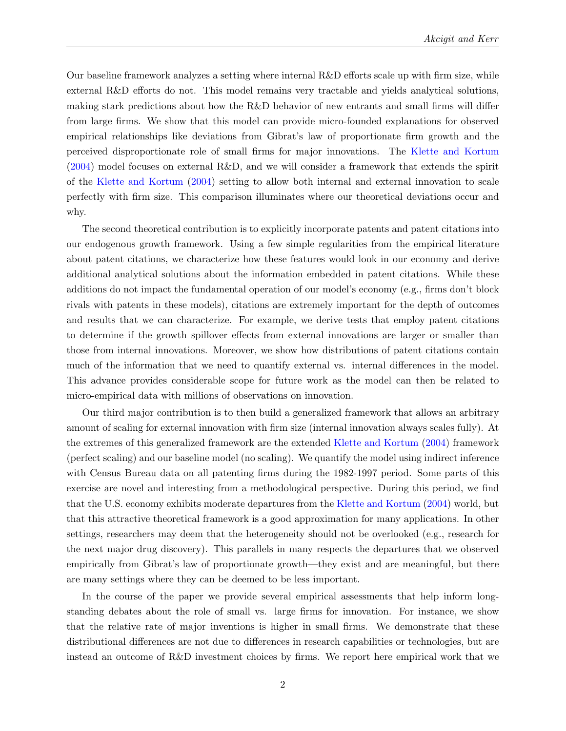Our baseline framework analyzes a setting where internal R&D efforts scale up with firm size, while external R&D efforts do not. This model remains very tractable and yields analytical solutions, making stark predictions about how the R&D behavior of new entrants and small firms will differ from large firms. We show that this model can provide micro-founded explanations for observed empirical relationships like deviations from Gibrat's law of proportionate firm growth and the perceived disproportionate role of small firms for major innovations. The Klette and Kortum (2004) model focuses on external R&D, and we will consider a framework that extends the spirit of the Klette and Kortum (2004) setting to allow both internal and external innovation to scale perfectly with firm size. This comparison illuminates where our theoretical deviations occur and why.

The second theoretical contribution is to explicitly incorporate patents and patent citations into our endogenous growth framework. Using a few simple regularities from the empirical literature about patent citations, we characterize how these features would look in our economy and derive additional analytical solutions about the information embedded in patent citations. While these additions do not impact the fundamental operation of our model's economy (e.g., firms don't block rivals with patents in these models), citations are extremely important for the depth of outcomes and results that we can characterize. For example, we derive tests that employ patent citations to determine if the growth spillover effects from external innovations are larger or smaller than those from internal innovations. Moreover, we show how distributions of patent citations contain much of the information that we need to quantify external vs. internal differences in the model. This advance provides considerable scope for future work as the model can then be related to micro-empirical data with millions of observations on innovation.

Our third major contribution is to then build a generalized framework that allows an arbitrary amount of scaling for external innovation with firm size (internal innovation always scales fully). At the extremes of this generalized framework are the extended Klette and Kortum (2004) framework (perfect scaling) and our baseline model (no scaling). We quantify the model using indirect inference with Census Bureau data on all patenting firms during the 1982-1997 period. Some parts of this exercise are novel and interesting from a methodological perspective. During this period, we find that the U.S. economy exhibits moderate departures from the Klette and Kortum (2004) world, but that this attractive theoretical framework is a good approximation for many applications. In other settings, researchers may deem that the heterogeneity should not be overlooked (e.g., research for the next major drug discovery). This parallels in many respects the departures that we observed empirically from Gibrat's law of proportionate growth—they exist and are meaningful, but there are many settings where they can be deemed to be less important.

In the course of the paper we provide several empirical assessments that help inform long-standing debates about the role of small vs. large firms for innovation. For instance, we show that the relative rate of major inventions is higher in small firms. We demonstrate that these distributional differences are not due to differences in research capabilities or technologies, but are instead an outcome of R&D investment choices by firms. We report here empirical work that we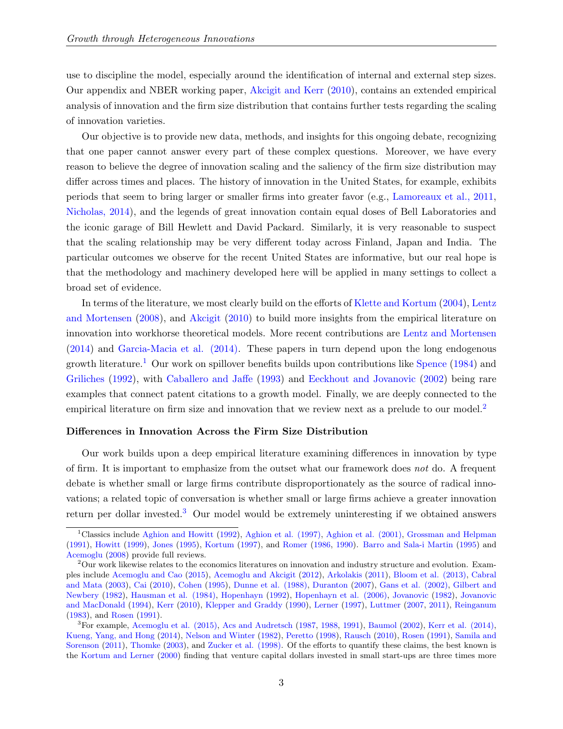use to discipline the model, especially around the identification of internal and external step sizes. Our appendix and NBER working paper, Akcigit and Kerr (2010), contains an extended empirical analysis of innovation and the firm size distribution that contains further tests regarding the scaling of innovation varieties.

Our objective is to provide new data, methods, and insights for this ongoing debate, recognizing that one paper cannot answer every part of these complex questions. Moreover, we have every reason to believe the degree of innovation scaling and the saliency of the firm size distribution may differ across times and places. The history of innovation in the United States, for example, exhibits periods that seem to bring larger or smaller firms into greater favor (e.g., Lamoreaux et al., 2011, Nicholas, 2014), and the legends of great innovation contain equal doses of Bell Laboratories and the iconic garage of Bill Hewlett and David Packard. Similarly, it is very reasonable to suspect that the scaling relationship may be very different today across Finland, Japan and India. The particular outcomes we observe for the recent United States are informative, but our real hope is that the methodology and machinery developed here will be applied in many settings to collect a broad set of evidence.

In terms of the literature, we most clearly build on the efforts of Klette and Kortum (2004), Lentz and Mortensen (2008), and Akcigit (2010) to build more insights from the empirical literature on innovation into workhorse theoretical models. More recent contributions are Lentz and Mortensen (2014) and Garcia-Macia et al. (2014). These papers in turn depend upon the long endogenous growth literature.[1] Our work on spillover benefits builds upon contributions like Spence (1984) and Griliches (1992), with Caballero and Jaffe (1993) and Eeckhout and Jovanovic (2002) being rare examples that connect patent citations to a growth model. Finally, we are deeply connected to the empirical literature on firm size and innovation that we review next as a prelude to our model.[2]

#### Differences in Innovation Across the Firm Size Distribution

Our work builds upon a deep empirical literature examining differences in innovation by type of firm. It is important to emphasize from the outset what our framework does *not* do. A frequent debate is whether small or large firms contribute disproportionately as the source of radical innovations; a related topic of conversation is whether small or large firms achieve a greater innovation return per dollar invested.[3] Our model would be extremely uninteresting if we obtained answers

---

[1] Classics include Aghion and Howitt (1992), Aghion et al. (1997), Aghion et al. (2001), Grossman and Helpman (1991), Howitt (1999), Jones (1995), Kortum (1997), and Romer (1986, 1990). Barro and Sala-i Martin (1995) and Acemoglu (2008) provide full reviews.

[2] Our work likewise relates to the economics literatures on innovation and industry structure and evolution. Examples include Acemoglu and Cao (2015), Acemoglu and Akcigit (2012), Arkolakis (2011), Bloom et al. (2013), Cabral and Mata (2003), Cai (2010), Cohen (1995), Dunne et al. (1988), Duranton (2007), Gans et al. (2002), Gilbert and Newbery (1982), Hausman et al. (1984), Hopenhayn (1992), Hopenhayn et al. (2006), Jovanovic (1982), Jovanovic and MacDonald (1994), Kerr (2010), Klepper and Graddy (1990), Lerner (1997), Luttmer (2007, 2011), Reinganum (1983), and Rosen (1991).

[3] For example, Acemoglu et al. (2015), Acs and Audretsch (1987, 1988, 1991), Baumol (2002), Kerr et al. (2014), Kueng, Yang, and Hong (2014), Nelson and Winter (1982), Peretto (1998), Rausch (2010), Rosen (1991), Samila and Sorenson (2011), Thomke (2003), and Zucker et al. (1998). Of the efforts to quantify these claims, the best known is the Kortum and Lerner (2000) finding that venture capital dollars invested in small start-ups are three times more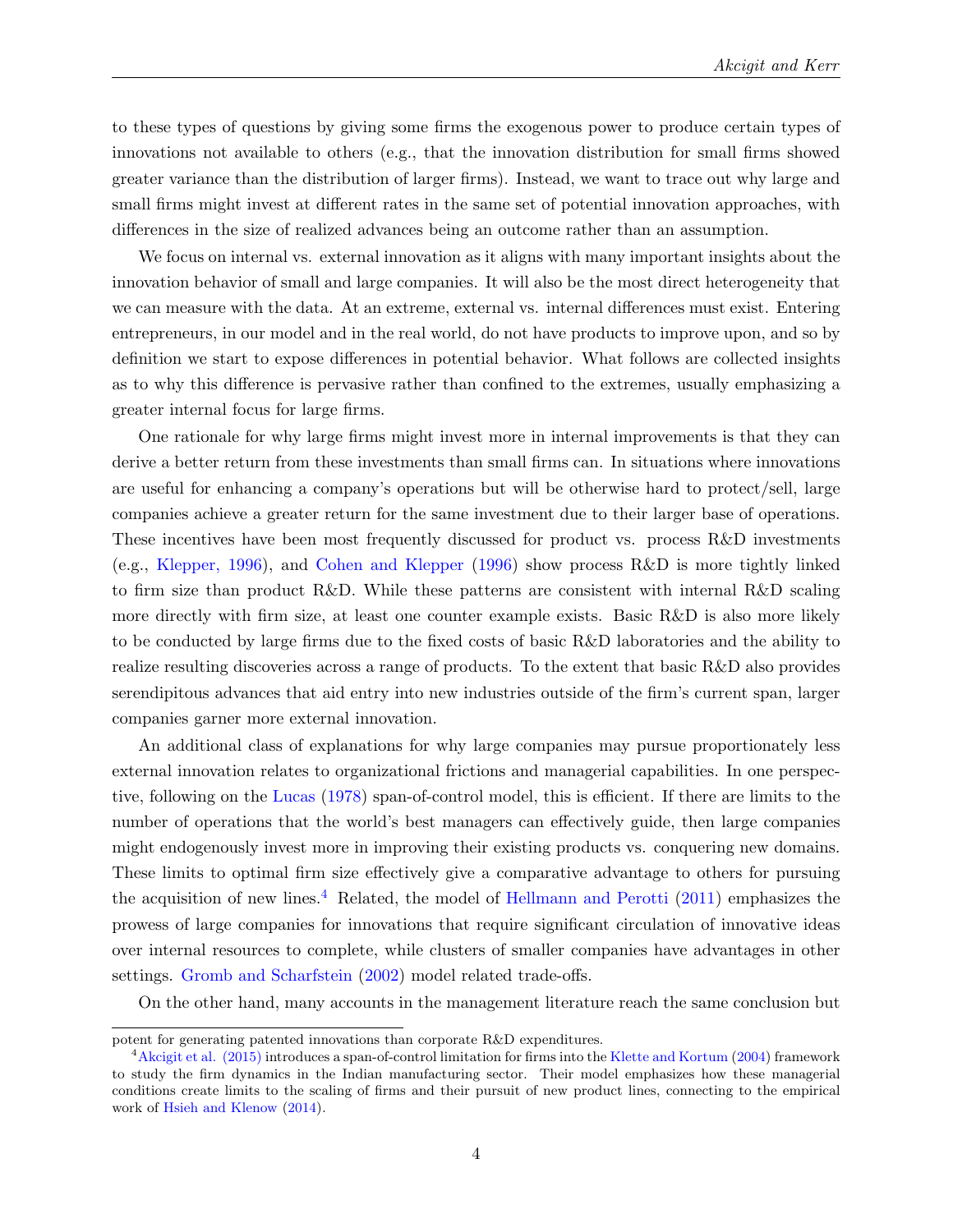to these types of questions by giving some firms the exogenous power to produce certain types of innovations not available to others (e.g., that the innovation distribution for small firms showed greater variance than the distribution of larger firms). Instead, we want to trace out why large and small firms might invest at different rates in the same set of potential innovation approaches, with differences in the size of realized advances being an outcome rather than an assumption.

We focus on internal vs. external innovation as it aligns with many important insights about the innovation behavior of small and large companies. It will also be the most direct heterogeneity that we can measure with the data. At an extreme, external vs. internal differences must exist. Entering entrepreneurs, in our model and in the real world, do not have products to improve upon, and so by definition we start to expose differences in potential behavior. What follows are collected insights as to why this difference is pervasive rather than confined to the extremes, usually emphasizing a greater internal focus for large firms.

One rationale for why large firms might invest more in internal improvements is that they can derive a better return from these investments than small firms can. In situations where innovations are useful for enhancing a company's operations but will be otherwise hard to protect/sell, large companies achieve a greater return for the same investment due to their larger base of operations. These incentives have been most frequently discussed for product vs. process R&D investments (e.g., Klepper, 1996), and Cohen and Klepper (1996) show process R&D is more tightly linked to firm size than product R&D. While these patterns are consistent with internal R&D scaling more directly with firm size, at least one counter example exists. Basic R&D is also more likely to be conducted by large firms due to the fixed costs of basic R&D laboratories and the ability to realize resulting discoveries across a range of products. To the extent that basic R&D also provides serendipitous advances that aid entry into new industries outside of the firm's current span, larger companies garner more external innovation.

An additional class of explanations for why large companies may pursue proportionately less external innovation relates to organizational frictions and managerial capabilities. In one perspective, following on the Lucas (1978) span-of-control model, this is efficient. If there are limits to the number of operations that the world's best managers can effectively guide, then large companies might endogenously invest more in improving their existing products vs. conquering new domains. These limits to optimal firm size effectively give a comparative advantage to others for pursuing the acquisition of new lines.[4] Related, the model of Hellmann and Perotti (2011) emphasizes the prowess of large companies for innovations that require significant circulation of innovative ideas over internal resources to complete, while clusters of smaller companies have advantages in other settings. Gromb and Scharfstein (2002) model related trade-offs.

On the other hand, many accounts in the management literature reach the same conclusion but

potent for generating patented innovations than corporate R&D expenditures.

[4] Akcigit et al. (2015) introduces a span-of-control limitation for firms into the Klette and Kortum (2004) framework to study the firm dynamics in the Indian manufacturing sector. Their model emphasizes how these managerial conditions create limits to the scaling of firms and their pursuit of new product lines, connecting to the empirical work of Hsieh and Klenow (2014).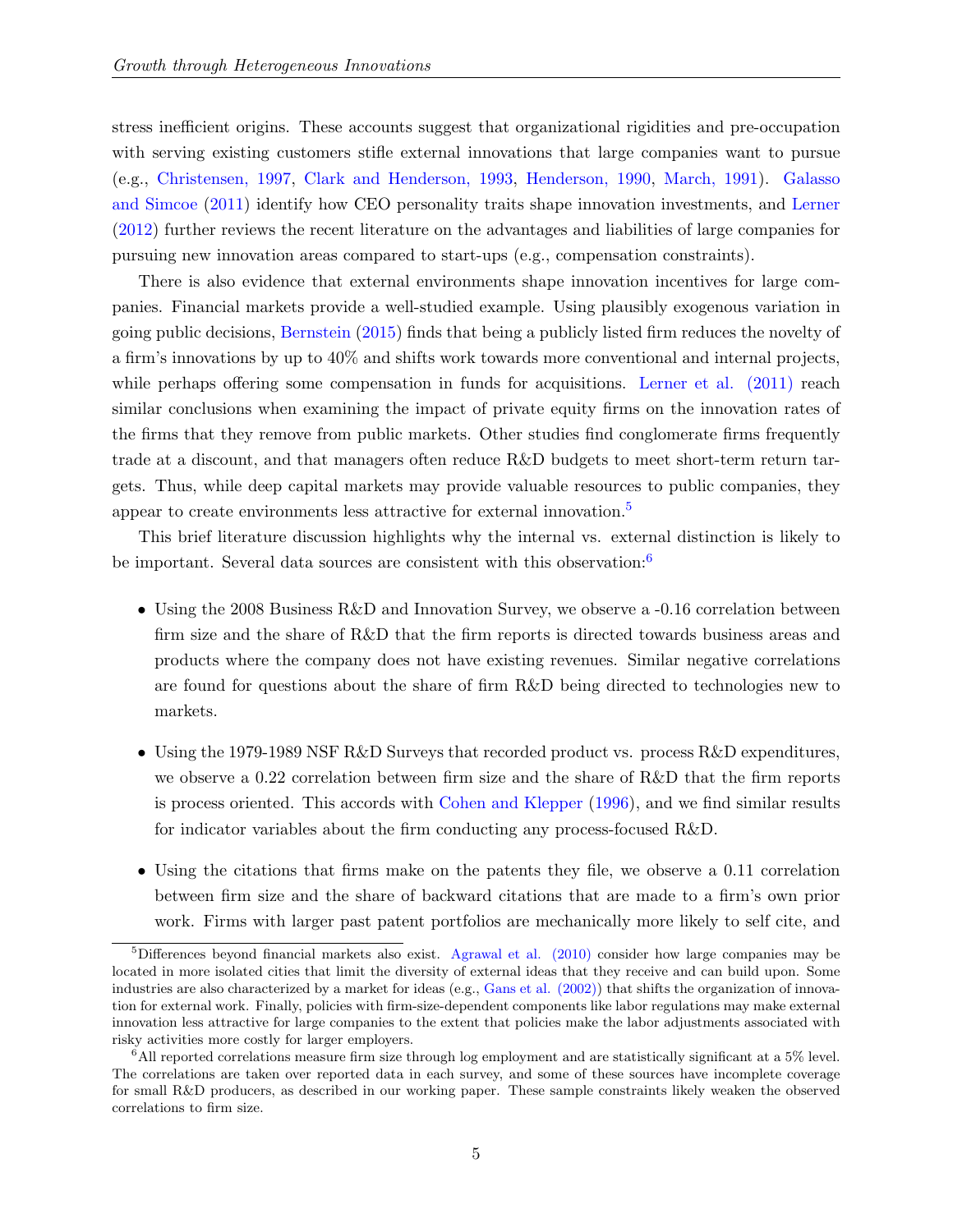stress inefficient origins. These accounts suggest that organizational rigidities and pre-occupation with serving existing customers stifle external innovations that large companies want to pursue (e.g., Christensen, 1997, Clark and Henderson, 1993, Henderson, 1990, March, 1991). Galasso and Simcoe (2011) identify how CEO personality traits shape innovation investments, and Lerner (2012) further reviews the recent literature on the advantages and liabilities of large companies for pursuing new innovation areas compared to start-ups (e.g., compensation constraints).

There is also evidence that external environments shape innovation incentives for large companies. Financial markets provide a well-studied example. Using plausibly exogenous variation in going public decisions, Bernstein (2015) finds that being a publicly listed firm reduces the novelty of a firm's innovations by up to 40% and shifts work towards more conventional and internal projects, while perhaps offering some compensation in funds for acquisitions. Lerner et al. (2011) reach similar conclusions when examining the impact of private equity firms on the innovation rates of the firms that they remove from public markets. Other studies find conglomerate firms frequently trade at a discount, and that managers often reduce R&D budgets to meet short-term return targets. Thus, while deep capital markets may provide valuable resources to public companies, they appear to create environments less attractive for external innovation.[5]

This brief literature discussion highlights why the internal vs. external distinction is likely to be important. Several data sources are consistent with this observation:[6]

- Using the 2008 Business R&D and Innovation Survey, we observe a -0.16 correlation between firm size and the share of R&D that the firm reports is directed towards business areas and products where the company does not have existing revenues. Similar negative correlations are found for questions about the share of firm R&D being directed to technologies new to markets.

- Using the 1979-1989 NSF R&D Surveys that recorded product vs. process R&D expenditures, we observe a 0.22 correlation between firm size and the share of R&D that the firm reports is process oriented. This accords with Cohen and Klepper (1996), and we find similar results for indicator variables about the firm conducting any process-focused R&D.

- Using the citations that firms make on the patents they file, we observe a 0.11 correlation between firm size and the share of backward citations that are made to a firm's own prior work. Firms with larger past patent portfolios are mechanically more likely to self cite, and

[5] Differences beyond financial markets also exist. Agrawal et al. (2010) consider how large companies may be located in more isolated cities that limit the diversity of external ideas that they receive and can build upon. Some industries are also characterized by a market for ideas (e.g., Gans et al. (2002)) that shifts the organization of innovation for external work. Finally, policies with firm-size-dependent components like labor regulations may make external innovation less attractive for large companies to the extent that policies make the labor adjustments associated with risky activities more costly for larger employers.

[6] All reported correlations measure firm size through log employment and are statistically significant at a 5% level. The correlations are taken over reported data in each survey, and some of these sources have incomplete coverage for small R&D producers, as described in our working paper. These sample constraints likely weaken the observed correlations to firm size.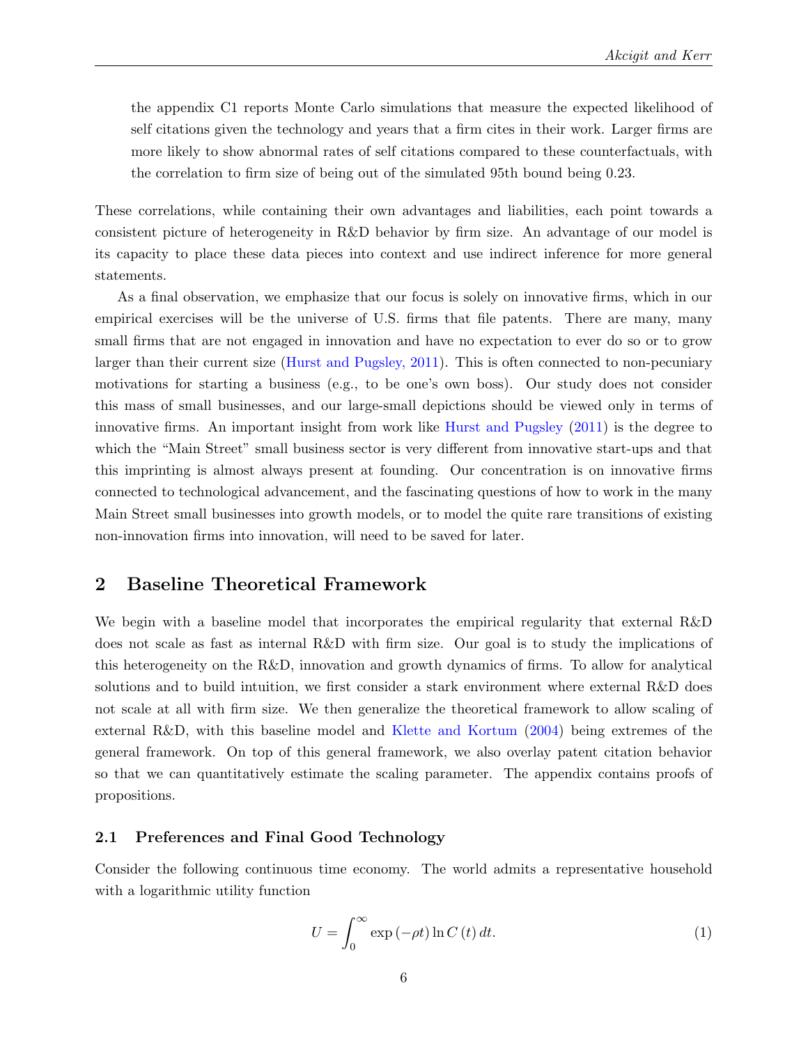the appendix C1 reports Monte Carlo simulations that measure the expected likelihood of self citations given the technology and years that a firm cites in their work. Larger firms are more likely to show abnormal rates of self citations compared to these counterfactuals, with the correlation to firm size of being out of the simulated 95th bound being 0.23.

These correlations, while containing their own advantages and liabilities, each point towards a consistent picture of heterogeneity in R&D behavior by firm size. An advantage of our model is its capacity to place these data pieces into context and use indirect inference for more general statements.

As a final observation, we emphasize that our focus is solely on innovative firms, which in our empirical exercises will be the universe of U.S. firms that file patents. There are many, many small firms that are not engaged in innovation and have no expectation to ever do so or to grow larger than their current size (Hurst and Pugsley, 2011). This is often connected to non-pecuniary motivations for starting a business (e.g., to be one's own boss). Our study does not consider this mass of small businesses, and our large-small depictions should be viewed only in terms of innovative firms. An important insight from work like Hurst and Pugsley (2011) is the degree to which the "Main Street" small business sector is very different from innovative start-ups and that this imprinting is almost always present at founding. Our concentration is on innovative firms connected to technological advancement, and the fascinating questions of how to work in the many Main Street small businesses into growth models, or to model the quite rare transitions of existing non-innovation firms into innovation, will need to be saved for later.

## 2 Baseline Theoretical Framework

We begin with a baseline model that incorporates the empirical regularity that external R&D does not scale as fast as internal R&D with firm size. Our goal is to study the implications of this heterogeneity on the R&D, innovation and growth dynamics of firms. To allow for analytical solutions and to build intuition, we first consider a stark environment where external R&D does not scale at all with firm size. We then generalize the theoretical framework to allow scaling of external R&D, with this baseline model and Klette and Kortum (2004) being extremes of the general framework. On top of this general framework, we also overlay patent citation behavior so that we can quantitatively estimate the scaling parameter. The appendix contains proofs of propositions.

### 2.1 Preferences and Final Good Technology

Consider the following continuous time economy. The world admits a representative household with a logarithmic utility function

$$U = \int_0^\infty \exp(-\rho t) \ln C(t)\, dt. \tag{1}$$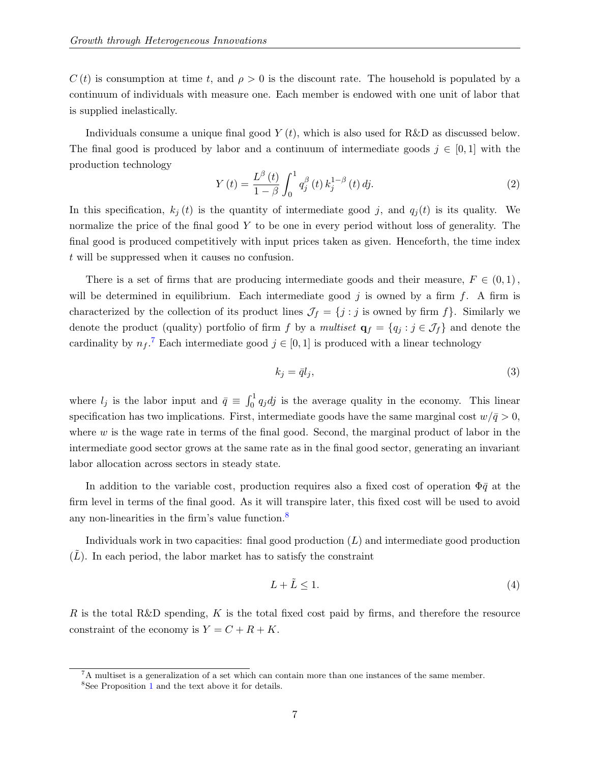$C(t)$ is consumption at time $t$, and $\rho > 0$ is the discount rate. The household is populated by a continuum of individuals with measure one. Each member is endowed with one unit of labor that is supplied inelastically.

Individuals consume a unique final good $Y(t)$, which is also used for R&D as discussed below. The final good is produced by labor and a continuum of intermediate goods $j \in [0,1]$ with the production technology

$$Y(t) = \frac{L^{\beta}(t)}{1-\beta} \int_0^1 q_j^{\beta}(t)\, k_j^{1-\beta}(t)\, dj. \tag{2}$$

In this specification, $k_j(t)$ is the quantity of intermediate good $j$, and $q_j(t)$ is its quality. We normalize the price of the final good $Y$ to be one in every period without loss of generality. The final good is produced competitively with input prices taken as given. Henceforth, the time index $t$ will be suppressed when it causes no confusion.

There is a set of firms that are producing intermediate goods and their measure, $F \in (0,1)$, will be determined in equilibrium. Each intermediate good $j$ is owned by a firm $f$. A firm is characterized by the collection of its product lines $\mathcal{J}_f = \{j : j \text{ is owned by firm } f\}$. Similarly we denote the product (quality) portfolio of firm $f$ by a *multiset* $\mathbf{q}_f = \{q_j : j \in \mathcal{J}_f\}$ and denote the cardinality by $n_f$.[7] Each intermediate good $j \in [0,1]$ is produced with a linear technology

$$k_j = \bar{q} l_j, \tag{3}$$

where $l_j$ is the labor input and $\bar{q} \equiv \int_0^1 q_j dj$ is the average quality in the economy. This linear specification has two implications. First, intermediate goods have the same marginal cost $w/\bar{q} > 0$, where $w$ is the wage rate in terms of the final good. Second, the marginal product of labor in the intermediate good sector grows at the same rate as in the final good sector, generating an invariant labor allocation across sectors in steady state.

In addition to the variable cost, production requires also a fixed cost of operation $\Phi\bar{q}$ at the firm level in terms of the final good. As it will transpire later, this fixed cost will be used to avoid any non-linearities in the firm's value function.[8]

Individuals work in two capacities: final good production $(L)$ and intermediate good production $(\tilde{L})$. In each period, the labor market has to satisfy the constraint

$$L + \tilde{L} \leq 1. \tag{4}$$

$R$ is the total R&D spending, $K$ is the total fixed cost paid by firms, and therefore the resource constraint of the economy is $Y = C + R + K$.

[7] A multiset is a generalization of a set which can contain more than one instances of the same member.

[8] See Proposition 1 and the text above it for details.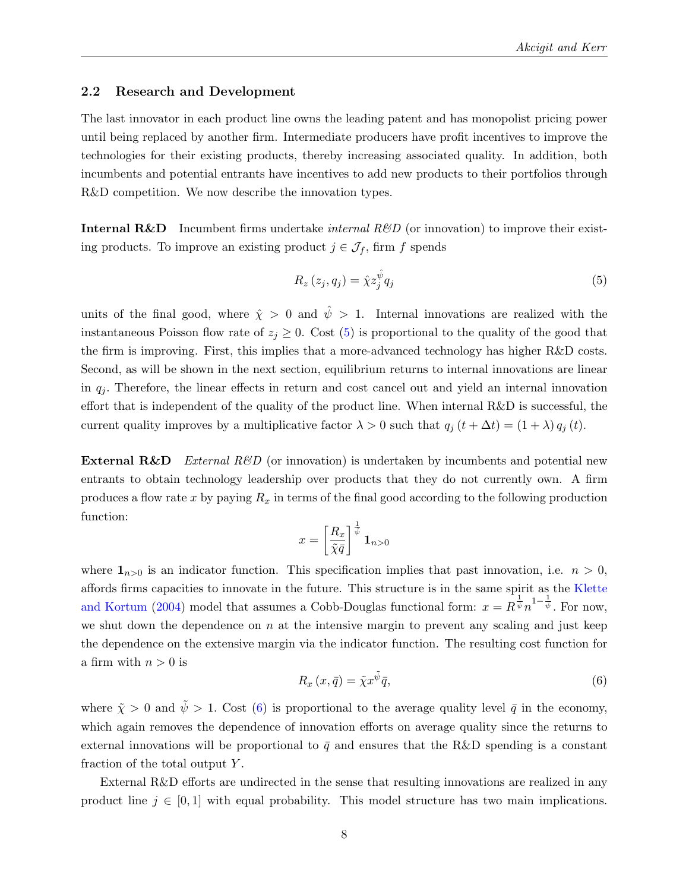## 2.2 Research and Development

The last innovator in each product line owns the leading patent and has monopolist pricing power until being replaced by another firm. Intermediate producers have profit incentives to improve the technologies for their existing products, thereby increasing associated quality. In addition, both incumbents and potential entrants have incentives to add new products to their portfolios through R&D competition. We now describe the innovation types.

**Internal R&D** Incumbent firms undertake *internal R&D* (or innovation) to improve their existing products. To improve an existing product $j \in \mathcal{J}_f$, firm $f$ spends

$$R_z(z_j, q_j) = \hat{\chi} z_j^{\hat{\psi}} q_j \tag{5}$$

units of the final good, where $\hat{\chi} > 0$ and $\hat{\psi} > 1$. Internal innovations are realized with the instantaneous Poisson flow rate of $z_j \geq 0$. Cost (5) is proportional to the quality of the good that the firm is improving. First, this implies that a more-advanced technology has higher R&D costs. Second, as will be shown in the next section, equilibrium returns to internal innovations are linear in $q_j$. Therefore, the linear effects in return and cost cancel out and yield an internal innovation effort that is independent of the quality of the product line. When internal R&D is successful, the current quality improves by a multiplicative factor $\lambda > 0$ such that $q_j(t + \Delta t) = (1 + \lambda) q_j(t)$.

**External R&D** *External R&D* (or innovation) is undertaken by incumbents and potential new entrants to obtain technology leadership over products that they do not currently own. A firm produces a flow rate $x$ by paying $R_x$ in terms of the final good according to the following production function:

$$x = \left[\frac{R_x}{\tilde{\chi}\bar{q}}\right]^{\frac{1}{\tilde{\psi}}} \mathbf{1}_{n>0}$$

where $\mathbf{1}_{n>0}$ is an indicator function. This specification implies that past innovation, i.e. $n > 0$, affords firms capacities to innovate in the future. This structure is in the same spirit as the Klette and Kortum (2004) model that assumes a Cobb-Douglas functional form: $x = R^{\frac{1}{\psi}} n^{1-\frac{1}{\psi}}$. For now, we shut down the dependence on $n$ at the intensive margin to prevent any scaling and just keep the dependence on the extensive margin via the indicator function. The resulting cost function for a firm with $n > 0$ is

$$R_x(x, \bar{q}) = \tilde{\chi} x^{\tilde{\psi}} \bar{q}, \tag{6}$$

where $\tilde{\chi} > 0$ and $\tilde{\psi} > 1$. Cost (6) is proportional to the average quality level $\bar{q}$ in the economy, which again removes the dependence of innovation efforts on average quality since the returns to external innovations will be proportional to $\bar{q}$ and ensures that the R&D spending is a constant fraction of the total output $Y$.

External R&D efforts are undirected in the sense that resulting innovations are realized in any product line $j \in [0, 1]$ with equal probability. This model structure has two main implications.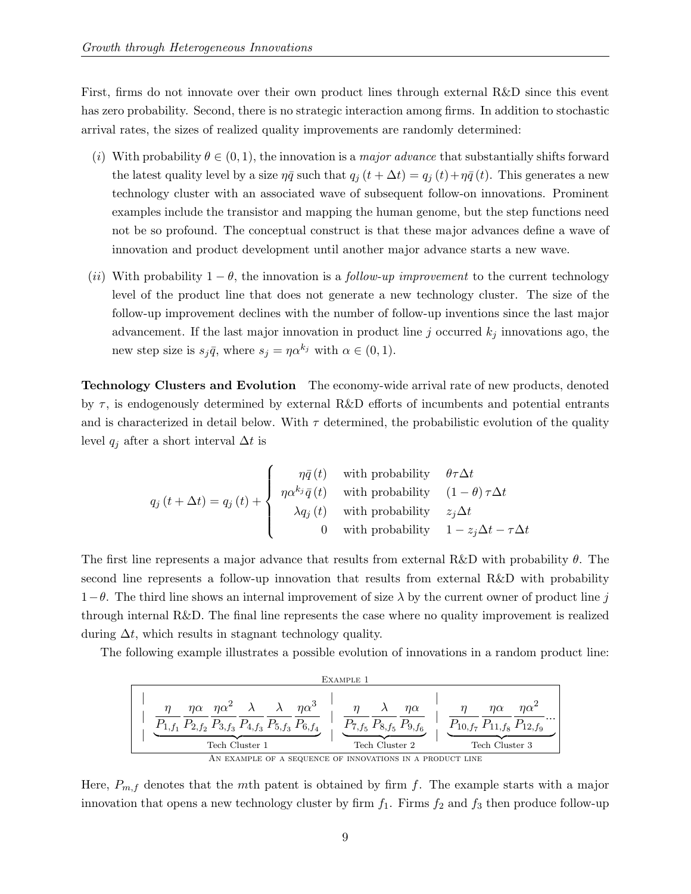First, firms do not innovate over their own product lines through external R&D since this event has zero probability. Second, there is no strategic interaction among firms. In addition to stochastic arrival rates, the sizes of realized quality improvements are randomly determined:

(*i*) With probability $\theta \in (0,1)$, the innovation is a *major advance* that substantially shifts forward the latest quality level by a size $\eta\bar{q}$ such that $q_j(t+\Delta t) = q_j(t) + \eta\bar{q}(t)$. This generates a new technology cluster with an associated wave of subsequent follow-on innovations. Prominent examples include the transistor and mapping the human genome, but the step functions need not be so profound. The conceptual construct is that these major advances define a wave of innovation and product development until another major advance starts a new wave.

(*ii*) With probability $1-\theta$, the innovation is a *follow-up improvement* to the current technology level of the product line that does not generate a new technology cluster. The size of the follow-up improvement declines with the number of follow-up inventions since the last major advancement. If the last major innovation in product line $j$ occurred $k_j$ innovations ago, the new step size is $s_j\bar{q}$, where $s_j = \eta\alpha^{k_j}$ with $\alpha \in (0,1)$.

**Technology Clusters and Evolution** The economy-wide arrival rate of new products, denoted by $\tau$, is endogenously determined by external R&D efforts of incumbents and potential entrants and is characterized in detail below. With $\tau$ determined, the probabilistic evolution of the quality level $q_j$ after a short interval $\Delta t$ is

$$
q_j(t+\Delta t) = q_j(t) + \begin{cases} \eta\bar{q}(t) & \text{with probability} \quad \theta\tau\Delta t \\ \eta\alpha^{k_j}\bar{q}(t) & \text{with probability} \quad (1-\theta)\tau\Delta t \\ \lambda q_j(t) & \text{with probability} \quad z_j\Delta t \\ 0 & \text{with probability} \quad 1 - z_j\Delta t - \tau\Delta t \end{cases}
$$

The first line represents a major advance that results from external R&D with probability $\theta$. The second line represents a follow-up innovation that results from external R&D with probability $1-\theta$. The third line shows an internal improvement of size $\lambda$ by the current owner of product line $j$ through internal R&D. The final line represents the case where no quality improvement is realized during $\Delta t$, which results in stagnant technology quality.

The following example illustrates a possible evolution of innovations in a random product line:

EXAMPLE 1

$$
\Big|\; \underbrace{\frac{\eta}{P_{1,f_1}}\,\frac{\eta\alpha}{P_{2,f_2}}\,\frac{\eta\alpha^2}{P_{3,f_3}}\,\frac{\lambda}{P_{4,f_3}}\,\frac{\lambda}{P_{5,f_3}}\,\frac{\eta\alpha^3}{P_{6,f_4}}}_{\text{Tech Cluster 1}} \;\Big|\; \underbrace{\frac{\eta}{P_{7,f_5}}\,\frac{\lambda}{P_{8,f_5}}\,\frac{\eta\alpha}{P_{9,f_6}}}_{\text{Tech Cluster 2}} \;\Big|\; \underbrace{\frac{\eta}{P_{10,f_7}}\,\frac{\eta\alpha}{P_{11,f_8}}\,\frac{\eta\alpha^2}{P_{12,f_9}}\ldots}_{\text{Tech Cluster 3}}
$$

AN EXAMPLE OF A SEQUENCE OF INNOVATIONS IN A PRODUCT LINE

Here, $P_{m,f}$ denotes that the $m$th patent is obtained by firm $f$. The example starts with a major innovation that opens a new technology cluster by firm $f_1$. Firms $f_2$ and $f_3$ then produce follow-up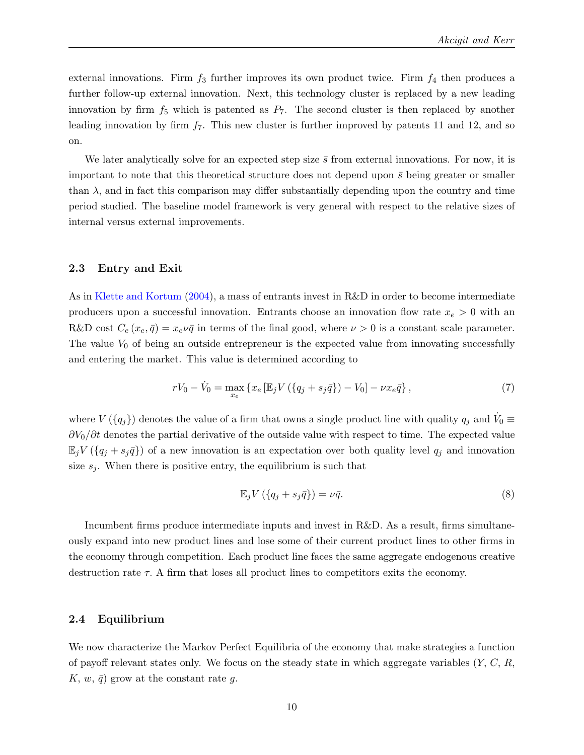external innovations. Firm $f_3$ further improves its own product twice. Firm $f_4$ then produces a further follow-up external innovation. Next, this technology cluster is replaced by a new leading innovation by firm $f_5$ which is patented as $P_7$. The second cluster is then replaced by another leading innovation by firm $f_7$. This new cluster is further improved by patents 11 and 12, and so on.

We later analytically solve for an expected step size $\bar{s}$ from external innovations. For now, it is important to note that this theoretical structure does not depend upon $\bar{s}$ being greater or smaller than $\lambda$, and in fact this comparison may differ substantially depending upon the country and time period studied. The baseline model framework is very general with respect to the relative sizes of internal versus external improvements.

### 2.3 Entry and Exit

As in Klette and Kortum (2004), a mass of entrants invest in R&D in order to become intermediate producers upon a successful innovation. Entrants choose an innovation flow rate $x_e > 0$ with an R&D cost $C_e(x_e, \bar{q}) = x_e \nu \bar{q}$ in terms of the final good, where $\nu > 0$ is a constant scale parameter. The value $V_0$ of being an outside entrepreneur is the expected value from innovating successfully and entering the market. This value is determined according to

$$rV_0 - \dot{V}_0 = \max_{x_e} \left\{ x_e \left[ \mathbb{E}_j V\left(\{q_j + s_j \bar{q}\}\right) - V_0 \right] - \nu x_e \bar{q} \right\}, \tag{7}$$

where $V(\{q_j\})$ denotes the value of a firm that owns a single product line with quality $q_j$ and $\dot{V}_0 \equiv \partial V_0 / \partial t$ denotes the partial derivative of the outside value with respect to time. The expected value $\mathbb{E}_j V(\{q_j + s_j \bar{q}\})$ of a new innovation is an expectation over both quality level $q_j$ and innovation size $s_j$. When there is positive entry, the equilibrium is such that

$$\mathbb{E}_j V\left(\{q_j + s_j \bar{q}\}\right) = \nu \bar{q}. \tag{8}$$

Incumbent firms produce intermediate inputs and invest in R&D. As a result, firms simultaneously expand into new product lines and lose some of their current product lines to other firms in the economy through competition. Each product line faces the same aggregate endogenous creative destruction rate $\tau$. A firm that loses all product lines to competitors exits the economy.

### 2.4 Equilibrium

We now characterize the Markov Perfect Equilibria of the economy that make strategies a function of payoff relevant states only. We focus on the steady state in which aggregate variables ($Y$, $C$, $R$, $K$, $w$, $\bar{q}$) grow at the constant rate $g$.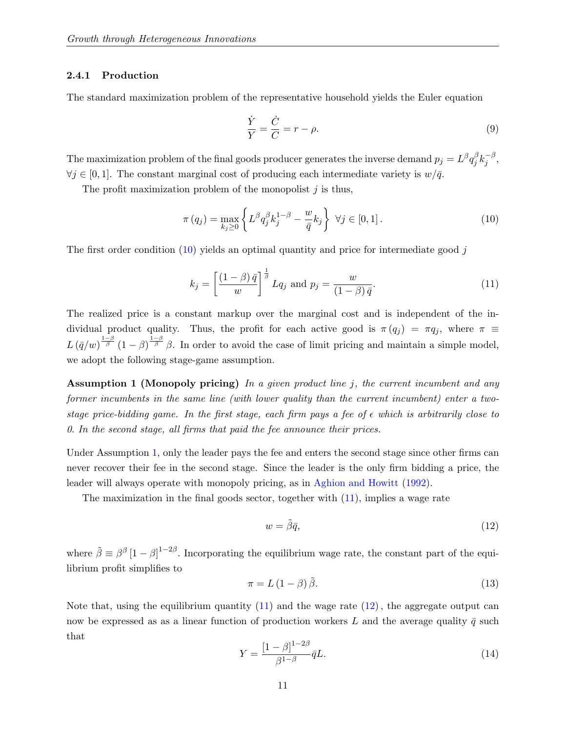### 2.4.1 Production

The standard maximization problem of the representative household yields the Euler equation

$$\frac{\dot{Y}}{Y} = \frac{\dot{C}}{C} = r - \rho. \tag{9}$$

The maximization problem of the final goods producer generates the inverse demand $p_j = L^{\beta} q_j^{\beta} k_j^{-\beta}$, $\forall j \in [0, 1]$. The constant marginal cost of producing each intermediate variety is $w/\bar{q}$.

The profit maximization problem of the monopolist $j$ is thus,

$$\pi(q_j) = \max_{k_j \geq 0} \left\{ L^{\beta} q_j^{\beta} k_j^{1-\beta} - \frac{w}{\bar{q}} k_j \right\} \ \forall j \in [0, 1]. \tag{10}$$

The first order condition (10) yields an optimal quantity and price for intermediate good $j$

$$k_j = \left[ \frac{(1-\beta)\bar{q}}{w} \right]^{\frac{1}{\beta}} L q_j \text{ and } p_j = \frac{w}{(1-\beta)\bar{q}}. \tag{11}$$

The realized price is a constant markup over the marginal cost and is independent of the individual product quality. Thus, the profit for each active good is $\pi(q_j) = \pi q_j$, where $\pi \equiv L(\bar{q}/w)^{\frac{1-\beta}{\beta}} (1-\beta)^{\frac{1-\beta}{\beta}} \beta$. In order to avoid the case of limit pricing and maintain a simple model, we adopt the following stage-game assumption.

**Assumption 1 (Monopoly pricing)** *In a given product line $j$, the current incumbent and any former incumbents in the same line (with lower quality than the current incumbent) enter a two-stage price-bidding game. In the first stage, each firm pays a fee of $\epsilon$ which is arbitrarily close to 0. In the second stage, all firms that paid the fee announce their prices.*

Under Assumption 1, only the leader pays the fee and enters the second stage since other firms can never recover their fee in the second stage. Since the leader is the only firm bidding a price, the leader will always operate with monopoly pricing, as in Aghion and Howitt (1992).

The maximization in the final goods sector, together with (11), implies a wage rate

$$w = \tilde{\beta} \bar{q}, \tag{12}$$

where $\tilde{\beta} \equiv \beta^{\beta} [1-\beta]^{1-2\beta}$. Incorporating the equilibrium wage rate, the constant part of the equilibrium profit simplifies to

$$\pi = L(1-\beta)\tilde{\beta}. \tag{13}$$

Note that, using the equilibrium quantity (11) and the wage rate (12), the aggregate output can now be expressed as as a linear function of production workers $L$ and the average quality $\bar{q}$ such that

$$Y = \frac{[1-\beta]^{1-2\beta}}{\beta^{1-\beta}} \bar{q} L. \tag{14}$$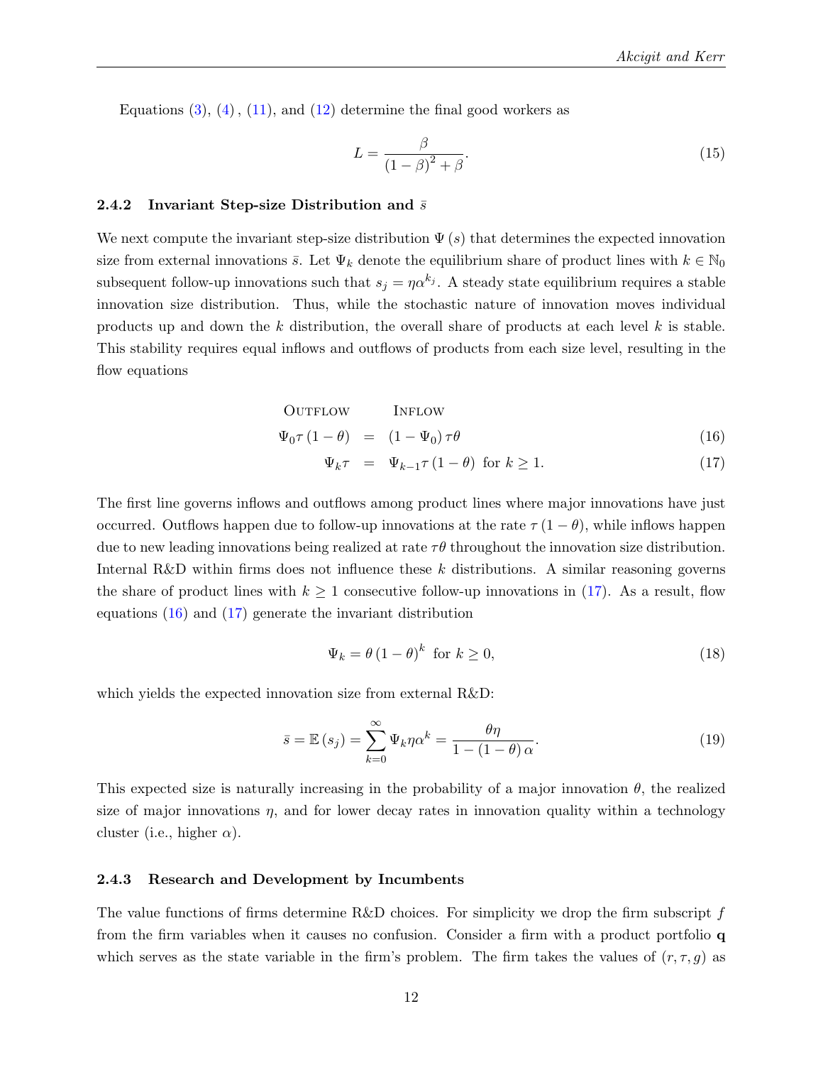Equations (3), (4), (11), and (12) determine the final good workers as

$$L = \frac{\beta}{(1-\beta)^2 + \beta}. \tag{15}$$

### 2.4.2 Invariant Step-size Distribution and $\bar{s}$

We next compute the invariant step-size distribution $\Psi(s)$ that determines the expected innovation size from external innovations $\bar{s}$. Let $\Psi_k$ denote the equilibrium share of product lines with $k \in \mathbb{N}_0$ subsequent follow-up innovations such that $s_j = \eta\alpha^{k_j}$. A steady state equilibrium requires a stable innovation size distribution. Thus, while the stochastic nature of innovation moves individual products up and down the $k$ distribution, the overall share of products at each level $k$ is stable. This stability requires equal inflows and outflows of products from each size level, resulting in the flow equations

$$\begin{aligned} &\text{Outflow} && \text{Inflow} \\ \Psi_0 \tau (1-\theta) &= (1-\Psi_0)\,\tau\theta && (16) \\ \Psi_k \tau &= \Psi_{k-1}\tau(1-\theta) \text{ for } k \geq 1. && (17) \end{aligned}$$

The first line governs inflows and outflows among product lines where major innovations have just occurred. Outflows happen due to follow-up innovations at the rate $\tau(1-\theta)$, while inflows happen due to new leading innovations being realized at rate $\tau\theta$ throughout the innovation size distribution. Internal R&D within firms does not influence these $k$ distributions. A similar reasoning governs the share of product lines with $k \geq 1$ consecutive follow-up innovations in (17). As a result, flow equations (16) and (17) generate the invariant distribution

$$\Psi_k = \theta(1-\theta)^k \text{ for } k \geq 0, \tag{18}$$

which yields the expected innovation size from external R&D:

$$\bar{s} = \mathbb{E}(s_j) = \sum_{k=0}^{\infty} \Psi_k \eta \alpha^k = \frac{\theta\eta}{1-(1-\theta)\alpha}. \tag{19}$$

This expected size is naturally increasing in the probability of a major innovation $\theta$, the realized size of major innovations $\eta$, and for lower decay rates in innovation quality within a technology cluster (i.e., higher $\alpha$).

### 2.4.3 Research and Development by Incumbents

The value functions of firms determine R&D choices. For simplicity we drop the firm subscript $f$ from the firm variables when it causes no confusion. Consider a firm with a product portfolio $\mathbf{q}$ which serves as the state variable in the firm's problem. The firm takes the values of $(r, \tau, g)$ as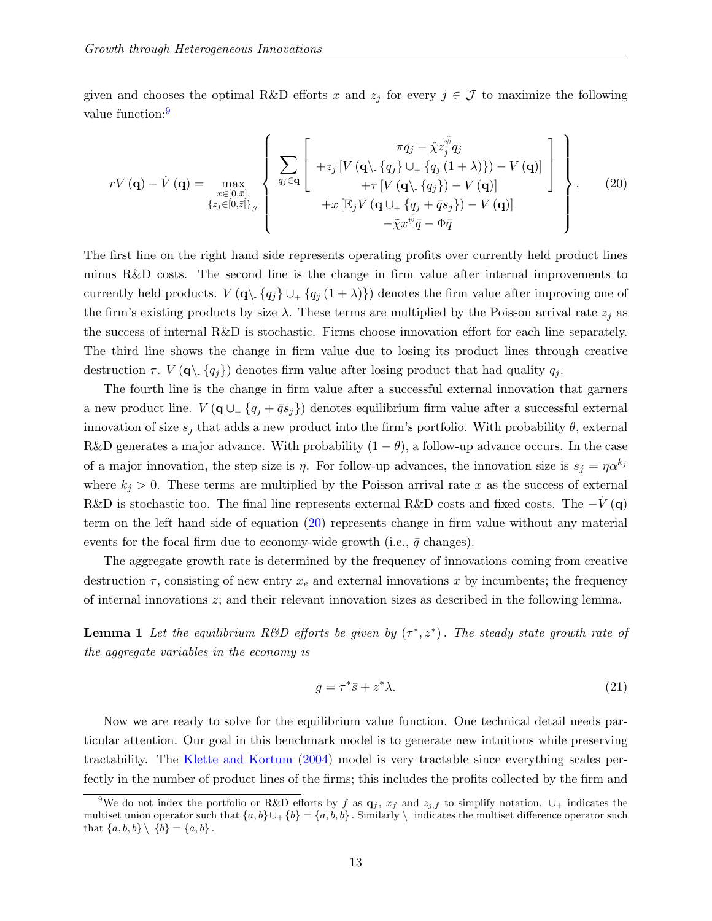given and chooses the optimal R&D efforts $x$ and $z_j$ for every $j \in \mathcal{J}$ to maximize the following value function:[9]

$$
rV(\mathbf{q}) - \dot{V}(\mathbf{q}) = \max_{\substack{x \in [0,\bar{x}], \\ \{z_j \in [0,\bar{z}]\}_{\mathcal{J}}}} \left\{ \begin{array}{c} \sum_{q_j \in \mathbf{q}} \left[ \begin{array}{c} \pi q_j - \hat{\chi} z_j^{\hat{\psi}} q_j \\ + z_j \left[ V\left(\mathbf{q} \setminus_{-} \{q_j\} \cup_{+} \{q_j (1+\lambda)\}\right) - V(\mathbf{q}) \right] \\ + \tau \left[ V\left(\mathbf{q} \setminus_{-} \{q_j\}\right) - V(\mathbf{q}) \right] \end{array} \right] \\ + x \left[ \mathbb{E}_j V\left(\mathbf{q} \cup_{+} \{q_j + \bar{q} s_j\}\right) - V(\mathbf{q}) \right] \\ - \tilde{\chi} x^{\tilde{\psi}} \bar{q} - \Phi \bar{q} \end{array} \right\}. \tag{20}
$$

The first line on the right hand side represents operating profits over currently held product lines minus R&D costs. The second line is the change in firm value after internal improvements to currently held products. $V\left(\mathbf{q} \setminus_{-} \{q_j\} \cup_{+} \{q_j (1+\lambda)\}\right)$ denotes the firm value after improving one of the firm's existing products by size $\lambda$. These terms are multiplied by the Poisson arrival rate $z_j$ as the success of internal R&D is stochastic. Firms choose innovation effort for each line separately. The third line shows the change in firm value due to losing its product lines through creative destruction $\tau$. $V\left(\mathbf{q} \setminus_{-} \{q_j\}\right)$ denotes firm value after losing product that had quality $q_j$.

The fourth line is the change in firm value after a successful external innovation that garners a new product line. $V\left(\mathbf{q} \cup_{+} \{q_j + \bar{q} s_j\}\right)$ denotes equilibrium firm value after a successful external innovation of size $s_j$ that adds a new product into the firm's portfolio. With probability $\theta$, external R&D generates a major advance. With probability $(1-\theta)$, a follow-up advance occurs. In the case of a major innovation, the step size is $\eta$. For follow-up advances, the innovation size is $s_j = \eta \alpha^{k_j}$ where $k_j > 0$. These terms are multiplied by the Poisson arrival rate $x$ as the success of external R&D is stochastic too. The final line represents external R&D costs and fixed costs. The $-\dot{V}(\mathbf{q})$ term on the left hand side of equation (20) represents change in firm value without any material events for the focal firm due to economy-wide growth (i.e., $\bar{q}$ changes).

The aggregate growth rate is determined by the frequency of innovations coming from creative destruction $\tau$, consisting of new entry $x_e$ and external innovations $x$ by incumbents; the frequency of internal innovations $z$; and their relevant innovation sizes as described in the following lemma.

**Lemma 1** *Let the equilibrium R&D efforts be given by* $(\tau^*, z^*)$. *The steady state growth rate of the aggregate variables in the economy is*

$$
g = \tau^* \bar{s} + z^* \lambda. \tag{21}
$$

Now we are ready to solve for the equilibrium value function. One technical detail needs particular attention. Our goal in this benchmark model is to generate new intuitions while preserving tractability. The Klette and Kortum (2004) model is very tractable since everything scales perfectly in the number of product lines of the firms; this includes the profits collected by the firm and

[9] We do not index the portfolio or R&D efforts by $f$ as $\mathbf{q}_f$, $x_f$ and $z_{j,f}$ to simplify notation. $\cup_{+}$ indicates the multiset union operator such that $\{a,b\} \cup_{+} \{b\} = \{a,b,b\}$. Similarly $\setminus_{-}$ indicates the multiset difference operator such that $\{a,b,b\} \setminus_{-} \{b\} = \{a,b\}$.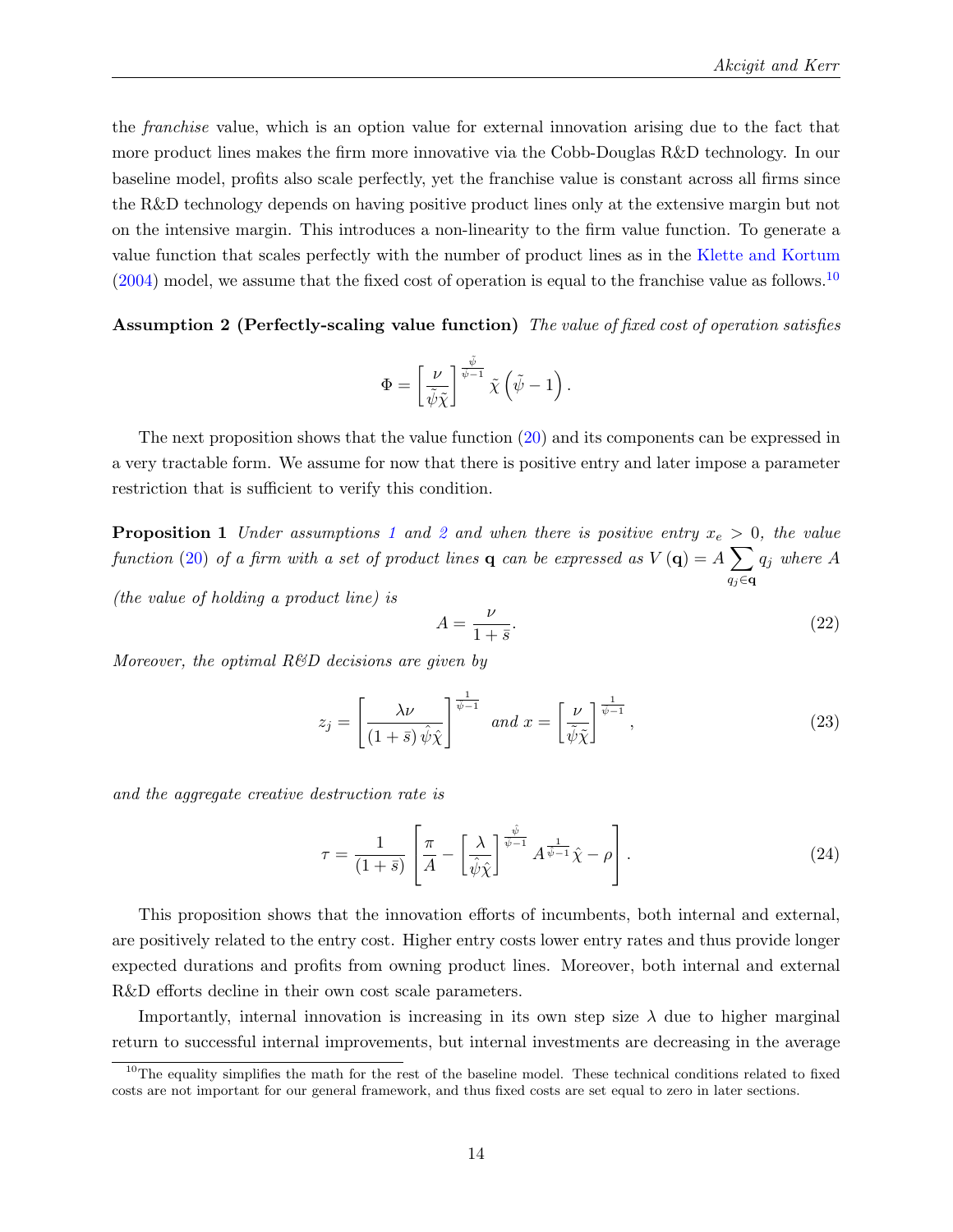the *franchise* value, which is an option value for external innovation arising due to the fact that more product lines makes the firm more innovative via the Cobb-Douglas R&D technology. In our baseline model, profits also scale perfectly, yet the franchise value is constant across all firms since the R&D technology depends on having positive product lines only at the extensive margin but not on the intensive margin. This introduces a non-linearity to the firm value function. To generate a value function that scales perfectly with the number of product lines as in the Klette and Kortum (2004) model, we assume that the fixed cost of operation is equal to the franchise value as follows.[10]

**Assumption 2 (Perfectly-scaling value function)** *The value of fixed cost of operation satisfies*

$$\Phi = \left[\frac{\nu}{\tilde{\psi}\tilde{\chi}}\right]^{\frac{\tilde{\psi}}{\tilde{\psi}-1}} \tilde{\chi}\left(\tilde{\psi}-1\right).$$

The next proposition shows that the value function (20) and its components can be expressed in a very tractable form. We assume for now that there is positive entry and later impose a parameter restriction that is sufficient to verify this condition.

**Proposition 1** *Under assumptions 1 and 2 and when there is positive entry $x_e > 0$, the value function (20) of a firm with a set of product lines $\mathbf{q}$ can be expressed as $V(\mathbf{q}) = A \sum_{q_j \in \mathbf{q}} q_j$ where $A$ (the value of holding a product line) is*

$$A = \frac{\nu}{1+\bar{s}}. \tag{22}$$

*Moreover, the optimal R&D decisions are given by*

$$z_j = \left[\frac{\lambda \nu}{(1+\bar{s})\,\hat{\psi}\hat{\chi}}\right]^{\frac{1}{\hat{\psi}-1}} \text{ and } x = \left[\frac{\nu}{\tilde{\psi}\tilde{\chi}}\right]^{\frac{1}{\tilde{\psi}-1}}, \tag{23}$$

*and the aggregate creative destruction rate is*

$$\tau = \frac{1}{(1+\bar{s})}\left[\frac{\pi}{A} - \left[\frac{\lambda}{\hat{\psi}\hat{\chi}}\right]^{\frac{\hat{\psi}}{\hat{\psi}-1}} A^{\frac{1}{\hat{\psi}-1}} \hat{\chi} - \rho\right]. \tag{24}$$

This proposition shows that the innovation efforts of incumbents, both internal and external, are positively related to the entry cost. Higher entry costs lower entry rates and thus provide longer expected durations and profits from owning product lines. Moreover, both internal and external R&D efforts decline in their own cost scale parameters.

Importantly, internal innovation is increasing in its own step size $\lambda$ due to higher marginal return to successful internal improvements, but internal investments are decreasing in the average

---

[10] The equality simplifies the math for the rest of the baseline model. These technical conditions related to fixed costs are not important for our general framework, and thus fixed costs are set equal to zero in later sections.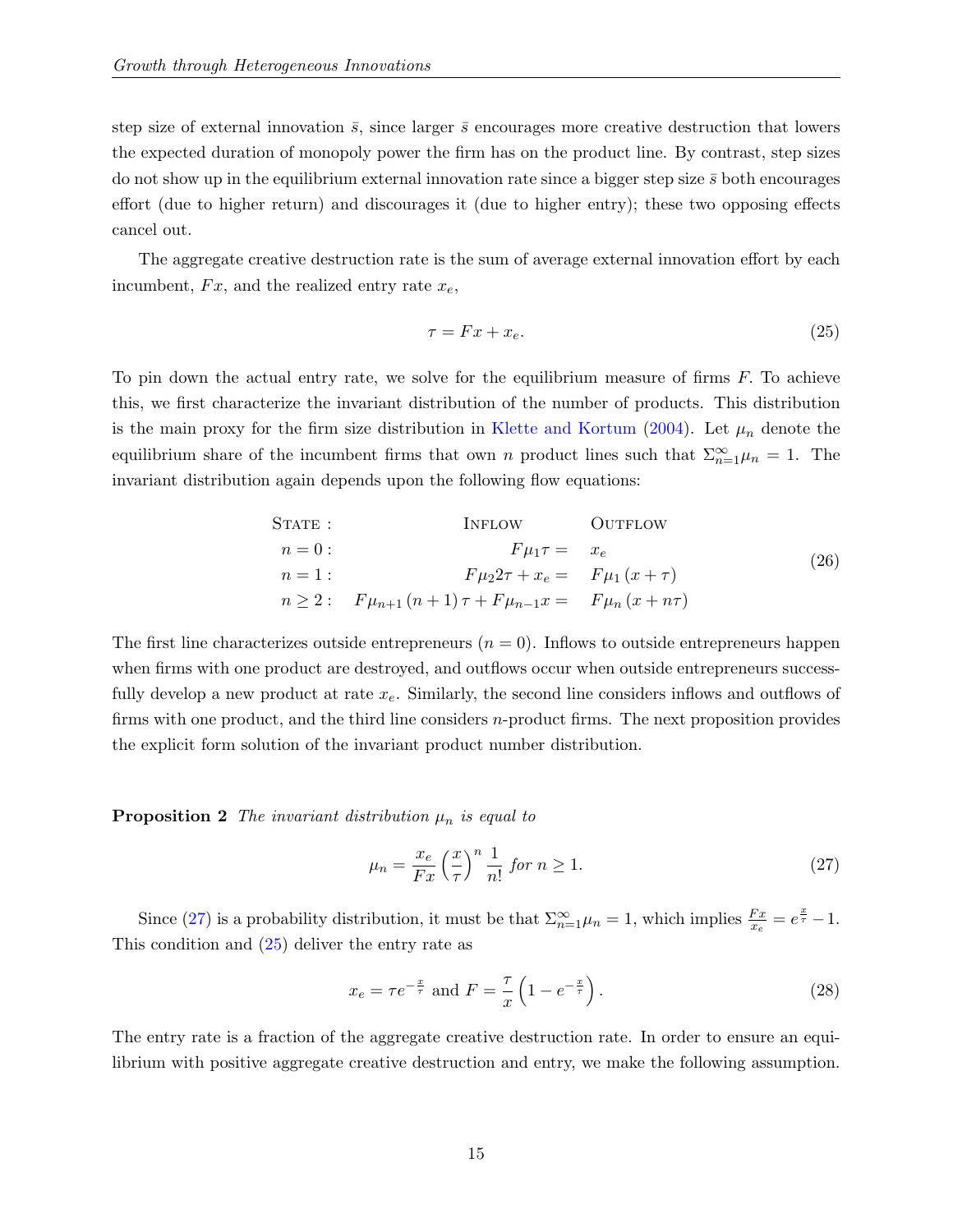step size of external innovation $\bar{s}$, since larger $\bar{s}$ encourages more creative destruction that lowers the expected duration of monopoly power the firm has on the product line. By contrast, step sizes do not show up in the equilibrium external innovation rate since a bigger step size $\bar{s}$ both encourages effort (due to higher return) and discourages it (due to higher entry); these two opposing effects cancel out.

The aggregate creative destruction rate is the sum of average external innovation effort by each incumbent, $Fx$, and the realized entry rate $x_e$,

$$\tau = Fx + x_e. \tag{25}$$

To pin down the actual entry rate, we solve for the equilibrium measure of firms $F$. To achieve this, we first characterize the invariant distribution of the number of products. This distribution is the main proxy for the firm size distribution in Klette and Kortum (2004). Let $\mu_n$ denote the equilibrium share of the incumbent firms that own $n$ product lines such that $\Sigma_{n=1}^{\infty}\mu_n = 1$. The invariant distribution again depends upon the following flow equations:

$$\begin{array}{lrl} \text{STATE}: & \text{INFLOW} & \text{OUTFLOW} \\ n=0: & F\mu_1\tau = & x_e \\ n=1: & F\mu_2 2\tau + x_e = & F\mu_1(x+\tau) \\ n\geq 2: & F\mu_{n+1}(n+1)\tau + F\mu_{n-1}x = & F\mu_n(x+n\tau) \end{array} \tag{26}$$

The first line characterizes outside entrepreneurs ($n = 0$). Inflows to outside entrepreneurs happen when firms with one product are destroyed, and outflows occur when outside entrepreneurs successfully develop a new product at rate $x_e$. Similarly, the second line considers inflows and outflows of firms with one product, and the third line considers $n$-product firms. The next proposition provides the explicit form solution of the invariant product number distribution.

**Proposition 2** *The invariant distribution $\mu_n$ is equal to*

$$\mu_n = \frac{x_e}{Fx}\left(\frac{x}{\tau}\right)^n \frac{1}{n!} \text{ for } n \geq 1. \tag{27}$$

Since (27) is a probability distribution, it must be that $\Sigma_{n=1}^{\infty}\mu_n = 1$, which implies $\frac{Fx}{x_e} = e^{\frac{x}{\tau}} - 1$. This condition and (25) deliver the entry rate as

$$x_e = \tau e^{-\frac{x}{\tau}} \text{ and } F = \frac{\tau}{x}\left(1 - e^{-\frac{x}{\tau}}\right). \tag{28}$$

The entry rate is a fraction of the aggregate creative destruction rate. In order to ensure an equilibrium with positive aggregate creative destruction and entry, we make the following assumption.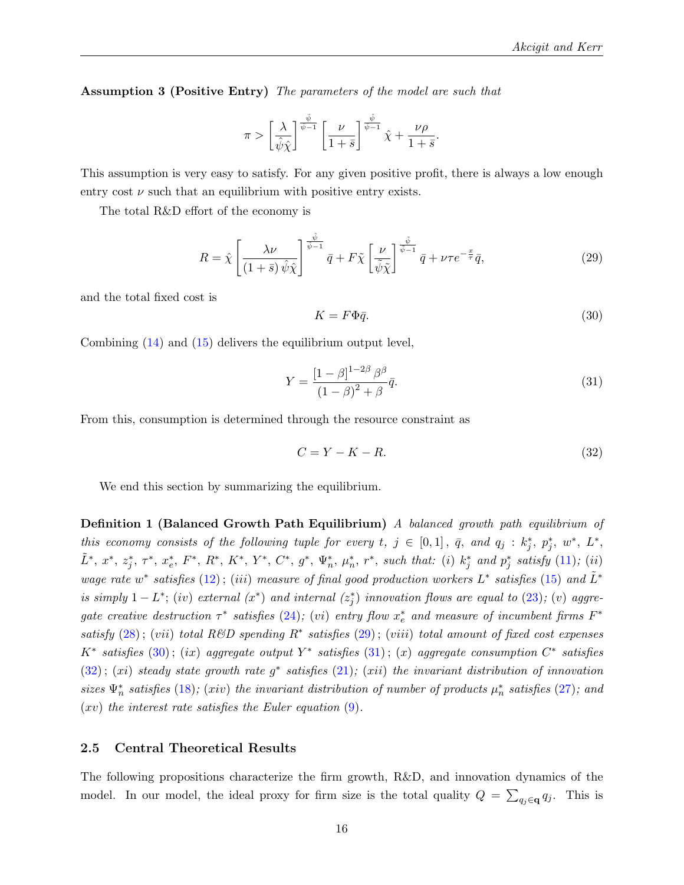**Assumption 3 (Positive Entry)** *The parameters of the model are such that*

$$\pi > \left[\frac{\lambda}{\hat{\psi}\hat{\chi}}\right]^{\frac{\hat{\psi}}{\hat{\psi}-1}} \left[\frac{\nu}{1+\bar{s}}\right]^{\frac{\hat{\psi}}{\hat{\psi}-1}} \hat{\chi} + \frac{\nu\rho}{1+\bar{s}}.$$

This assumption is very easy to satisfy. For any given positive profit, there is always a low enough entry cost $\nu$ such that an equilibrium with positive entry exists.

The total R&D effort of the economy is

$$R = \hat{\chi}\left[\frac{\lambda\nu}{(1+\bar{s})\,\hat{\psi}\hat{\chi}}\right]^{\frac{\hat{\psi}}{\hat{\psi}-1}} \bar{q} + F\tilde{\chi}\left[\frac{\nu}{\tilde{\psi}\tilde{\chi}}\right]^{\frac{\tilde{\psi}}{\tilde{\psi}-1}} \bar{q} + \nu\tau e^{-\frac{x}{\tau}}\bar{q}, \tag{29}$$

and the total fixed cost is

$$K = F\Phi\bar{q}. \tag{30}$$

Combining (14) and (15) delivers the equilibrium output level,

$$Y = \frac{[1-\beta]^{1-2\beta}\beta^{\beta}}{(1-\beta)^2+\beta}\bar{q}. \tag{31}$$

From this, consumption is determined through the resource constraint as

$$C = Y - K - R. \tag{32}$$

We end this section by summarizing the equilibrium.

**Definition 1 (Balanced Growth Path Equilibrium)** *A balanced growth path equilibrium of this economy consists of the following tuple for every $t$, $j \in [0,1]$, $\bar{q}$, and $q_j$ : $k_j^*$, $p_j^*$, $w^*$, $L^*$, $\tilde{L}^*$, $x^*$, $z_j^*$, $\tau^*$, $x_e^*$, $F^*$, $R^*$, $K^*$, $Y^*$, $C^*$, $g^*$, $\Psi_n^*$, $\mu_n^*$, $r^*$, such that: (i) $k_j^*$ and $p_j^*$ satisfy (11); (ii) wage rate $w^*$ satisfies (12); (iii) measure of final good production workers $L^*$ satisfies (15) and $\tilde{L}^*$ is simply $1-L^*$; (iv) external ($x^*$) and internal ($z_j^*$) innovation flows are equal to (23); (v) aggregate creative destruction $\tau^*$ satisfies (24); (vi) entry flow $x_e^*$ and measure of incumbent firms $F^*$ satisfy (28); (vii) total R&D spending $R^*$ satisfies (29); (viii) total amount of fixed cost expenses $K^*$ satisfies (30); (ix) aggregate output $Y^*$ satisfies (31); (x) aggregate consumption $C^*$ satisfies (32); (xi) steady state growth rate $g^*$ satisfies (21); (xii) the invariant distribution of innovation sizes $\Psi_n^*$ satisfies (18); (xiv) the invariant distribution of number of products $\mu_n^*$ satisfies (27); and (xv) the interest rate satisfies the Euler equation (9).*

### 2.5 Central Theoretical Results

The following propositions characterize the firm growth, R&D, and innovation dynamics of the model. In our model, the ideal proxy for firm size is the total quality $Q = \sum_{q_j \in \mathbf{q}} q_j$. This is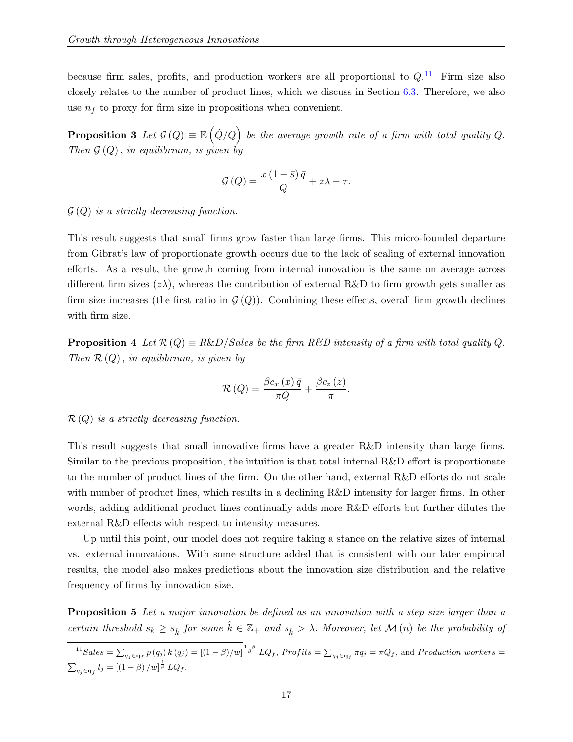because firm sales, profits, and production workers are all proportional to $Q$.[11] Firm size also closely relates to the number of product lines, which we discuss in Section 6.3. Therefore, we also use $n_f$ to proxy for firm size in propositions when convenient.

**Proposition 3** *Let $\mathcal{G}(Q) \equiv \mathbb{E}\left(\dot{Q}/Q\right)$ be the average growth rate of a firm with total quality $Q$. Then $\mathcal{G}(Q)$, in equilibrium, is given by*

$$\mathcal{G}(Q) = \frac{x(1+\bar{s})\,\bar{q}}{Q} + z\lambda - \tau.$$

*$\mathcal{G}(Q)$ is a strictly decreasing function.*

This result suggests that small firms grow faster than large firms. This micro-founded departure from Gibrat's law of proportionate growth occurs due to the lack of scaling of external innovation efforts. As a result, the growth coming from internal innovation is the same on average across different firm sizes ($z\lambda$), whereas the contribution of external R&D to firm growth gets smaller as firm size increases (the first ratio in $\mathcal{G}(Q)$). Combining these effects, overall firm growth declines with firm size.

**Proposition 4** *Let $\mathcal{R}(Q) \equiv R\&D/Sales$ be the firm R&D intensity of a firm with total quality $Q$. Then $\mathcal{R}(Q)$, in equilibrium, is given by*

$$\mathcal{R}(Q) = \frac{\beta c_x(x)\,\bar{q}}{\pi Q} + \frac{\beta c_z(z)}{\pi}.$$

*$\mathcal{R}(Q)$ is a strictly decreasing function.*

This result suggests that small innovative firms have a greater R&D intensity than large firms. Similar to the previous proposition, the intuition is that total internal R&D effort is proportionate to the number of product lines of the firm. On the other hand, external R&D efforts do not scale with number of product lines, which results in a declining R&D intensity for larger firms. In other words, adding additional product lines continually adds more R&D efforts but further dilutes the external R&D effects with respect to intensity measures.

Up until this point, our model does not require taking a stance on the relative sizes of internal vs. external innovations. With some structure added that is consistent with our later empirical results, the model also makes predictions about the innovation size distribution and the relative frequency of firms by innovation size.

**Proposition 5** *Let a major innovation be defined as an innovation with a step size larger than a certain threshold $s_k \geq s_{\hat{k}}$ for some $\hat{k} \in \mathbb{Z}_+$ and $s_{\hat{k}} > \lambda$. Moreover, let $\mathcal{M}(n)$ be the probability of*

[11] $Sales = \sum_{q_j \in \mathbf{q}_f} p(q_j)\,k(q_j) = [(1-\beta)/w]^{\frac{1-\beta}{\beta}} LQ_f$, $Profits = \sum_{q_j \in \mathbf{q}_f} \pi q_j = \pi Q_f$, and $Production\ workers = \sum_{q_j \in \mathbf{q}_f} l_j = [(1-\beta)/w]^{\frac{1}{\beta}} LQ_f$.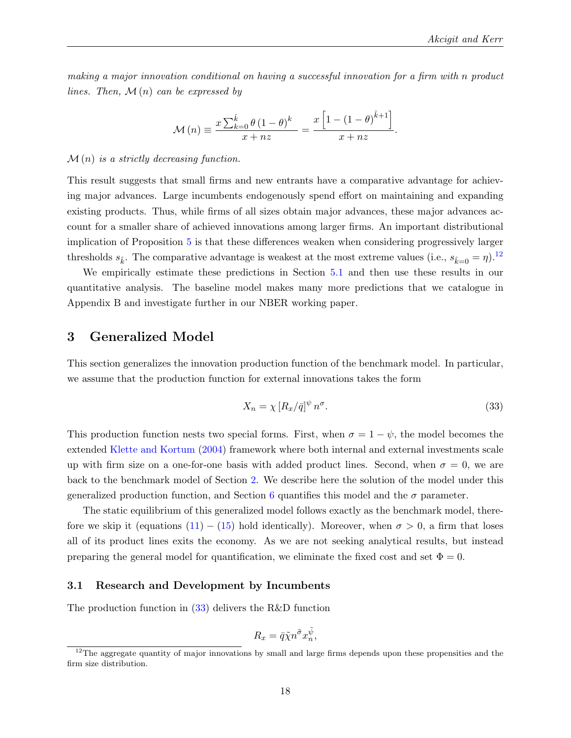*making a major innovation conditional on having a successful innovation for a firm with n product lines. Then, $\mathcal{M}(n)$ can be expressed by*

$$\mathcal{M}(n) \equiv \frac{x\sum_{k=0}^{\hat{k}}\theta(1-\theta)^k}{x+nz} = \frac{x\left[1-(1-\theta)^{\hat{k}+1}\right]}{x+nz}.$$

*$\mathcal{M}(n)$ is a strictly decreasing function.*

This result suggests that small firms and new entrants have a comparative advantage for achieving major advances. Large incumbents endogenously spend effort on maintaining and expanding existing products. Thus, while firms of all sizes obtain major advances, these major advances account for a smaller share of achieved innovations among larger firms. An important distributional implication of Proposition 5 is that these differences weaken when considering progressively larger thresholds $s_{\hat{k}}$. The comparative advantage is weakest at the most extreme values (i.e., $s_{\hat{k}=0} = \eta$).[12]

We empirically estimate these predictions in Section 5.1 and then use these results in our quantitative analysis. The baseline model makes many more predictions that we catalogue in Appendix B and investigate further in our NBER working paper.

## 3 Generalized Model

This section generalizes the innovation production function of the benchmark model. In particular, we assume that the production function for external innovations takes the form

$$X_n = \chi\left[R_x/\bar{q}\right]^{\psi} n^{\sigma}. \tag{33}$$

This production function nests two special forms. First, when $\sigma = 1-\psi$, the model becomes the extended Klette and Kortum (2004) framework where both internal and external investments scale up with firm size on a one-for-one basis with added product lines. Second, when $\sigma = 0$, we are back to the benchmark model of Section 2. We describe here the solution of the model under this generalized production function, and Section 6 quantifies this model and the $\sigma$ parameter.

The static equilibrium of this generalized model follows exactly as the benchmark model, therefore we skip it (equations (11) – (15) hold identically). Moreover, when $\sigma > 0$, a firm that loses all of its product lines exits the economy. As we are not seeking analytical results, but instead preparing the general model for quantification, we eliminate the fixed cost and set $\Phi = 0$.

### 3.1 Research and Development by Incumbents

The production function in (33) delivers the R&D function

$$R_x = \bar{q}\tilde{\chi}n^{\tilde{\sigma}}x_n^{\tilde{\psi}},$$

[12] The aggregate quantity of major innovations by small and large firms depends upon these propensities and the firm size distribution.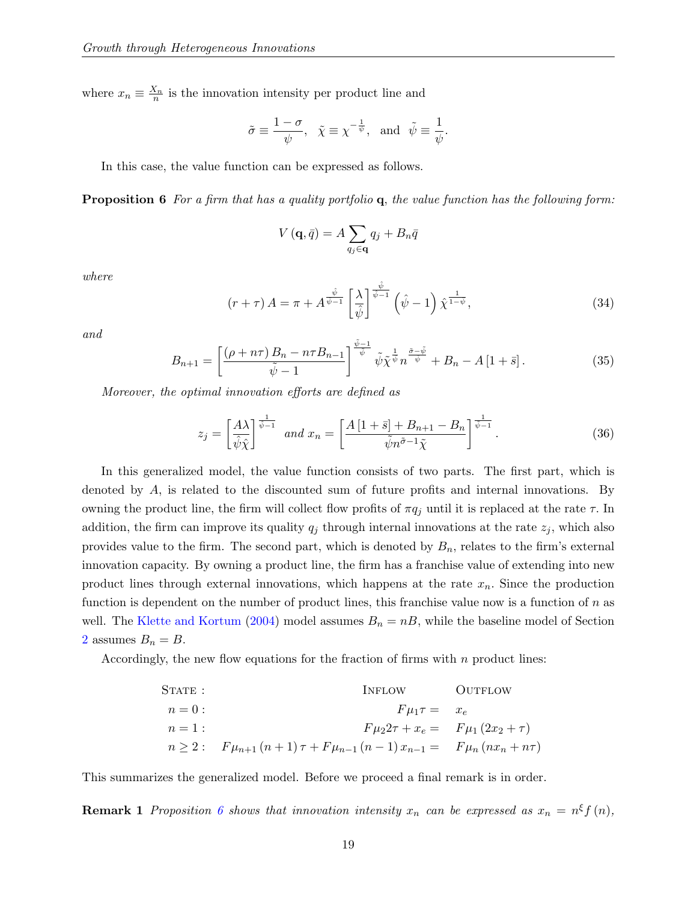where $x_n \equiv \frac{X_n}{n}$ is the innovation intensity per product line and

$$\tilde{\sigma} \equiv \frac{1-\sigma}{\psi}, \quad \tilde{\chi} \equiv \chi^{-\frac{1}{\psi}}, \quad \text{and} \quad \tilde{\psi} \equiv \frac{1}{\psi}.$$

In this case, the value function can be expressed as follows.

**Proposition 6** *For a firm that has a quality portfolio* $\mathbf{q}$*, the value function has the following form:*

$$V(\mathbf{q}, \bar{q}) = A \sum_{q_j \in \mathbf{q}} q_j + B_n \bar{q}$$

*where*

$$(r+\tau) A = \pi + A^{\frac{\hat{\psi}}{\hat{\psi}-1}} \left[\frac{\lambda}{\hat{\psi}}\right]^{\frac{\hat{\psi}}{\hat{\psi}-1}} \left(\hat{\psi}-1\right) \hat{\chi}^{\frac{1}{1-\hat{\psi}}}, \tag{34}$$

*and*

$$B_{n+1} = \left[\frac{(\rho + n\tau) B_n - n\tau B_{n-1}}{\tilde{\psi}-1}\right]^{\frac{\tilde{\psi}-1}{\tilde{\psi}}} \tilde{\psi} \tilde{\chi}^{\frac{1}{\tilde{\psi}}} n^{\frac{\tilde{\sigma}-\tilde{\psi}}{\tilde{\psi}}} + B_n - A\left[1+\bar{s}\right]. \tag{35}$$

*Moreover, the optimal innovation efforts are defined as*

$$z_j = \left[\frac{A\lambda}{\hat{\psi}\hat{\chi}}\right]^{\frac{1}{\hat{\psi}-1}} \text{ and } x_n = \left[\frac{A\left[1+\bar{s}\right] + B_{n+1} - B_n}{\tilde{\psi} n^{\tilde{\sigma}-1} \tilde{\chi}}\right]^{\frac{1}{\tilde{\psi}-1}}. \tag{36}$$

In this generalized model, the value function consists of two parts. The first part, which is denoted by $A$, is related to the discounted sum of future profits and internal innovations. By owning the product line, the firm will collect flow profits of $\pi q_j$ until it is replaced at the rate $\tau$. In addition, the firm can improve its quality $q_j$ through internal innovations at the rate $z_j$, which also provides value to the firm. The second part, which is denoted by $B_n$, relates to the firm's external innovation capacity. By owning a product line, the firm has a franchise value of extending into new product lines through external innovations, which happens at the rate $x_n$. Since the production function is dependent on the number of product lines, this franchise value now is a function of $n$ as well. The Klette and Kortum (2004) model assumes $B_n = nB$, while the baseline model of Section 2 assumes $B_n = B$.

Accordingly, the new flow equations for the fraction of firms with $n$ product lines:

| State : | Inflow | Outflow |
|---|---|---|
| $n = 0:$ | $F\mu_1\tau =$ | $x_e$ |
| $n = 1:$ | $F\mu_2 2\tau + x_e =$ | $F\mu_1 (2x_2 + \tau)$ |
| $n \geq 2:$ | $F\mu_{n+1}(n+1)\tau + F\mu_{n-1}(n-1)x_{n-1} =$ | $F\mu_n (nx_n + n\tau)$ |

This summarizes the generalized model. Before we proceed a final remark is in order.

**Remark 1** *Proposition 6 shows that innovation intensity* $x_n$ *can be expressed as* $x_n = n^{\xi} f(n)$*,*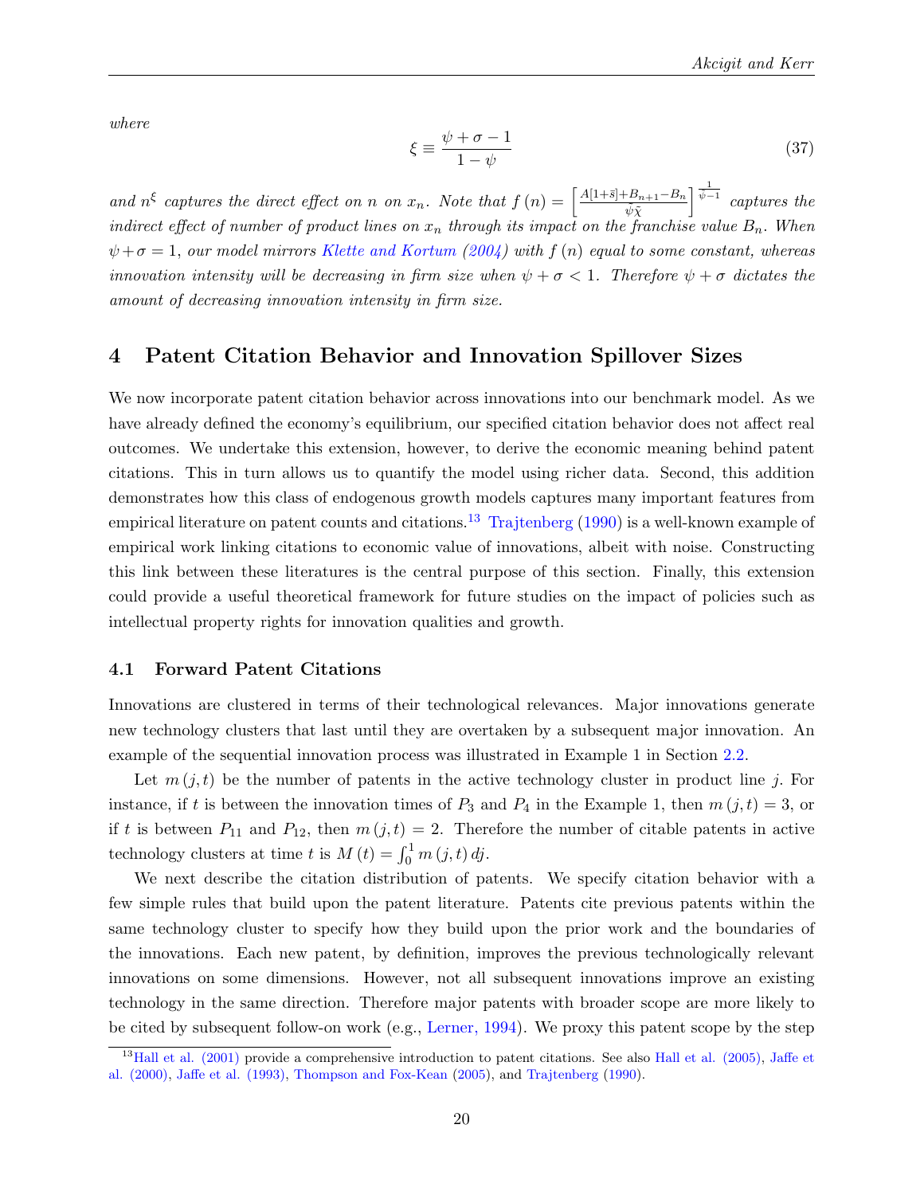*where*

$$\xi \equiv \frac{\psi + \sigma - 1}{1 - \psi} \tag{37}$$

*and $n^{\xi}$ captures the direct effect on $n$ on $x_n$. Note that $f(n) = \left[\frac{A[1+\bar{s}] + B_{n+1} - B_n}{\tilde{\psi}\tilde{\chi}}\right]^{\frac{1}{\tilde{\psi}-1}}$ captures the indirect effect of number of product lines on $x_n$ through its impact on the franchise value $B_n$. When $\psi + \sigma = 1$, our model mirrors Klette and Kortum (2004) with $f(n)$ equal to some constant, whereas innovation intensity will be decreasing in firm size when $\psi + \sigma < 1$. Therefore $\psi + \sigma$ dictates the amount of decreasing innovation intensity in firm size.*

# 4 Patent Citation Behavior and Innovation Spillover Sizes

We now incorporate patent citation behavior across innovations into our benchmark model. As we have already defined the economy's equilibrium, our specified citation behavior does not affect real outcomes. We undertake this extension, however, to derive the economic meaning behind patent citations. This in turn allows us to quantify the model using richer data. Second, this addition demonstrates how this class of endogenous growth models captures many important features from empirical literature on patent counts and citations.[13] Trajtenberg (1990) is a well-known example of empirical work linking citations to economic value of innovations, albeit with noise. Constructing this link between these literatures is the central purpose of this section. Finally, this extension could provide a useful theoretical framework for future studies on the impact of policies such as intellectual property rights for innovation qualities and growth.

## 4.1 Forward Patent Citations

Innovations are clustered in terms of their technological relevances. Major innovations generate new technology clusters that last until they are overtaken by a subsequent major innovation. An example of the sequential innovation process was illustrated in Example 1 in Section 2.2.

Let $m(j,t)$ be the number of patents in the active technology cluster in product line $j$. For instance, if $t$ is between the innovation times of $P_3$ and $P_4$ in the Example 1, then $m(j,t) = 3$, or if $t$ is between $P_{11}$ and $P_{12}$, then $m(j,t) = 2$. Therefore the number of citable patents in active technology clusters at time $t$ is $M(t) = \int_0^1 m(j,t)\, dj$.

We next describe the citation distribution of patents. We specify citation behavior with a few simple rules that build upon the patent literature. Patents cite previous patents within the same technology cluster to specify how they build upon the prior work and the boundaries of the innovations. Each new patent, by definition, improves the previous technologically relevant innovations on some dimensions. However, not all subsequent innovations improve an existing technology in the same direction. Therefore major patents with broader scope are more likely to be cited by subsequent follow-on work (e.g., Lerner, 1994). We proxy this patent scope by the step

[13] Hall et al. (2001) provide a comprehensive introduction to patent citations. See also Hall et al. (2005), Jaffe et al. (2000), Jaffe et al. (1993), Thompson and Fox-Kean (2005), and Trajtenberg (1990).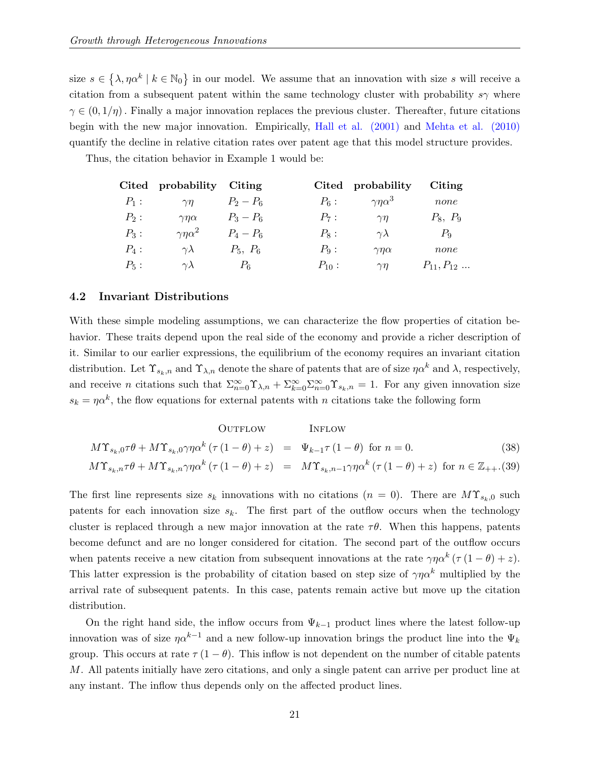size $s \in \{\lambda, \eta\alpha^k \mid k \in \mathbb{N}_0\}$ in our model. We assume that an innovation with size $s$ will receive a citation from a subsequent patent within the same technology cluster with probability $s\gamma$ where $\gamma \in (0, 1/\eta)$. Finally a major innovation replaces the previous cluster. Thereafter, future citations begin with the new major innovation. Empirically, Hall et al. (2001) and Mehta et al. (2010) quantify the decline in relative citation rates over patent age that this model structure provides.

Thus, the citation behavior in Example 1 would be:

| Cited | probability | Citing | Cited | probability | Citing |
|---|---|---|---|---|---|
| $P_1$ : | $\gamma\eta$ | $P_2 - P_6$ | $P_6$ : | $\gamma\eta\alpha^3$ | *none* |
| $P_2$ : | $\gamma\eta\alpha$ | $P_3 - P_6$ | $P_7$ : | $\gamma\eta$ | $P_8,\ P_9$ |
| $P_3$ : | $\gamma\eta\alpha^2$ | $P_4 - P_6$ | $P_8$ : | $\gamma\lambda$ | $P_9$ |
| $P_4$ : | $\gamma\lambda$ | $P_5,\ P_6$ | $P_9$ : | $\gamma\eta\alpha$ | *none* |
| $P_5$ : | $\gamma\lambda$ | $P_6$ | $P_{10}$ : | $\gamma\eta$ | $P_{11}, P_{12}$ ... |

### 4.2 Invariant Distributions

With these simple modeling assumptions, we can characterize the flow properties of citation behavior. These traits depend upon the real side of the economy and provide a richer description of it. Similar to our earlier expressions, the equilibrium of the economy requires an invariant citation distribution. Let $\Upsilon_{s_k,n}$ and $\Upsilon_{\lambda,n}$ denote the share of patents that are of size $\eta\alpha^k$ and $\lambda$, respectively, and receive $n$ citations such that $\Sigma_{n=0}^{\infty}\Upsilon_{\lambda,n} + \Sigma_{k=0}^{\infty}\Sigma_{n=0}^{\infty}\Upsilon_{s_k,n} = 1$. For any given innovation size $s_k = \eta\alpha^k$, the flow equations for external patents with $n$ citations take the following form

$$
\begin{aligned}
&\quad\quad\quad\quad\quad\text{OUTFLOW} \quad\quad\quad\quad\quad\quad \text{INFLOW} \\
M\Upsilon_{s_k,0}\tau\theta + M\Upsilon_{s_k,0}\gamma\eta\alpha^k\left(\tau\left(1-\theta\right)+z\right) &= \Psi_{k-1}\tau\left(1-\theta\right) \text{ for } n=0. \quad (38)\\
M\Upsilon_{s_k,n}\tau\theta + M\Upsilon_{s_k,n}\gamma\eta\alpha^k\left(\tau\left(1-\theta\right)+z\right) &= M\Upsilon_{s_k,n-1}\gamma\eta\alpha^k\left(\tau\left(1-\theta\right)+z\right) \text{ for } n \in \mathbb{Z}_{++}. \quad (39)
\end{aligned}
$$

The first line represents size $s_k$ innovations with no citations ($n = 0$). There are $M\Upsilon_{s_k,0}$ such patents for each innovation size $s_k$. The first part of the outflow occurs when the technology cluster is replaced through a new major innovation at the rate $\tau\theta$. When this happens, patents become defunct and are no longer considered for citation. The second part of the outflow occurs when patents receive a new citation from subsequent innovations at the rate $\gamma\eta\alpha^k\left(\tau\left(1-\theta\right)+z\right)$. This latter expression is the probability of citation based on step size of $\gamma\eta\alpha^k$ multiplied by the arrival rate of subsequent patents. In this case, patents remain active but move up the citation distribution.

On the right hand side, the inflow occurs from $\Psi_{k-1}$ product lines where the latest follow-up innovation was of size $\eta\alpha^{k-1}$ and a new follow-up innovation brings the product line into the $\Psi_k$ group. This occurs at rate $\tau\left(1-\theta\right)$. This inflow is not dependent on the number of citable patents $M$. All patents initially have zero citations, and only a single patent can arrive per product line at any instant. The inflow thus depends only on the affected product lines.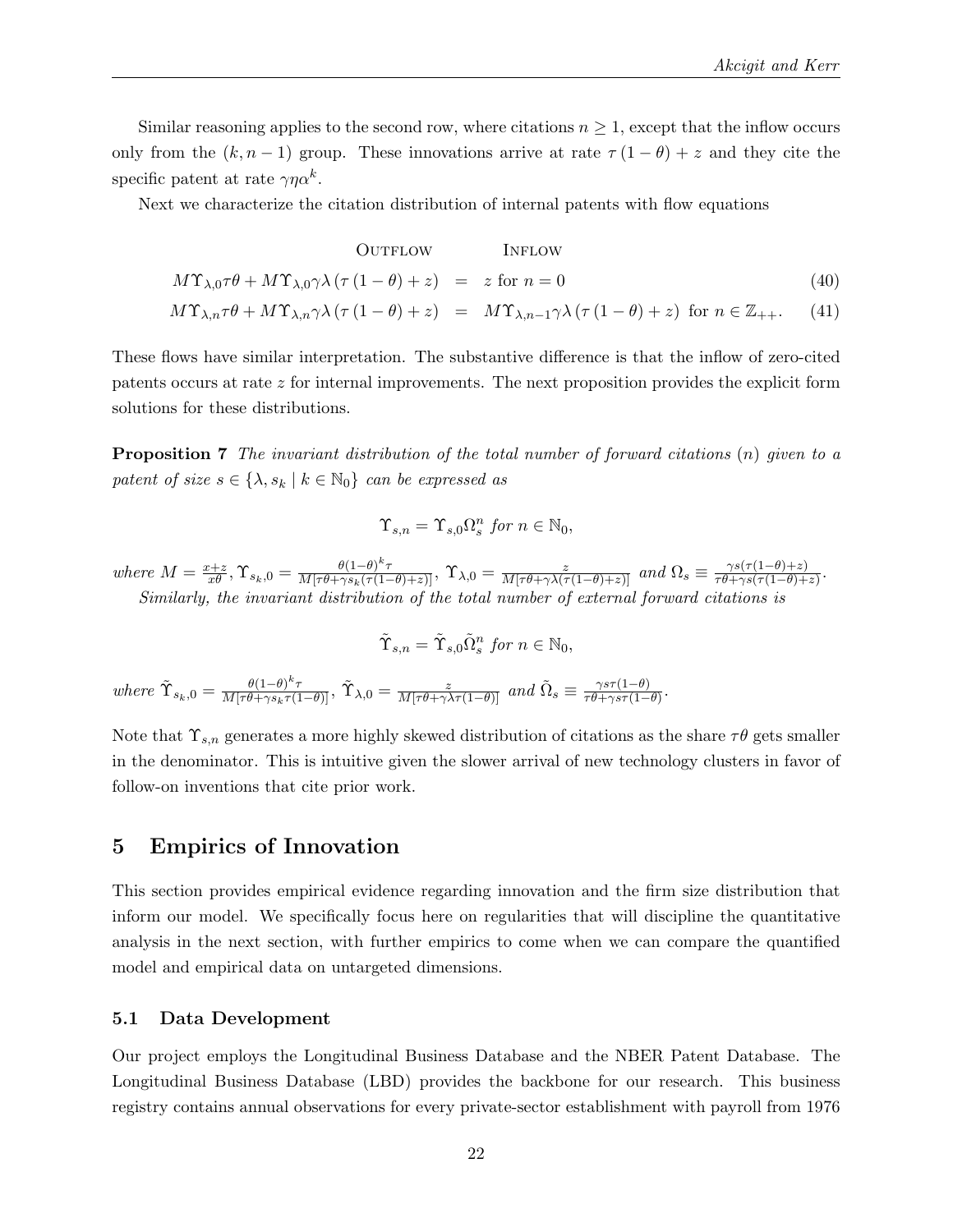Similar reasoning applies to the second row, where citations $n \geq 1$, except that the inflow occurs only from the $(k, n-1)$ group. These innovations arrive at rate $\tau(1-\theta) + z$ and they cite the specific patent at rate $\gamma\eta\alpha^k$.

Next we characterize the citation distribution of internal patents with flow equations

$$
\begin{array}{rcll}
\text{OUTFLOW} & & \text{INFLOW} & \\
M\Upsilon_{\lambda,0}\tau\theta + M\Upsilon_{\lambda,0}\gamma\lambda\left(\tau(1-\theta)+z\right) & = & z \text{ for } n = 0 & (40) \\
M\Upsilon_{\lambda,n}\tau\theta + M\Upsilon_{\lambda,n}\gamma\lambda\left(\tau(1-\theta)+z\right) & = & M\Upsilon_{\lambda,n-1}\gamma\lambda\left(\tau(1-\theta)+z\right) \text{ for } n \in \mathbb{Z}_{++}. & (41)
\end{array}
$$

These flows have similar interpretation. The substantive difference is that the inflow of zero-cited patents occurs at rate $z$ for internal improvements. The next proposition provides the explicit form solutions for these distributions.

**Proposition 7** *The invariant distribution of the total number of forward citations $(n)$ given to a patent of size $s \in \{\lambda, s_k \mid k \in \mathbb{N}_0\}$ can be expressed as*

$$\Upsilon_{s,n} = \Upsilon_{s,0}\Omega_s^n \text{ for } n \in \mathbb{N}_0,$$

*where* $M = \frac{x+z}{x\theta}$, $\Upsilon_{s_k,0} = \frac{\theta(1-\theta)^k\tau}{M[\tau\theta+\gamma s_k(\tau(1-\theta)+z)]}$, $\Upsilon_{\lambda,0} = \frac{z}{M[\tau\theta+\gamma\lambda(\tau(1-\theta)+z)]}$ *and* $\Omega_s \equiv \frac{\gamma s(\tau(1-\theta)+z)}{\tau\theta+\gamma s(\tau(1-\theta)+z)}$.

*Similarly, the invariant distribution of the total number of external forward citations is*

$$\tilde{\Upsilon}_{s,n} = \tilde{\Upsilon}_{s,0}\tilde{\Omega}_s^n \text{ for } n \in \mathbb{N}_0,$$

*where* $\tilde{\Upsilon}_{s_k,0} = \frac{\theta(1-\theta)^k\tau}{M[\tau\theta+\gamma s_k\tau(1-\theta)]}$, $\tilde{\Upsilon}_{\lambda,0} = \frac{z}{M[\tau\theta+\gamma\lambda\tau(1-\theta)]}$ *and* $\tilde{\Omega}_s \equiv \frac{\gamma s\tau(1-\theta)}{\tau\theta+\gamma s\tau(1-\theta)}$.

Note that $\Upsilon_{s,n}$ generates a more highly skewed distribution of citations as the share $\tau\theta$ gets smaller in the denominator. This is intuitive given the slower arrival of new technology clusters in favor of follow-on inventions that cite prior work.

## 5 Empirics of Innovation

This section provides empirical evidence regarding innovation and the firm size distribution that inform our model. We specifically focus here on regularities that will discipline the quantitative analysis in the next section, with further empirics to come when we can compare the quantified model and empirical data on untargeted dimensions.

### 5.1 Data Development

Our project employs the Longitudinal Business Database and the NBER Patent Database. The Longitudinal Business Database (LBD) provides the backbone for our research. This business registry contains annual observations for every private-sector establishment with payroll from 1976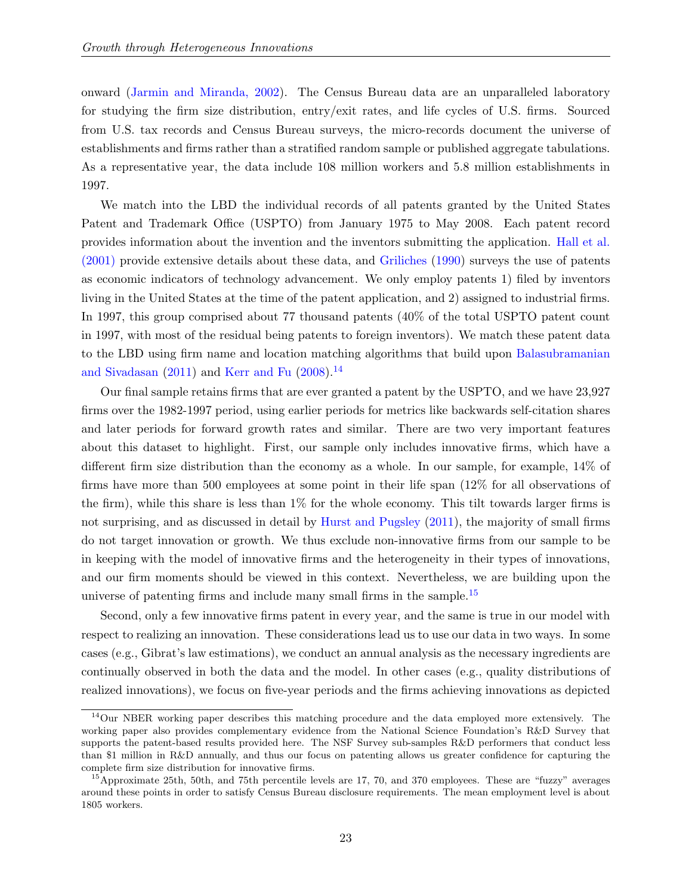onward (Jarmin and Miranda, 2002). The Census Bureau data are an unparalleled laboratory for studying the firm size distribution, entry/exit rates, and life cycles of U.S. firms. Sourced from U.S. tax records and Census Bureau surveys, the micro-records document the universe of establishments and firms rather than a stratified random sample or published aggregate tabulations. As a representative year, the data include 108 million workers and 5.8 million establishments in 1997.

We match into the LBD the individual records of all patents granted by the United States Patent and Trademark Office (USPTO) from January 1975 to May 2008. Each patent record provides information about the invention and the inventors submitting the application. Hall et al. (2001) provide extensive details about these data, and Griliches (1990) surveys the use of patents as economic indicators of technology advancement. We only employ patents 1) filed by inventors living in the United States at the time of the patent application, and 2) assigned to industrial firms. In 1997, this group comprised about 77 thousand patents (40% of the total USPTO patent count in 1997, with most of the residual being patents to foreign inventors). We match these patent data to the LBD using firm name and location matching algorithms that build upon Balasubramanian and Sivadasan (2011) and Kerr and Fu (2008).[14]

Our final sample retains firms that are ever granted a patent by the USPTO, and we have 23,927 firms over the 1982-1997 period, using earlier periods for metrics like backwards self-citation shares and later periods for forward growth rates and similar. There are two very important features about this dataset to highlight. First, our sample only includes innovative firms, which have a different firm size distribution than the economy as a whole. In our sample, for example, 14% of firms have more than 500 employees at some point in their life span (12% for all observations of the firm), while this share is less than 1% for the whole economy. This tilt towards larger firms is not surprising, and as discussed in detail by Hurst and Pugsley (2011), the majority of small firms do not target innovation or growth. We thus exclude non-innovative firms from our sample to be in keeping with the model of innovative firms and the heterogeneity in their types of innovations, and our firm moments should be viewed in this context. Nevertheless, we are building upon the universe of patenting firms and include many small firms in the sample.[15]

Second, only a few innovative firms patent in every year, and the same is true in our model with respect to realizing an innovation. These considerations lead us to use our data in two ways. In some cases (e.g., Gibrat's law estimations), we conduct an annual analysis as the necessary ingredients are continually observed in both the data and the model. In other cases (e.g., quality distributions of realized innovations), we focus on five-year periods and the firms achieving innovations as depicted

[14] Our NBER working paper describes this matching procedure and the data employed more extensively. The working paper also provides complementary evidence from the National Science Foundation's R&D Survey that supports the patent-based results provided here. The NSF Survey sub-samples R&D performers that conduct less than $1 million in R&D annually, and thus our focus on patenting allows us greater confidence for capturing the complete firm size distribution for innovative firms.

[15] Approximate 25th, 50th, and 75th percentile levels are 17, 70, and 370 employees. These are "fuzzy" averages around these points in order to satisfy Census Bureau disclosure requirements. The mean employment level is about 1805 workers.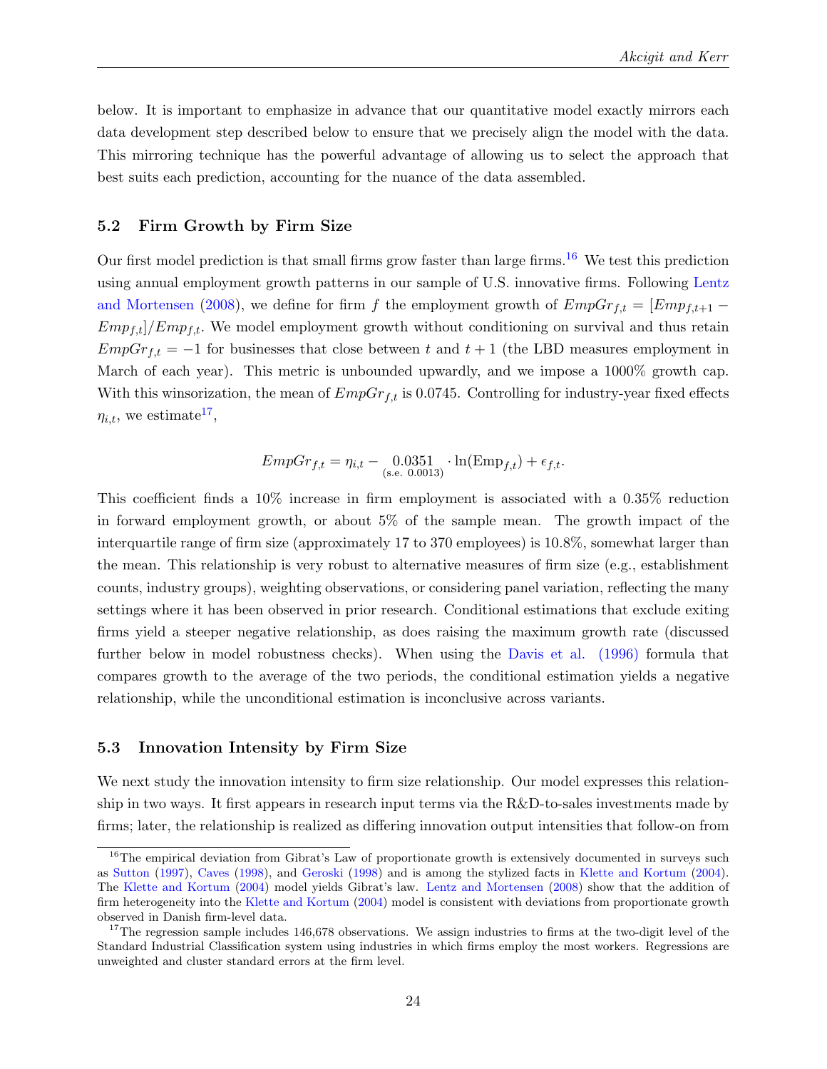below. It is important to emphasize in advance that our quantitative model exactly mirrors each data development step described below to ensure that we precisely align the model with the data. This mirroring technique has the powerful advantage of allowing us to select the approach that best suits each prediction, accounting for the nuance of the data assembled.

## 5.2 Firm Growth by Firm Size

Our first model prediction is that small firms grow faster than large firms.[16] We test this prediction using annual employment growth patterns in our sample of U.S. innovative firms. Following Lentz and Mortensen (2008), we define for firm $f$ the employment growth of $EmpGr_{f,t} = [Emp_{f,t+1} - Emp_{f,t}]/Emp_{f,t}$. We model employment growth without conditioning on survival and thus retain $EmpGr_{f,t} = -1$ for businesses that close between $t$ and $t+1$ (the LBD measures employment in March of each year). This metric is unbounded upwardly, and we impose a 1000% growth cap. With this winsorization, the mean of $EmpGr_{f,t}$ is 0.0745. Controlling for industry-year fixed effects $\eta_{i,t}$, we estimate[17],

$$EmpGr_{f,t} = \eta_{i,t} - \underset{\text{(s.e. 0.0013)}}{0.0351} \cdot \ln(\text{Emp}_{f,t}) + \epsilon_{f,t}.$$

This coefficient finds a 10% increase in firm employment is associated with a 0.35% reduction in forward employment growth, or about 5% of the sample mean. The growth impact of the interquartile range of firm size (approximately 17 to 370 employees) is 10.8%, somewhat larger than the mean. This relationship is very robust to alternative measures of firm size (e.g., establishment counts, industry groups), weighting observations, or considering panel variation, reflecting the many settings where it has been observed in prior research. Conditional estimations that exclude exiting firms yield a steeper negative relationship, as does raising the maximum growth rate (discussed further below in model robustness checks). When using the Davis et al. (1996) formula that compares growth to the average of the two periods, the conditional estimation yields a negative relationship, while the unconditional estimation is inconclusive across variants.

## 5.3 Innovation Intensity by Firm Size

We next study the innovation intensity to firm size relationship. Our model expresses this relationship in two ways. It first appears in research input terms via the R&D-to-sales investments made by firms; later, the relationship is realized as differing innovation output intensities that follow-on from

[16] The empirical deviation from Gibrat's Law of proportionate growth is extensively documented in surveys such as Sutton (1997), Caves (1998), and Geroski (1998) and is among the stylized facts in Klette and Kortum (2004). The Klette and Kortum (2004) model yields Gibrat's law. Lentz and Mortensen (2008) show that the addition of firm heterogeneity into the Klette and Kortum (2004) model is consistent with deviations from proportionate growth observed in Danish firm-level data.

[17] The regression sample includes 146,678 observations. We assign industries to firms at the two-digit level of the Standard Industrial Classification system using industries in which firms employ the most workers. Regressions are unweighted and cluster standard errors at the firm level.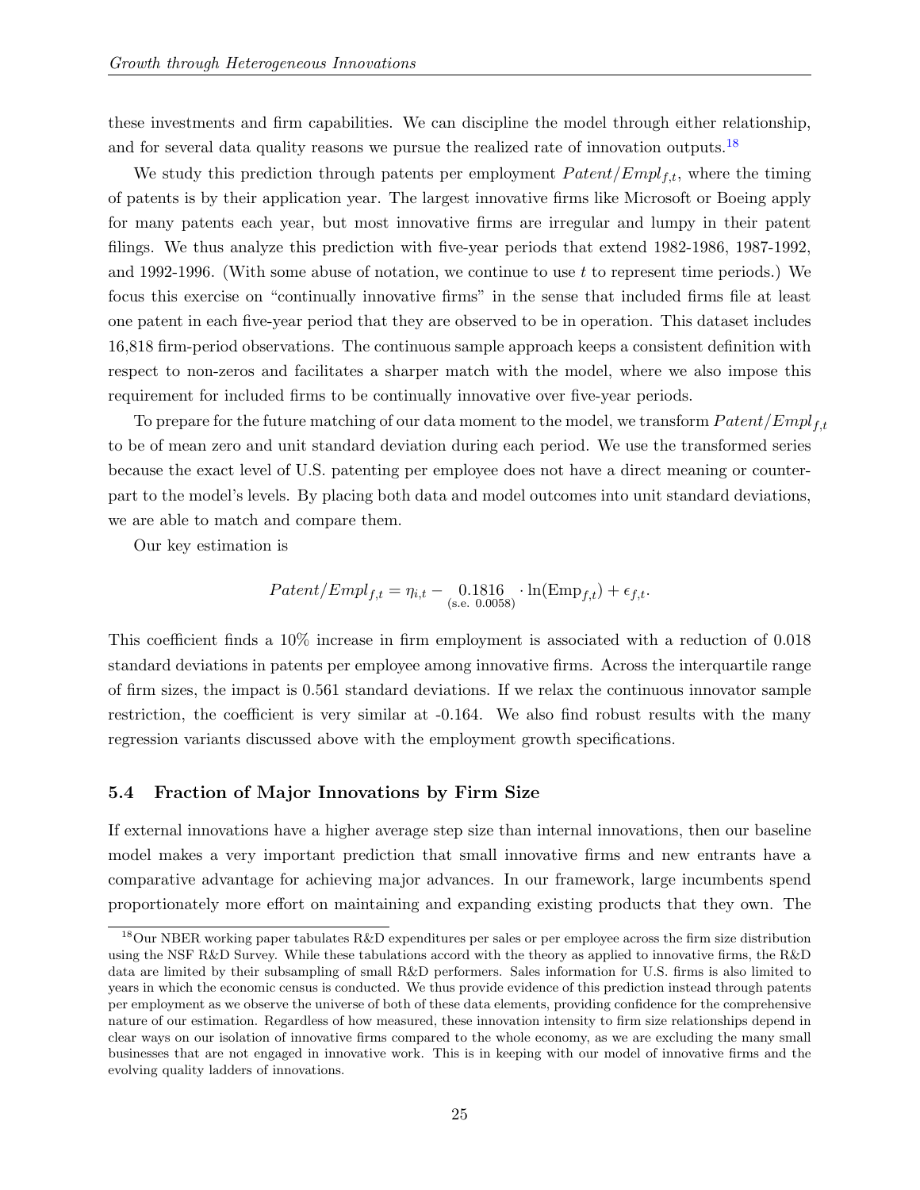these investments and firm capabilities. We can discipline the model through either relationship, and for several data quality reasons we pursue the realized rate of innovation outputs.[18]

We study this prediction through patents per employment $Patent/Empl_{f,t}$, where the timing of patents is by their application year. The largest innovative firms like Microsoft or Boeing apply for many patents each year, but most innovative firms are irregular and lumpy in their patent filings. We thus analyze this prediction with five-year periods that extend 1982-1986, 1987-1992, and 1992-1996. (With some abuse of notation, we continue to use $t$ to represent time periods.) We focus this exercise on "continually innovative firms" in the sense that included firms file at least one patent in each five-year period that they are observed to be in operation. This dataset includes 16,818 firm-period observations. The continuous sample approach keeps a consistent definition with respect to non-zeros and facilitates a sharper match with the model, where we also impose this requirement for included firms to be continually innovative over five-year periods.

To prepare for the future matching of our data moment to the model, we transform $Patent/Empl_{f,t}$ to be of mean zero and unit standard deviation during each period. We use the transformed series because the exact level of U.S. patenting per employee does not have a direct meaning or counterpart to the model's levels. By placing both data and model outcomes into unit standard deviations, we are able to match and compare them.

Our key estimation is

$$Patent/Empl_{f,t} = \eta_{i,t} - \underset{\text{(s.e. 0.0058)}}{0.1816} \cdot \ln(\text{Emp}_{f,t}) + \epsilon_{f,t}.$$

This coefficient finds a 10% increase in firm employment is associated with a reduction of 0.018 standard deviations in patents per employee among innovative firms. Across the interquartile range of firm sizes, the impact is 0.561 standard deviations. If we relax the continuous innovator sample restriction, the coefficient is very similar at -0.164. We also find robust results with the many regression variants discussed above with the employment growth specifications.

## 5.4 Fraction of Major Innovations by Firm Size

If external innovations have a higher average step size than internal innovations, then our baseline model makes a very important prediction that small innovative firms and new entrants have a comparative advantage for achieving major advances. In our framework, large incumbents spend proportionately more effort on maintaining and expanding existing products that they own. The

[18] Our NBER working paper tabulates R&D expenditures per sales or per employee across the firm size distribution using the NSF R&D Survey. While these tabulations accord with the theory as applied to innovative firms, the R&D data are limited by their subsampling of small R&D performers. Sales information for U.S. firms is also limited to years in which the economic census is conducted. We thus provide evidence of this prediction instead through patents per employment as we observe the universe of both of these data elements, providing confidence for the comprehensive nature of our estimation. Regardless of how measured, these innovation intensity to firm size relationships depend in clear ways on our isolation of innovative firms compared to the whole economy, as we are excluding the many small businesses that are not engaged in innovative work. This is in keeping with our model of innovative firms and the evolving quality ladders of innovations.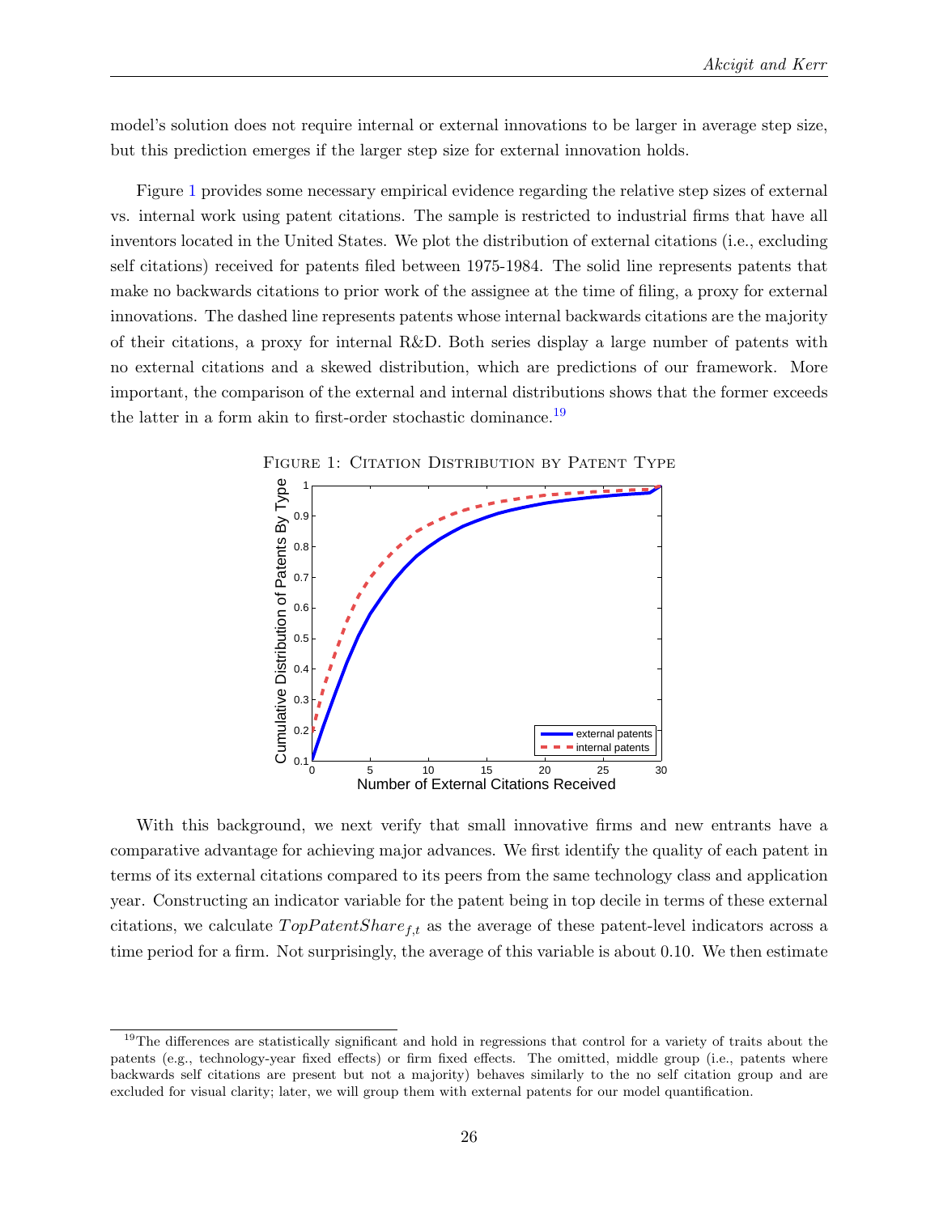model's solution does not require internal or external innovations to be larger in average step size, but this prediction emerges if the larger step size for external innovation holds.

Figure 1 provides some necessary empirical evidence regarding the relative step sizes of external vs. internal work using patent citations. The sample is restricted to industrial firms that have all inventors located in the United States. We plot the distribution of external citations (i.e., excluding self citations) received for patents filed between 1975-1984. The solid line represents patents that make no backwards citations to prior work of the assignee at the time of filing, a proxy for external innovations. The dashed line represents patents whose internal backwards citations are the majority of their citations, a proxy for internal R&D. Both series display a large number of patents with no external citations and a skewed distribution, which are predictions of our framework. More important, the comparison of the external and internal distributions shows that the former exceeds the latter in a form akin to first-order stochastic dominance.[19]

Figure 1: Citation Distribution by Patent Type

With this background, we next verify that small innovative firms and new entrants have a comparative advantage for achieving major advances. We first identify the quality of each patent in terms of its external citations compared to its peers from the same technology class and application year. Constructing an indicator variable for the patent being in top decile in terms of these external citations, we calculate $TopPatentShare_{f,t}$ as the average of these patent-level indicators across a time period for a firm. Not surprisingly, the average of this variable is about 0.10. We then estimate

[19] The differences are statistically significant and hold in regressions that control for a variety of traits about the patents (e.g., technology-year fixed effects) or firm fixed effects. The omitted, middle group (i.e., patents where backwards self citations are present but not a majority) behaves similarly to the no self citation group and are excluded for visual clarity; later, we will group them with external patents for our model quantification.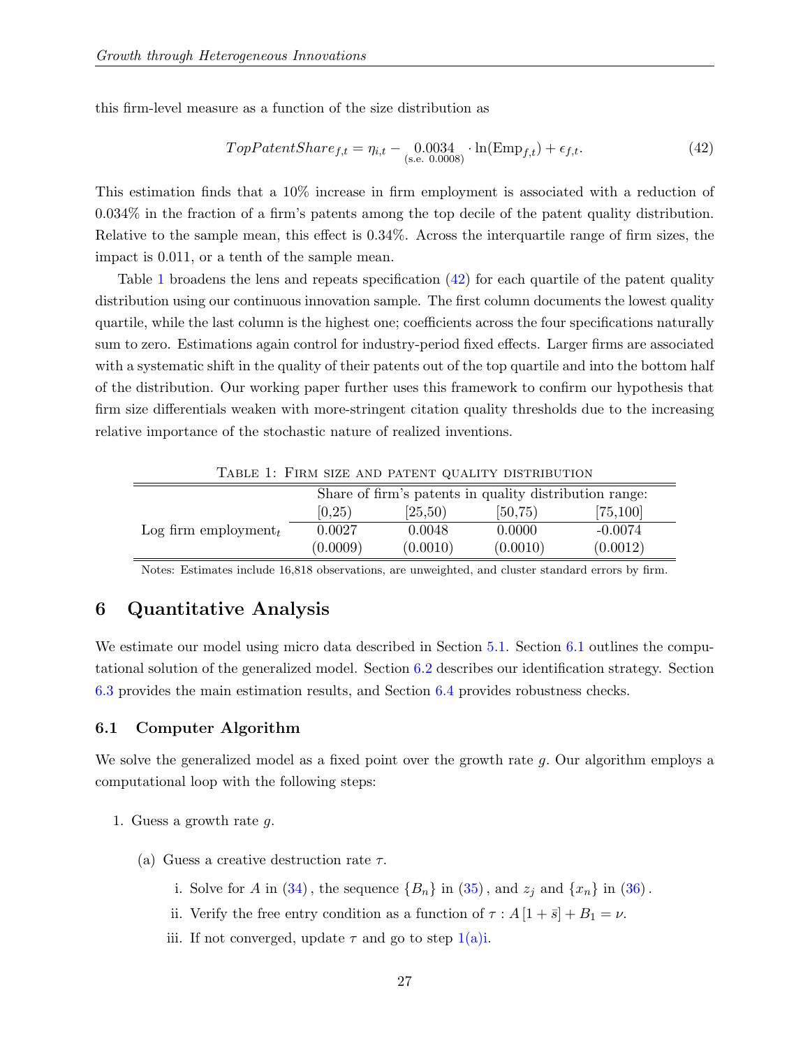this firm-level measure as a function of the size distribution as

$$TopPatentShare_{f,t} = \eta_{i,t} - \underset{\text{(s.e. 0.0008)}}{0.0034} \cdot \ln(\text{Emp}_{f,t}) + \epsilon_{f,t}. \tag{42}$$

This estimation finds that a 10% increase in firm employment is associated with a reduction of 0.034% in the fraction of a firm's patents among the top decile of the patent quality distribution. Relative to the sample mean, this effect is 0.34%. Across the interquartile range of firm sizes, the impact is 0.011, or a tenth of the sample mean.

Table 1 broadens the lens and repeats specification (42) for each quartile of the patent quality distribution using our continuous innovation sample. The first column documents the lowest quality quartile, while the last column is the highest one; coefficients across the four specifications naturally sum to zero. Estimations again control for industry-period fixed effects. Larger firms are associated with a systematic shift in the quality of their patents out of the top quartile and into the bottom half of the distribution. Our working paper further uses this framework to confirm our hypothesis that firm size differentials weaken with more-stringent citation quality thresholds due to the increasing relative importance of the stochastic nature of realized inventions.

Table 1: Firm size and patent quality distribution

| | Share of firm's patents in quality distribution range: | | | |
|---|---|---|---|---|
| | [0,25) | [25,50) | [50,75) | [75,100] |
| Log firm employment$_t$ | 0.0027 | 0.0048 | 0.0000 | -0.0074 |
| | (0.0009) | (0.0010) | (0.0010) | (0.0012) |

Notes: Estimates include 16,818 observations, are unweighted, and cluster standard errors by firm.

## 6 Quantitative Analysis

We estimate our model using micro data described in Section 5.1. Section 6.1 outlines the computational solution of the generalized model. Section 6.2 describes our identification strategy. Section 6.3 provides the main estimation results, and Section 6.4 provides robustness checks.

### 6.1 Computer Algorithm

We solve the generalized model as a fixed point over the growth rate $g$. Our algorithm employs a computational loop with the following steps:

1. Guess a growth rate $g$.
   (a) Guess a creative destruction rate $\tau$.
      i. Solve for $A$ in (34), the sequence $\{B_n\}$ in (35), and $z_j$ and $\{x_n\}$ in (36).
      ii. Verify the free entry condition as a function of $\tau : A\,[1+\bar{s}] + B_1 = \nu$.
      iii. If not converged, update $\tau$ and go to step 1(a)i.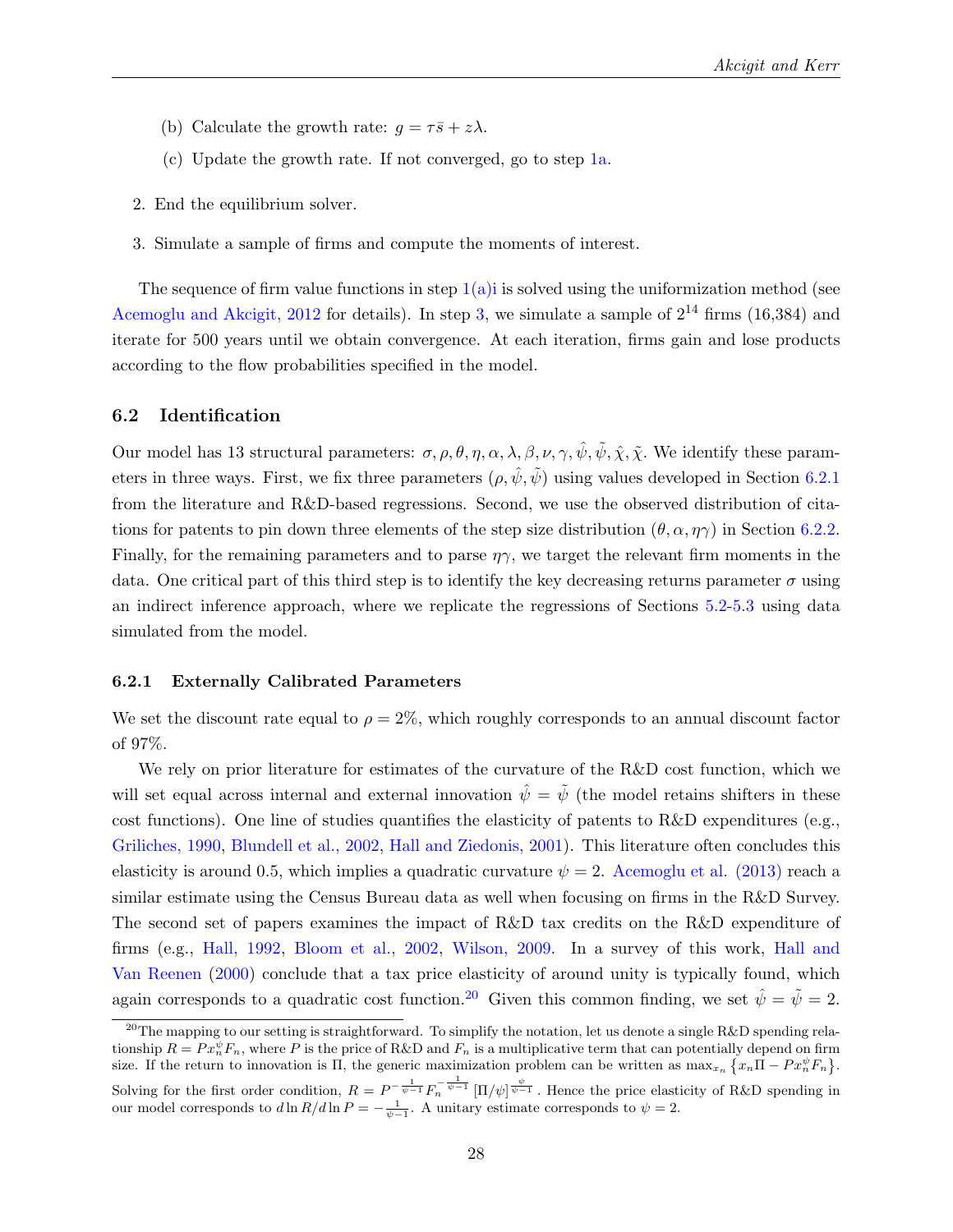(b) Calculate the growth rate: $g = \tau \bar{s} + z\lambda$.

(c) Update the growth rate. If not converged, go to step 1a.

2. End the equilibrium solver.

3. Simulate a sample of firms and compute the moments of interest.

The sequence of firm value functions in step 1(a)i is solved using the uniformization method (see Acemoglu and Akcigit, 2012 for details). In step 3, we simulate a sample of $2^{14}$ firms (16,384) and iterate for 500 years until we obtain convergence. At each iteration, firms gain and lose products according to the flow probabilities specified in the model.

### 6.2 Identification

Our model has 13 structural parameters: $\sigma, \rho, \theta, \eta, \alpha, \lambda, \beta, \nu, \gamma, \hat{\psi}, \tilde{\psi}, \hat{\chi}, \tilde{\chi}$. We identify these parameters in three ways. First, we fix three parameters $(\rho, \hat{\psi}, \tilde{\psi})$ using values developed in Section 6.2.1 from the literature and R&D-based regressions. Second, we use the observed distribution of citations for patents to pin down three elements of the step size distribution $(\theta, \alpha, \eta\gamma)$ in Section 6.2.2. Finally, for the remaining parameters and to parse $\eta\gamma$, we target the relevant firm moments in the data. One critical part of this third step is to identify the key decreasing returns parameter $\sigma$ using an indirect inference approach, where we replicate the regressions of Sections 5.2-5.3 using data simulated from the model.

#### 6.2.1 Externally Calibrated Parameters

We set the discount rate equal to $\rho = 2\%$, which roughly corresponds to an annual discount factor of 97%.

We rely on prior literature for estimates of the curvature of the R&D cost function, which we will set equal across internal and external innovation $\hat{\psi} = \tilde{\psi}$ (the model retains shifters in these cost functions). One line of studies quantifies the elasticity of patents to R&D expenditures (e.g., Griliches, 1990, Blundell et al., 2002, Hall and Ziedonis, 2001). This literature often concludes this elasticity is around 0.5, which implies a quadratic curvature $\psi = 2$. Acemoglu et al. (2013) reach a similar estimate using the Census Bureau data as well when focusing on firms in the R&D Survey. The second set of papers examines the impact of R&D tax credits on the R&D expenditure of firms (e.g., Hall, 1992, Bloom et al., 2002, Wilson, 2009. In a survey of this work, Hall and Van Reenen (2000) conclude that a tax price elasticity of around unity is typically found, which again corresponds to a quadratic cost function.[20] Given this common finding, we set $\hat{\psi} = \tilde{\psi} = 2$.

[20] The mapping to our setting is straightforward. To simplify the notation, let us denote a single R&D spending relationship $R = Px_n^{\psi}F_n$, where $P$ is the price of R&D and $F_n$ is a multiplicative term that can potentially depend on firm size. If the return to innovation is $\Pi$, the generic maximization problem can be written as $\max_{x_n}\left\{x_n\Pi - Px_n^{\psi}F_n\right\}$. Solving for the first order condition, $R = P^{-\frac{1}{\psi-1}}F_n^{-\frac{1}{\psi-1}}\left[\Pi/\psi\right]^{\frac{\psi}{\psi-1}}$. Hence the price elasticity of R&D spending in our model corresponds to $d\ln R/d\ln P = -\frac{1}{\psi-1}$. A unitary estimate corresponds to $\psi = 2$.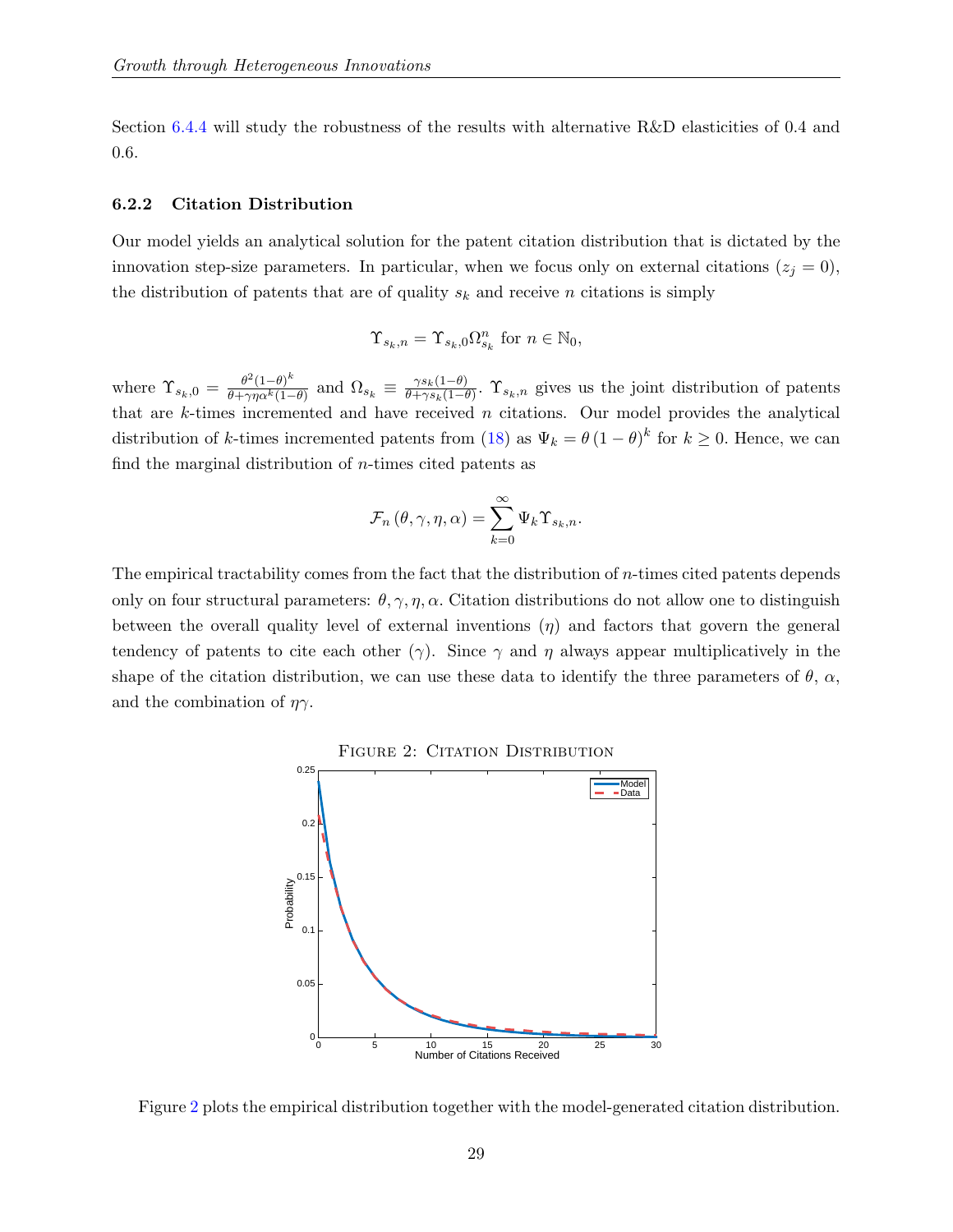Section 6.4.4 will study the robustness of the results with alternative R&D elasticities of 0.4 and 0.6.

### 6.2.2 Citation Distribution

Our model yields an analytical solution for the patent citation distribution that is dictated by the innovation step-size parameters. In particular, when we focus only on external citations ($z_j = 0$), the distribution of patents that are of quality $s_k$ and receive $n$ citations is simply

$$\Upsilon_{s_k,n} = \Upsilon_{s_k,0}\Omega_{s_k}^n \text{ for } n \in \mathbb{N}_0,$$

where $\Upsilon_{s_k,0} = \frac{\theta^2(1-\theta)^k}{\theta+\gamma\eta\alpha^k(1-\theta)}$ and $\Omega_{s_k} \equiv \frac{\gamma s_k(1-\theta)}{\theta+\gamma s_k(1-\theta)}$. $\Upsilon_{s_k,n}$ gives us the joint distribution of patents that are $k$-times incremented and have received $n$ citations. Our model provides the analytical distribution of $k$-times incremented patents from (18) as $\Psi_k = \theta(1-\theta)^k$ for $k \geq 0$. Hence, we can find the marginal distribution of $n$-times cited patents as

$$\mathcal{F}_n(\theta, \gamma, \eta, \alpha) = \sum_{k=0}^{\infty} \Psi_k \Upsilon_{s_k,n}.$$

The empirical tractability comes from the fact that the distribution of $n$-times cited patents depends only on four structural parameters: $\theta, \gamma, \eta, \alpha$. Citation distributions do not allow one to distinguish between the overall quality level of external inventions ($\eta$) and factors that govern the general tendency of patents to cite each other ($\gamma$). Since $\gamma$ and $\eta$ always appear multiplicatively in the shape of the citation distribution, we can use these data to identify the three parameters of $\theta$, $\alpha$, and the combination of $\eta\gamma$.

Figure 2: Citation Distribution

Figure 2 plots the empirical distribution together with the model-generated citation distribution.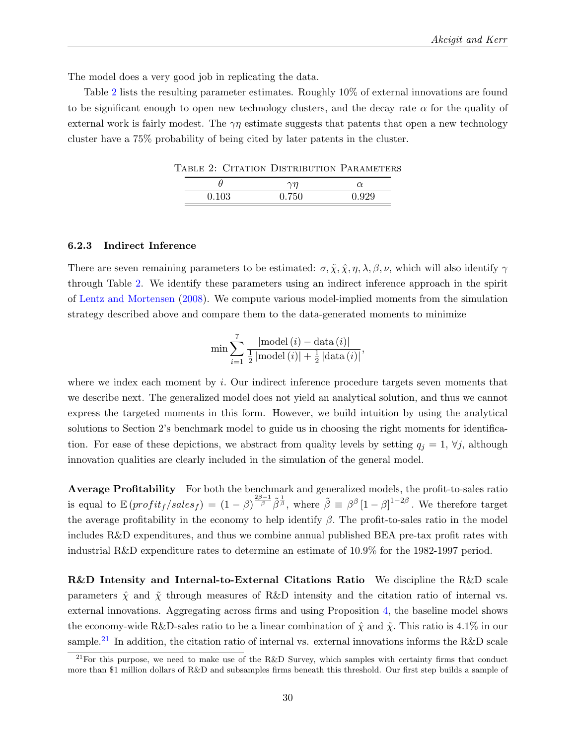The model does a very good job in replicating the data.

Table 2 lists the resulting parameter estimates. Roughly 10% of external innovations are found to be significant enough to open new technology clusters, and the decay rate $\alpha$ for the quality of external work is fairly modest. The $\gamma\eta$ estimate suggests that patents that open a new technology cluster have a 75% probability of being cited by later patents in the cluster.

Table 2: Citation Distribution Parameters

| $\theta$ | $\gamma\eta$ | $\alpha$ |
|---|---|---|
| 0.103 | 0.750 | 0.929 |

#### 6.2.3 Indirect Inference

There are seven remaining parameters to be estimated: $\sigma, \tilde{\chi}, \hat{\chi}, \eta, \lambda, \beta, \nu$, which will also identify $\gamma$ through Table 2. We identify these parameters using an indirect inference approach in the spirit of Lentz and Mortensen (2008). We compute various model-implied moments from the simulation strategy described above and compare them to the data-generated moments to minimize

$$\min \sum_{i=1}^{7} \frac{|\text{model}\,(i) - \text{data}\,(i)|}{\frac{1}{2}\,|\text{model}\,(i)| + \frac{1}{2}\,|\text{data}\,(i)|},$$

where we index each moment by $i$. Our indirect inference procedure targets seven moments that we describe next. The generalized model does not yield an analytical solution, and thus we cannot express the targeted moments in this form. However, we build intuition by using the analytical solutions to Section 2's benchmark model to guide us in choosing the right moments for identification. For ease of these depictions, we abstract from quality levels by setting $q_j = 1$, $\forall j$, although innovation qualities are clearly included in the simulation of the general model.

**Average Profitability** For both the benchmark and generalized models, the profit-to-sales ratio is equal to $\mathbb{E}\left(profit_f/sales_f\right) = (1-\beta)^{\frac{2\beta-1}{\beta}}\tilde{\beta}^{\frac{1}{\beta}}$, where $\tilde{\beta} \equiv \beta^{\beta}\left[1-\beta\right]^{1-2\beta}$. We therefore target the average profitability in the economy to help identify $\beta$. The profit-to-sales ratio in the model includes R&D expenditures, and thus we combine annual published BEA pre-tax profit rates with industrial R&D expenditure rates to determine an estimate of 10.9% for the 1982-1997 period.

**R&D Intensity and Internal-to-External Citations Ratio** We discipline the R&D scale parameters $\hat{\chi}$ and $\tilde{\chi}$ through measures of R&D intensity and the citation ratio of internal vs. external innovations. Aggregating across firms and using Proposition 4, the baseline model shows the economy-wide R&D-sales ratio to be a linear combination of $\hat{\chi}$ and $\tilde{\chi}$. This ratio is 4.1% in our sample.[21] In addition, the citation ratio of internal vs. external innovations informs the R&D scale

[21] For this purpose, we need to make use of the R&D Survey, which samples with certainty firms that conduct more than \$1 million dollars of R&D and subsamples firms beneath this threshold. Our first step builds a sample of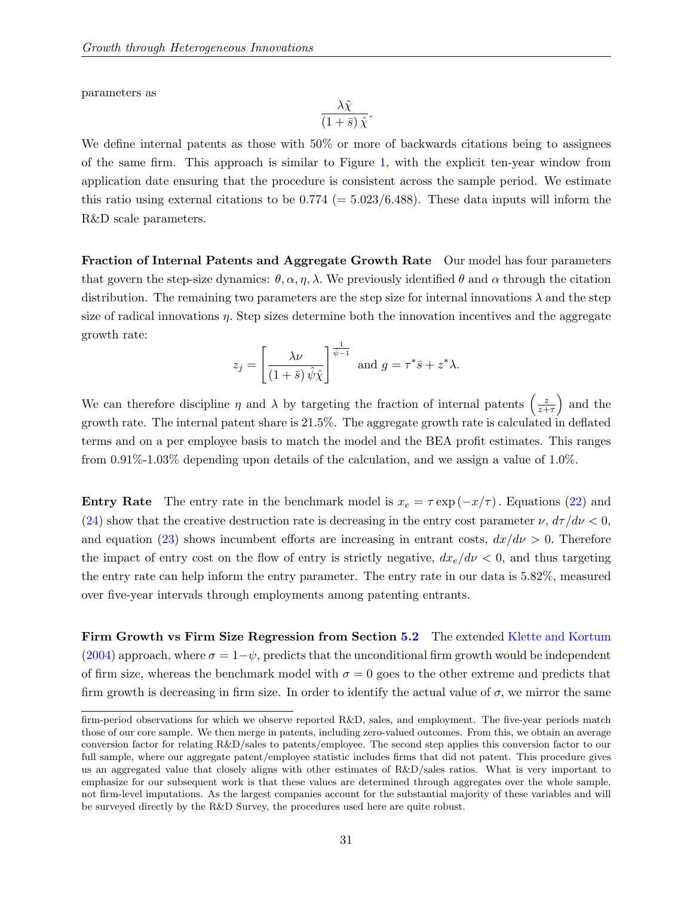parameters as

$$\frac{\lambda\tilde{\chi}}{(1+\bar{s})\,\hat{\chi}}.$$

We define internal patents as those with 50% or more of backwards citations being to assignees of the same firm. This approach is similar to Figure 1, with the explicit ten-year window from application date ensuring that the procedure is consistent across the sample period. We estimate this ratio using external citations to be 0.774 (= 5.023/6.488). These data inputs will inform the R&D scale parameters.

**Fraction of Internal Patents and Aggregate Growth Rate** Our model has four parameters that govern the step-size dynamics: $\theta, \alpha, \eta, \lambda$. We previously identified $\theta$ and $\alpha$ through the citation distribution. The remaining two parameters are the step size for internal innovations $\lambda$ and the step size of radical innovations $\eta$. Step sizes determine both the innovation incentives and the aggregate growth rate:

$$z_j = \left[\frac{\lambda\nu}{(1+\bar{s})\,\hat{\psi}\hat{\chi}}\right]^{\frac{1}{\hat{\psi}-1}} \text{ and } g = \tau^*\bar{s} + z^*\lambda.$$

We can therefore discipline $\eta$ and $\lambda$ by targeting the fraction of internal patents $\left(\frac{z}{z+\tau}\right)$ and the growth rate. The internal patent share is 21.5%. The aggregate growth rate is calculated in deflated terms and on a per employee basis to match the model and the BEA profit estimates. This ranges from 0.91%-1.03% depending upon details of the calculation, and we assign a value of 1.0%.

**Entry Rate** The entry rate in the benchmark model is $x_e = \tau \exp(-x/\tau)$. Equations (22) and (24) show that the creative destruction rate is decreasing in the entry cost parameter $\nu$, $d\tau/d\nu < 0$, and equation (23) shows incumbent efforts are increasing in entrant costs, $dx/d\nu > 0$. Therefore the impact of entry cost on the flow of entry is strictly negative, $dx_e/d\nu < 0$, and thus targeting the entry rate can help inform the entry parameter. The entry rate in our data is 5.82%, measured over five-year intervals through employments among patenting entrants.

**Firm Growth vs Firm Size Regression from Section 5.2** The extended Klette and Kortum (2004) approach, where $\sigma = 1-\psi$, predicts that the unconditional firm growth would be independent of firm size, whereas the benchmark model with $\sigma = 0$ goes to the other extreme and predicts that firm growth is decreasing in firm size. In order to identify the actual value of $\sigma$, we mirror the same

firm-period observations for which we observe reported R&D, sales, and employment. The five-year periods match those of our core sample. We then merge in patents, including zero-valued outcomes. From this, we obtain an average conversion factor for relating R&D/sales to patents/employee. The second step applies this conversion factor to our full sample, where our aggregate patent/employee statistic includes firms that did not patent. This procedure gives us an aggregated value that closely aligns with other estimates of R&D/sales ratios. What is very important to emphasize for our subsequent work is that these values are determined through aggregates over the whole sample, not firm-level imputations. As the largest companies account for the substantial majority of these variables and will be surveyed directly by the R&D Survey, the procedures used here are quite robust.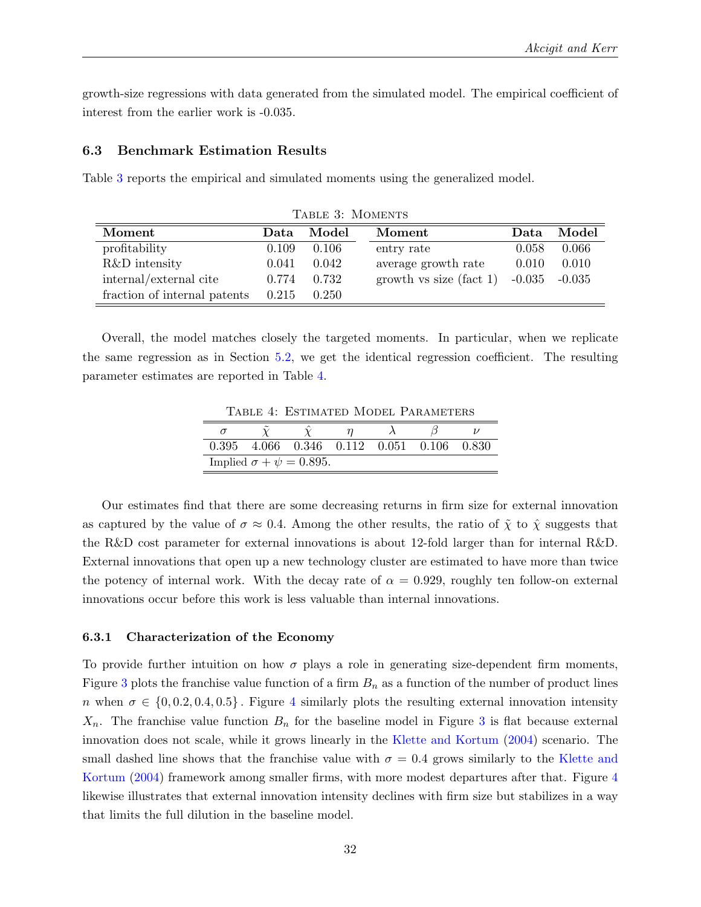growth-size regressions with data generated from the simulated model. The empirical coefficient of interest from the earlier work is -0.035.

### 6.3 Benchmark Estimation Results

Table 3 reports the empirical and simulated moments using the generalized model.

Table 3: Moments

| Moment | Data | Model | Moment | Data | Model |
|---|---|---|---|---|---|
| profitability | 0.109 | 0.106 | entry rate | 0.058 | 0.066 |
| R&D intensity | 0.041 | 0.042 | average growth rate | 0.010 | 0.010 |
| internal/external cite | 0.774 | 0.732 | growth vs size (fact 1) | -0.035 | -0.035 |
| fraction of internal patents | 0.215 | 0.250 | | | |

Overall, the model matches closely the targeted moments. In particular, when we replicate the same regression as in Section 5.2, we get the identical regression coefficient. The resulting parameter estimates are reported in Table 4.

Table 4: Estimated Model Parameters

| $\sigma$ | $\tilde{\chi}$ | $\hat{\chi}$ | $\eta$ | $\lambda$ | $\beta$ | $\nu$ |
|---|---|---|---|---|---|---|
| 0.395 | 4.066 | 0.346 | 0.112 | 0.051 | 0.106 | 0.830 |
| Implied $\sigma + \psi = 0.895$. | | | | | | |

Our estimates find that there are some decreasing returns in firm size for external innovation as captured by the value of $\sigma \approx 0.4$. Among the other results, the ratio of $\tilde{\chi}$ to $\hat{\chi}$ suggests that the R&D cost parameter for external innovations is about 12-fold larger than for internal R&D. External innovations that open up a new technology cluster are estimated to have more than twice the potency of internal work. With the decay rate of $\alpha = 0.929$, roughly ten follow-on external innovations occur before this work is less valuable than internal innovations.

#### 6.3.1 Characterization of the Economy

To provide further intuition on how $\sigma$ plays a role in generating size-dependent firm moments, Figure 3 plots the franchise value function of a firm $B_n$ as a function of the number of product lines $n$ when $\sigma \in \{0, 0.2, 0.4, 0.5\}$. Figure 4 similarly plots the resulting external innovation intensity $X_n$. The franchise value function $B_n$ for the baseline model in Figure 3 is flat because external innovation does not scale, while it grows linearly in the Klette and Kortum (2004) scenario. The small dashed line shows that the franchise value with $\sigma = 0.4$ grows similarly to the Klette and Kortum (2004) framework among smaller firms, with more modest departures after that. Figure 4 likewise illustrates that external innovation intensity declines with firm size but stabilizes in a way that limits the full dilution in the baseline model.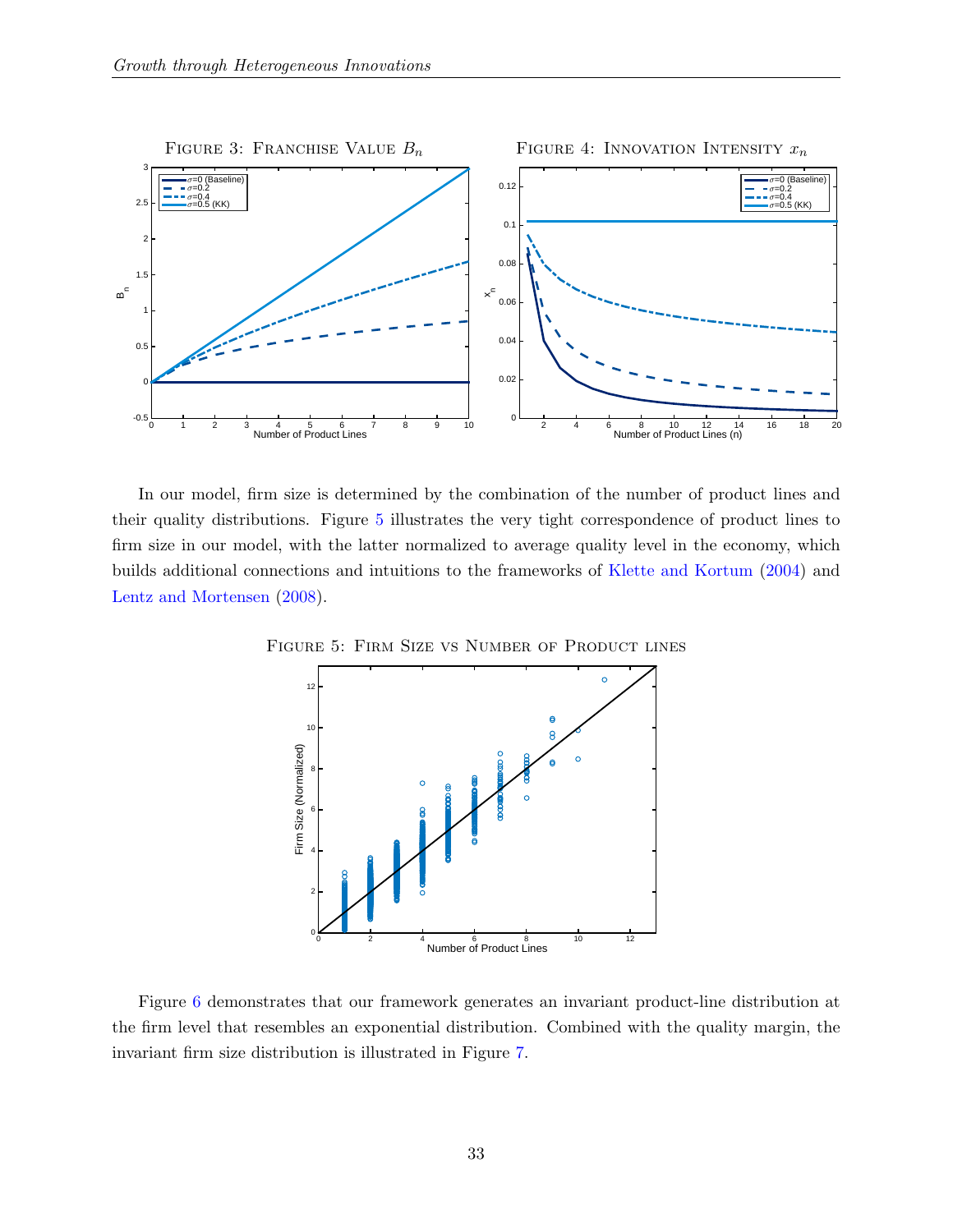Figure 3: Franchise Value $B_n$

Figure 4: Innovation Intensity $x_n$

In our model, firm size is determined by the combination of the number of product lines and their quality distributions. Figure 5 illustrates the very tight correspondence of product lines to firm size in our model, with the latter normalized to average quality level in the economy, which builds additional connections and intuitions to the frameworks of Klette and Kortum (2004) and Lentz and Mortensen (2008).

Figure 5: Firm Size vs Number of Product lines

Figure 6 demonstrates that our framework generates an invariant product-line distribution at the firm level that resembles an exponential distribution. Combined with the quality margin, the invariant firm size distribution is illustrated in Figure 7.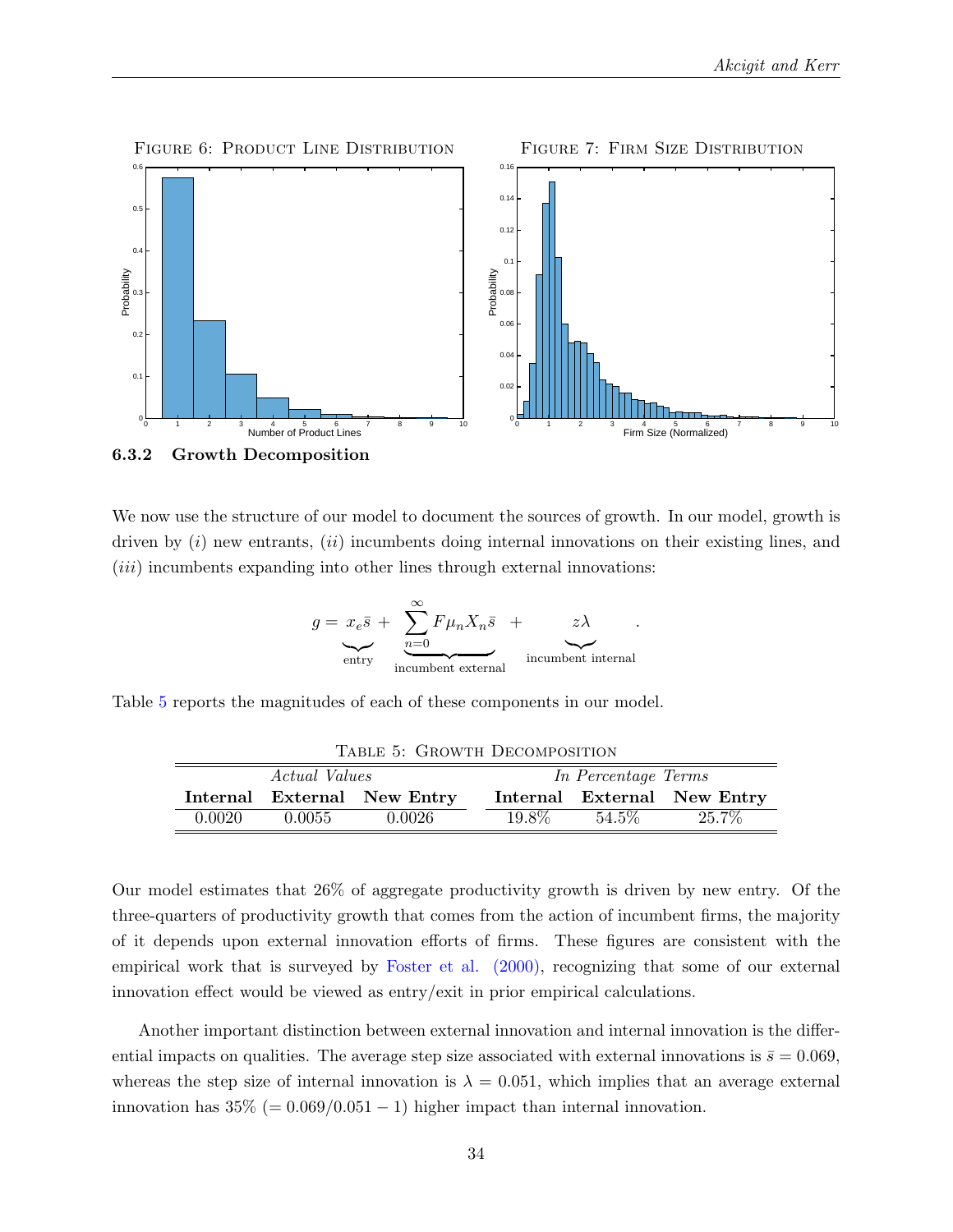FIGURE 6: PRODUCT LINE DISTRIBUTION

FIGURE 7: FIRM SIZE DISTRIBUTION

### 6.3.2 Growth Decomposition

We now use the structure of our model to document the sources of growth. In our model, growth is driven by $(i)$ new entrants, $(ii)$ incumbents doing internal innovations on their existing lines, and $(iii)$ incumbents expanding into other lines through external innovations:

$$g = \underbrace{x_e \bar{s}}_{\text{entry}} + \underbrace{\sum_{n=0}^{\infty} F \mu_n X_n \bar{s}}_{\text{incumbent external}} + \underbrace{z\lambda}_{\text{incumbent internal}} .$$

Table 5 reports the magnitudes of each of these components in our model.

TABLE 5: GROWTH DECOMPOSITION

| *Actual Values* | | | *In Percentage Terms* | | |
|---|---|---|---|---|---|
| **Internal** | **External** | **New Entry** | **Internal** | **External** | **New Entry** |
| 0.0020 | 0.0055 | 0.0026 | 19.8% | 54.5% | 25.7% |

Our model estimates that 26% of aggregate productivity growth is driven by new entry. Of the three-quarters of productivity growth that comes from the action of incumbent firms, the majority of it depends upon external innovation efforts of firms. These figures are consistent with the empirical work that is surveyed by Foster et al. (2000), recognizing that some of our external innovation effect would be viewed as entry/exit in prior empirical calculations.

Another important distinction between external innovation and internal innovation is the differential impacts on qualities. The average step size associated with external innovations is $\bar{s} = 0.069$, whereas the step size of internal innovation is $\lambda = 0.051$, which implies that an average external innovation has 35% $(= 0.069/0.051 - 1)$ higher impact than internal innovation.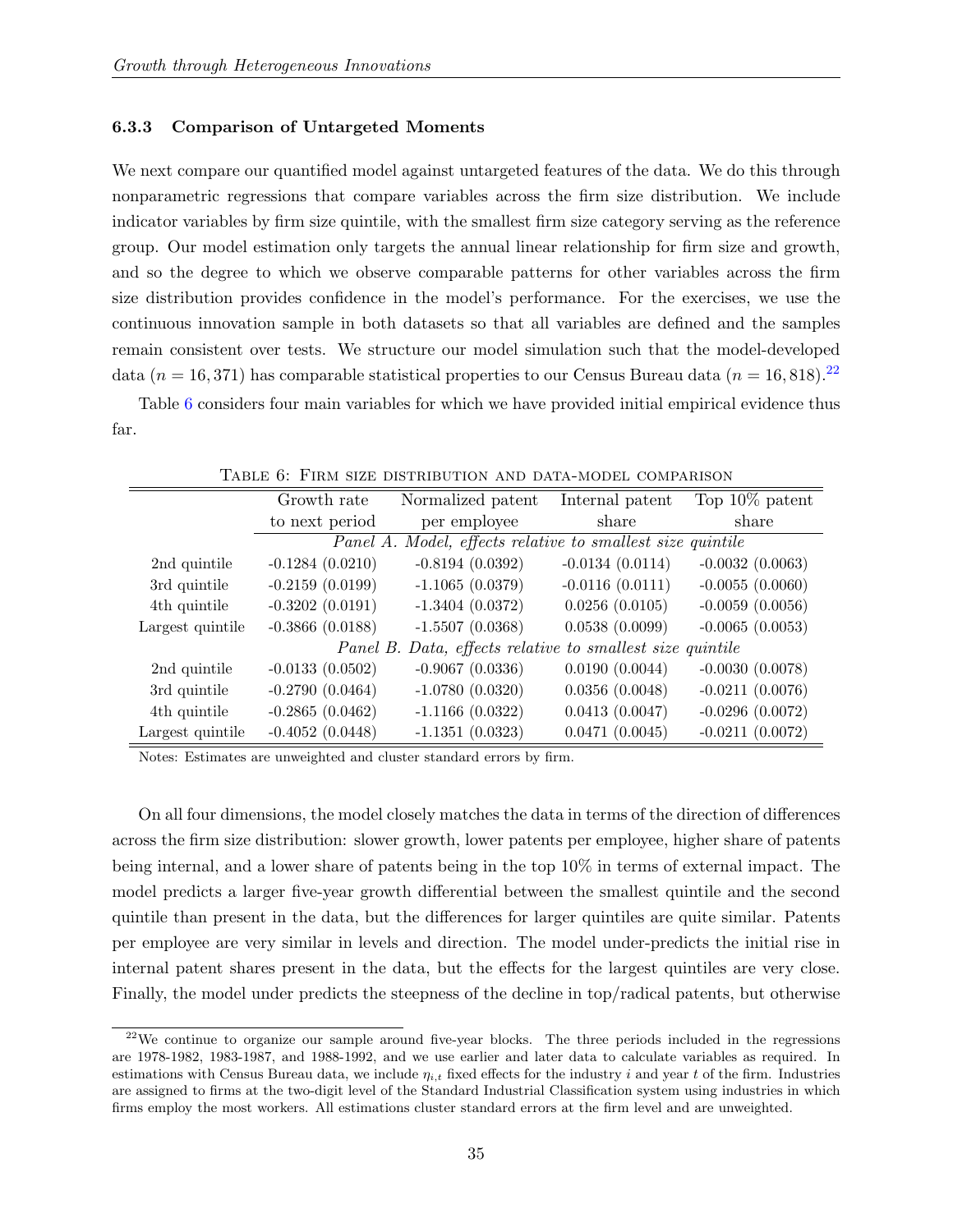### 6.3.3 Comparison of Untargeted Moments

We next compare our quantified model against untargeted features of the data. We do this through nonparametric regressions that compare variables across the firm size distribution. We include indicator variables by firm size quintile, with the smallest firm size category serving as the reference group. Our model estimation only targets the annual linear relationship for firm size and growth, and so the degree to which we observe comparable patterns for other variables across the firm size distribution provides confidence in the model's performance. For the exercises, we use the continuous innovation sample in both datasets so that all variables are defined and the samples remain consistent over tests. We structure our model simulation such that the model-developed data ($n = 16,371$) has comparable statistical properties to our Census Bureau data ($n = 16,818$).[22]

Table 6 considers four main variables for which we have provided initial empirical evidence thus far.

Table 6: Firm size distribution and data-model comparison

| | Growth rate to next period | Normalized patent per employee | Internal patent share | Top 10% patent share |
|---|---|---|---|---|
| | *Panel A. Model, effects relative to smallest size quintile* | | | |
| 2nd quintile | -0.1284 (0.0210) | -0.8194 (0.0392) | -0.0134 (0.0114) | -0.0032 (0.0063) |
| 3rd quintile | -0.2159 (0.0199) | -1.1065 (0.0379) | -0.0116 (0.0111) | -0.0055 (0.0060) |
| 4th quintile | -0.3202 (0.0191) | -1.3404 (0.0372) | 0.0256 (0.0105) | -0.0059 (0.0056) |
| Largest quintile | -0.3866 (0.0188) | -1.5507 (0.0368) | 0.0538 (0.0099) | -0.0065 (0.0053) |
| | *Panel B. Data, effects relative to smallest size quintile* | | | |
| 2nd quintile | -0.0133 (0.0502) | -0.9067 (0.0336) | 0.0190 (0.0044) | -0.0030 (0.0078) |
| 3rd quintile | -0.2790 (0.0464) | -1.0780 (0.0320) | 0.0356 (0.0048) | -0.0211 (0.0076) |
| 4th quintile | -0.2865 (0.0462) | -1.1166 (0.0322) | 0.0413 (0.0047) | -0.0296 (0.0072) |
| Largest quintile | -0.4052 (0.0448) | -1.1351 (0.0323) | 0.0471 (0.0045) | -0.0211 (0.0072) |

Notes: Estimates are unweighted and cluster standard errors by firm.

On all four dimensions, the model closely matches the data in terms of the direction of differences across the firm size distribution: slower growth, lower patents per employee, higher share of patents being internal, and a lower share of patents being in the top 10% in terms of external impact. The model predicts a larger five-year growth differential between the smallest quintile and the second quintile than present in the data, but the differences for larger quintiles are quite similar. Patents per employee are very similar in levels and direction. The model under-predicts the initial rise in internal patent shares present in the data, but the effects for the largest quintiles are very close. Finally, the model under predicts the steepness of the decline in top/radical patents, but otherwise

[22] We continue to organize our sample around five-year blocks. The three periods included in the regressions are 1978-1982, 1983-1987, and 1988-1992, and we use earlier and later data to calculate variables as required. In estimations with Census Bureau data, we include $\eta_{i,t}$ fixed effects for the industry $i$ and year $t$ of the firm. Industries are assigned to firms at the two-digit level of the Standard Industrial Classification system using industries in which firms employ the most workers. All estimations cluster standard errors at the firm level and are unweighted.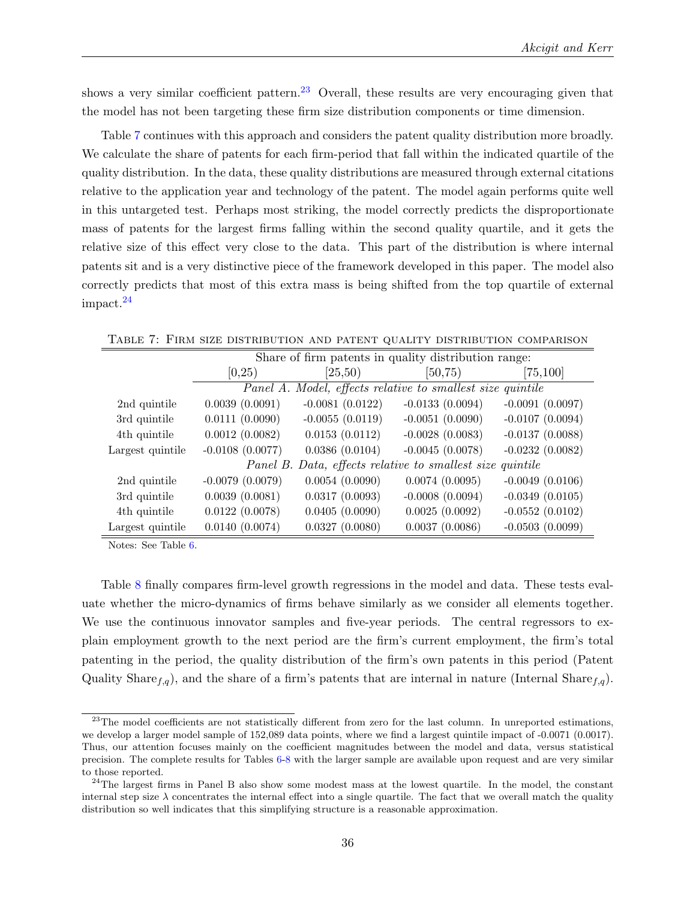shows a very similar coefficient pattern.[23] Overall, these results are very encouraging given that the model has not been targeting these firm size distribution components or time dimension.

Table 7 continues with this approach and considers the patent quality distribution more broadly. We calculate the share of patents for each firm-period that fall within the indicated quartile of the quality distribution. In the data, these quality distributions are measured through external citations relative to the application year and technology of the patent. The model again performs quite well in this untargeted test. Perhaps most striking, the model correctly predicts the disproportionate mass of patents for the largest firms falling within the second quality quartile, and it gets the relative size of this effect very close to the data. This part of the distribution is where internal patents sit and is a very distinctive piece of the framework developed in this paper. The model also correctly predicts that most of this extra mass is being shifted from the top quartile of external impact.[24]

Table 7: Firm size distribution and patent quality distribution comparison

| | Share of firm patents in quality distribution range: | | | |
|---|---|---|---|---|
| | [0,25) | [25,50) | [50,75) | [75,100] |
| | *Panel A. Model, effects relative to smallest size quintile* | | | |
| 2nd quintile | 0.0039 (0.0091) | -0.0081 (0.0122) | -0.0133 (0.0094) | -0.0091 (0.0097) |
| 3rd quintile | 0.0111 (0.0090) | -0.0055 (0.0119) | -0.0051 (0.0090) | -0.0107 (0.0094) |
| 4th quintile | 0.0012 (0.0082) | 0.0153 (0.0112) | -0.0028 (0.0083) | -0.0137 (0.0088) |
| Largest quintile | -0.0108 (0.0077) | 0.0386 (0.0104) | -0.0045 (0.0078) | -0.0232 (0.0082) |
| | *Panel B. Data, effects relative to smallest size quintile* | | | |
| 2nd quintile | -0.0079 (0.0079) | 0.0054 (0.0090) | 0.0074 (0.0095) | -0.0049 (0.0106) |
| 3rd quintile | 0.0039 (0.0081) | 0.0317 (0.0093) | -0.0008 (0.0094) | -0.0349 (0.0105) |
| 4th quintile | 0.0122 (0.0078) | 0.0405 (0.0090) | 0.0025 (0.0092) | -0.0552 (0.0102) |
| Largest quintile | 0.0140 (0.0074) | 0.0327 (0.0080) | 0.0037 (0.0086) | -0.0503 (0.0099) |

Notes: See Table 6.

Table 8 finally compares firm-level growth regressions in the model and data. These tests evaluate whether the micro-dynamics of firms behave similarly as we consider all elements together. We use the continuous innovator samples and five-year periods. The central regressors to explain employment growth to the next period are the firm's current employment, the firm's total patenting in the period, the quality distribution of the firm's own patents in this period (Patent Quality Share$_{f,q}$), and the share of a firm's patents that are internal in nature (Internal Share$_{f,q}$).

[23] The model coefficients are not statistically different from zero for the last column. In unreported estimations, we develop a larger model sample of 152,089 data points, where we find a largest quintile impact of -0.0071 (0.0017). Thus, our attention focuses mainly on the coefficient magnitudes between the model and data, versus statistical precision. The complete results for Tables 6-8 with the larger sample are available upon request and are very similar to those reported.

[24] The largest firms in Panel B also show some modest mass at the lowest quartile. In the model, the constant internal step size $\lambda$ concentrates the internal effect into a single quartile. The fact that we overall match the quality distribution so well indicates that this simplifying structure is a reasonable approximation.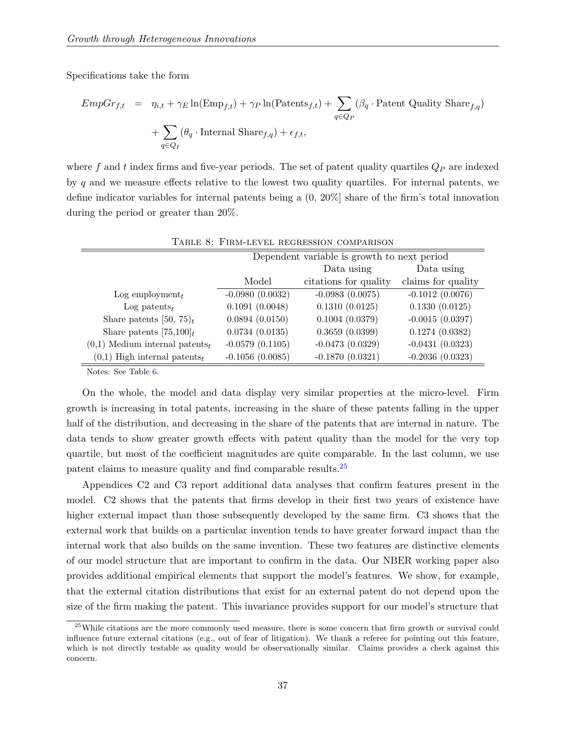Specifications take the form

$$
\begin{aligned}
EmpGr_{f,t} &= \eta_{i,t} + \gamma_E \ln(\text{Emp}_{f,t}) + \gamma_P \ln(\text{Patents}_{f,t}) + \sum_{q \in Q_P} (\beta_q \cdot \text{Patent Quality Share}_{f,q}) \\
&\quad + \sum_{q \in Q_I} (\theta_q \cdot \text{Internal Share}_{f,q}) + \epsilon_{f,t},
\end{aligned}
$$

where $f$ and $t$ index firms and five-year periods. The set of patent quality quartiles $Q_P$ are indexed by $q$ and we measure effects relative to the lowest two quality quartiles. For internal patents, we define indicator variables for internal patents being a (0, 20%] share of the firm's total innovation during the period or greater than 20%.

Table 8: Firm-level regression comparison

| | Dependent variable is growth to next period | | |
|---|---|---|---|
| | Model | Data using citations for quality | Data using claims for quality |
| Log employment$_t$ | -0.0980 (0.0032) | -0.0983 (0.0075) | -0.1012 (0.0076) |
| Log patents$_t$ | 0.1091 (0.0048) | 0.1310 (0.0125) | 0.1330 (0.0125) |
| Share patents [50, 75)$_t$ | 0.0894 (0.0150) | 0.1004 (0.0379) | -0.0015 (0.0397) |
| Share patents [75,100]$_t$ | 0.0734 (0.0135) | 0.3659 (0.0399) | 0.1274 (0.0382) |
| (0,1) Medium internal patents$_t$ | -0.0579 (0.1105) | -0.0473 (0.0329) | -0.0431 (0.0323) |
| (0,1) High internal patents$_t$ | -0.1056 (0.0085) | -0.1870 (0.0321) | -0.2036 (0.0323) |

Notes: See Table 6.

On the whole, the model and data display very similar properties at the micro-level. Firm growth is increasing in total patents, increasing in the share of these patents falling in the upper half of the distribution, and decreasing in the share of the patents that are internal in nature. The data tends to show greater growth effects with patent quality than the model for the very top quartile, but most of the coefficient magnitudes are quite comparable. In the last column, we use patent claims to measure quality and find comparable results.[25]

Appendices C2 and C3 report additional data analyses that confirm features present in the model. C2 shows that the patents that firms develop in their first two years of existence have higher external impact than those subsequently developed by the same firm. C3 shows that the external work that builds on a particular invention tends to have greater forward impact than the internal work that also builds on the same invention. These two features are distinctive elements of our model structure that are important to confirm in the data. Our NBER working paper also provides additional empirical elements that support the model's features. We show, for example, that the external citation distributions that exist for an external patent do not depend upon the size of the firm making the patent. This invariance provides support for our model's structure that

[25] While citations are the more commonly used measure, there is some concern that firm growth or survival could influence future external citations (e.g., out of fear of litigation). We thank a referee for pointing out this feature, which is not directly testable as quality would be observationally similar. Claims provides a check against this concern.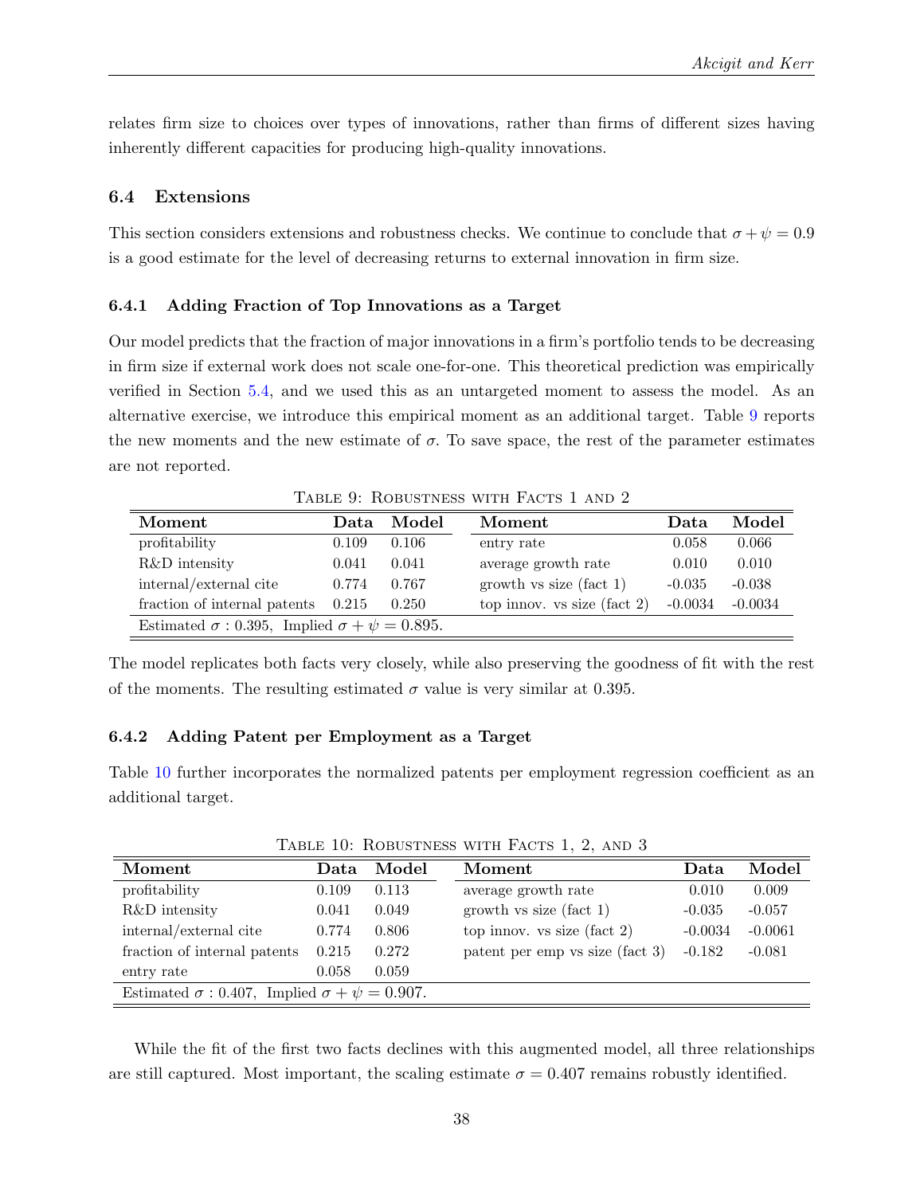relates firm size to choices over types of innovations, rather than firms of different sizes having inherently different capacities for producing high-quality innovations.

### 6.4 Extensions

This section considers extensions and robustness checks. We continue to conclude that $\sigma + \psi = 0.9$ is a good estimate for the level of decreasing returns to external innovation in firm size.

#### 6.4.1 Adding Fraction of Top Innovations as a Target

Our model predicts that the fraction of major innovations in a firm's portfolio tends to be decreasing in firm size if external work does not scale one-for-one. This theoretical prediction was empirically verified in Section 5.4, and we used this as an untargeted moment to assess the model. As an alternative exercise, we introduce this empirical moment as an additional target. Table 9 reports the new moments and the new estimate of $\sigma$. To save space, the rest of the parameter estimates are not reported.

Table 9: Robustness with Facts 1 and 2

| Moment | Data | Model | Moment | Data | Model |
|---|---|---|---|---|---|
| profitability | 0.109 | 0.106 | entry rate | 0.058 | 0.066 |
| R&D intensity | 0.041 | 0.041 | average growth rate | 0.010 | 0.010 |
| internal/external cite | 0.774 | 0.767 | growth vs size (fact 1) | -0.035 | -0.038 |
| fraction of internal patents | 0.215 | 0.250 | top innov. vs size (fact 2) | -0.0034 | -0.0034 |
| Estimated $\sigma$ : 0.395, Implied $\sigma + \psi = 0.895$. | | | | | |

The model replicates both facts very closely, while also preserving the goodness of fit with the rest of the moments. The resulting estimated $\sigma$ value is very similar at 0.395.

#### 6.4.2 Adding Patent per Employment as a Target

Table 10 further incorporates the normalized patents per employment regression coefficient as an additional target.

Table 10: Robustness with Facts 1, 2, and 3

| Moment | Data | Model | Moment | Data | Model |
|---|---|---|---|---|---|
| profitability | 0.109 | 0.113 | average growth rate | 0.010 | 0.009 |
| R&D intensity | 0.041 | 0.049 | growth vs size (fact 1) | -0.035 | -0.057 |
| internal/external cite | 0.774 | 0.806 | top innov. vs size (fact 2) | -0.0034 | -0.0061 |
| fraction of internal patents | 0.215 | 0.272 | patent per emp vs size (fact 3) | -0.182 | -0.081 |
| entry rate | 0.058 | 0.059 | | | |
| Estimated $\sigma$ : 0.407, Implied $\sigma + \psi = 0.907$. | | | | | |

While the fit of the first two facts declines with this augmented model, all three relationships are still captured. Most important, the scaling estimate $\sigma = 0.407$ remains robustly identified.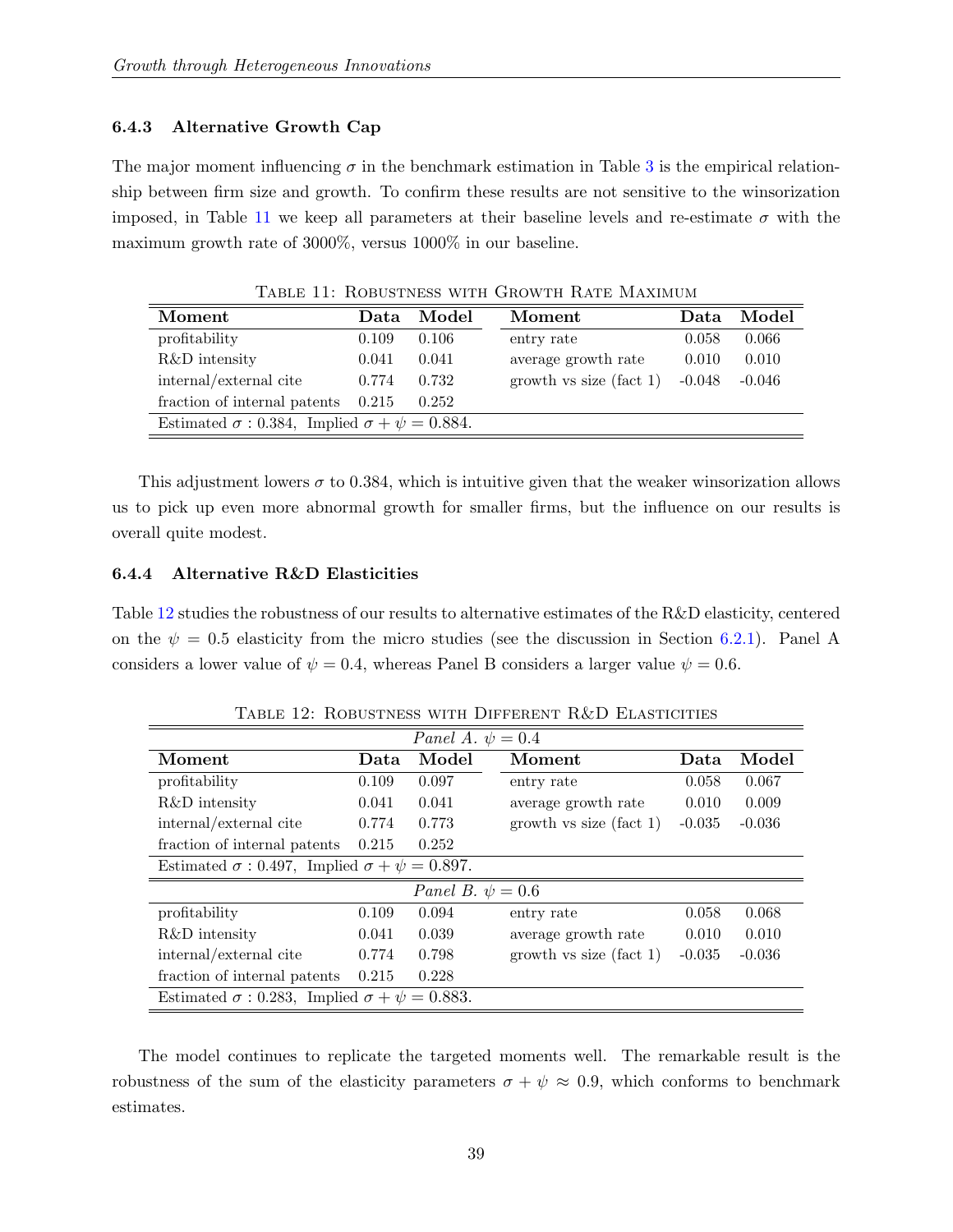### 6.4.3 Alternative Growth Cap

The major moment influencing $\sigma$ in the benchmark estimation in Table 3 is the empirical relationship between firm size and growth. To confirm these results are not sensitive to the winsorization imposed, in Table 11 we keep all parameters at their baseline levels and re-estimate $\sigma$ with the maximum growth rate of 3000%, versus 1000% in our baseline.

Table 11: Robustness with Growth Rate Maximum

| Moment | Data | Model | Moment | Data | Model |
|---|---|---|---|---|---|
| profitability | 0.109 | 0.106 | entry rate | 0.058 | 0.066 |
| R&D intensity | 0.041 | 0.041 | average growth rate | 0.010 | 0.010 |
| internal/external cite | 0.774 | 0.732 | growth vs size (fact 1) | -0.048 | -0.046 |
| fraction of internal patents | 0.215 | 0.252 | | | |
| Estimated $\sigma$ : 0.384, Implied $\sigma + \psi = 0.884$. | | | | | |

This adjustment lowers $\sigma$ to 0.384, which is intuitive given that the weaker winsorization allows us to pick up even more abnormal growth for smaller firms, but the influence on our results is overall quite modest.

### 6.4.4 Alternative R&D Elasticities

Table 12 studies the robustness of our results to alternative estimates of the R&D elasticity, centered on the $\psi = 0.5$ elasticity from the micro studies (see the discussion in Section 6.2.1). Panel A considers a lower value of $\psi = 0.4$, whereas Panel B considers a larger value $\psi = 0.6$.

Table 12: Robustness with Different R&D Elasticities

| Moment | Data | Model | Moment | Data | Model |
|---|---|---|---|---|---|
| *Panel A. $\psi = 0.4$* | | | | | |
| profitability | 0.109 | 0.097 | entry rate | 0.058 | 0.067 |
| R&D intensity | 0.041 | 0.041 | average growth rate | 0.010 | 0.009 |
| internal/external cite | 0.774 | 0.773 | growth vs size (fact 1) | -0.035 | -0.036 |
| fraction of internal patents | 0.215 | 0.252 | | | |
| Estimated $\sigma$ : 0.497, Implied $\sigma + \psi = 0.897$. | | | | | |
| *Panel B. $\psi = 0.6$* | | | | | |
| profitability | 0.109 | 0.094 | entry rate | 0.058 | 0.068 |
| R&D intensity | 0.041 | 0.039 | average growth rate | 0.010 | 0.010 |
| internal/external cite | 0.774 | 0.798 | growth vs size (fact 1) | -0.035 | -0.036 |
| fraction of internal patents | 0.215 | 0.228 | | | |
| Estimated $\sigma$ : 0.283, Implied $\sigma + \psi = 0.883$. | | | | | |

The model continues to replicate the targeted moments well. The remarkable result is the robustness of the sum of the elasticity parameters $\sigma + \psi \approx 0.9$, which conforms to benchmark estimates.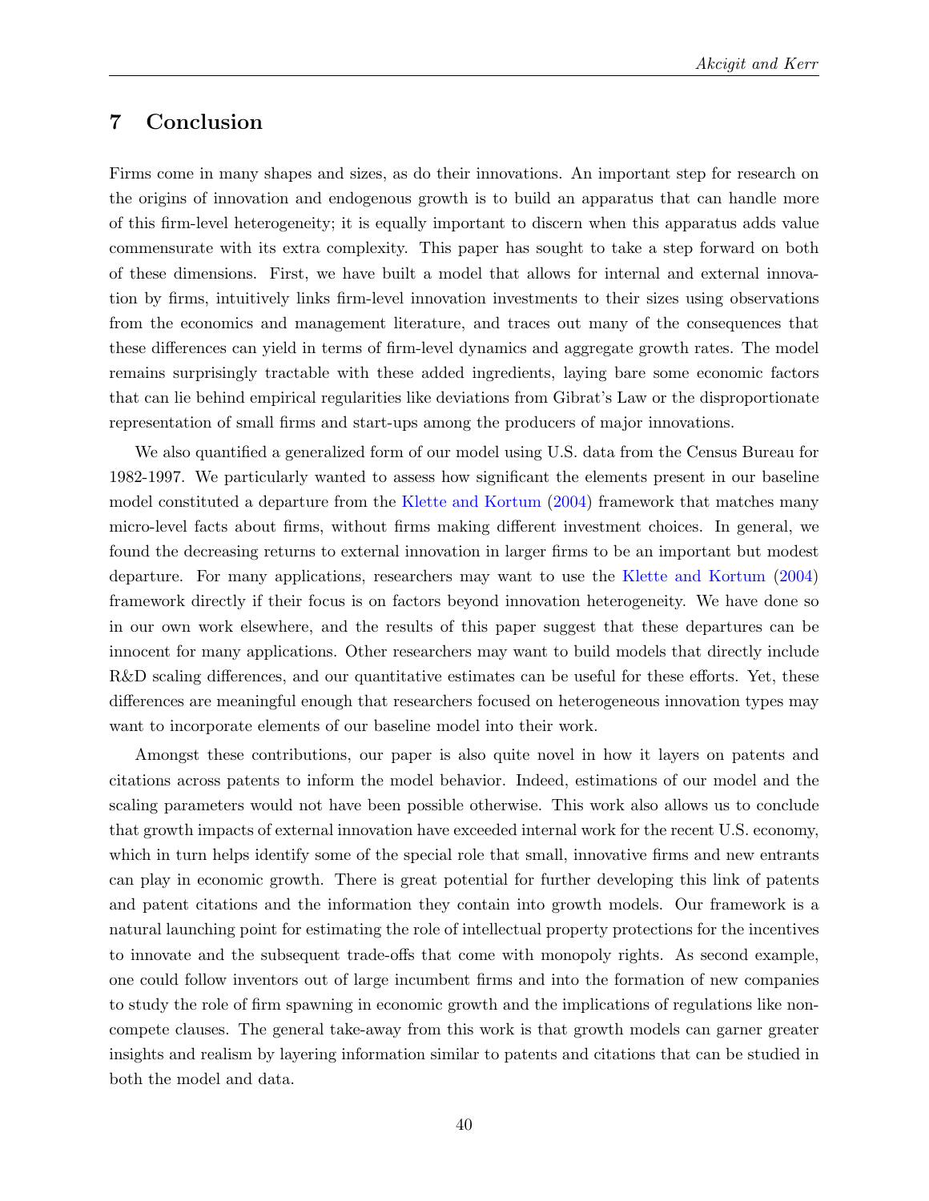# 7 Conclusion

Firms come in many shapes and sizes, as do their innovations. An important step for research on the origins of innovation and endogenous growth is to build an apparatus that can handle more of this firm-level heterogeneity; it is equally important to discern when this apparatus adds value commensurate with its extra complexity. This paper has sought to take a step forward on both of these dimensions. First, we have built a model that allows for internal and external innovation by firms, intuitively links firm-level innovation investments to their sizes using observations from the economics and management literature, and traces out many of the consequences that these differences can yield in terms of firm-level dynamics and aggregate growth rates. The model remains surprisingly tractable with these added ingredients, laying bare some economic factors that can lie behind empirical regularities like deviations from Gibrat's Law or the disproportionate representation of small firms and start-ups among the producers of major innovations.

We also quantified a generalized form of our model using U.S. data from the Census Bureau for 1982-1997. We particularly wanted to assess how significant the elements present in our baseline model constituted a departure from the Klette and Kortum (2004) framework that matches many micro-level facts about firms, without firms making different investment choices. In general, we found the decreasing returns to external innovation in larger firms to be an important but modest departure. For many applications, researchers may want to use the Klette and Kortum (2004) framework directly if their focus is on factors beyond innovation heterogeneity. We have done so in our own work elsewhere, and the results of this paper suggest that these departures can be innocent for many applications. Other researchers may want to build models that directly include R&D scaling differences, and our quantitative estimates can be useful for these efforts. Yet, these differences are meaningful enough that researchers focused on heterogeneous innovation types may want to incorporate elements of our baseline model into their work.

Amongst these contributions, our paper is also quite novel in how it layers on patents and citations across patents to inform the model behavior. Indeed, estimations of our model and the scaling parameters would not have been possible otherwise. This work also allows us to conclude that growth impacts of external innovation have exceeded internal work for the recent U.S. economy, which in turn helps identify some of the special role that small, innovative firms and new entrants can play in economic growth. There is great potential for further developing this link of patents and patent citations and the information they contain into growth models. Our framework is a natural launching point for estimating the role of intellectual property protections for the incentives to innovate and the subsequent trade-offs that come with monopoly rights. As second example, one could follow inventors out of large incumbent firms and into the formation of new companies to study the role of firm spawning in economic growth and the implications of regulations like non-compete clauses. The general take-away from this work is that growth models can garner greater insights and realism by layering information similar to patents and citations that can be studied in both the model and data.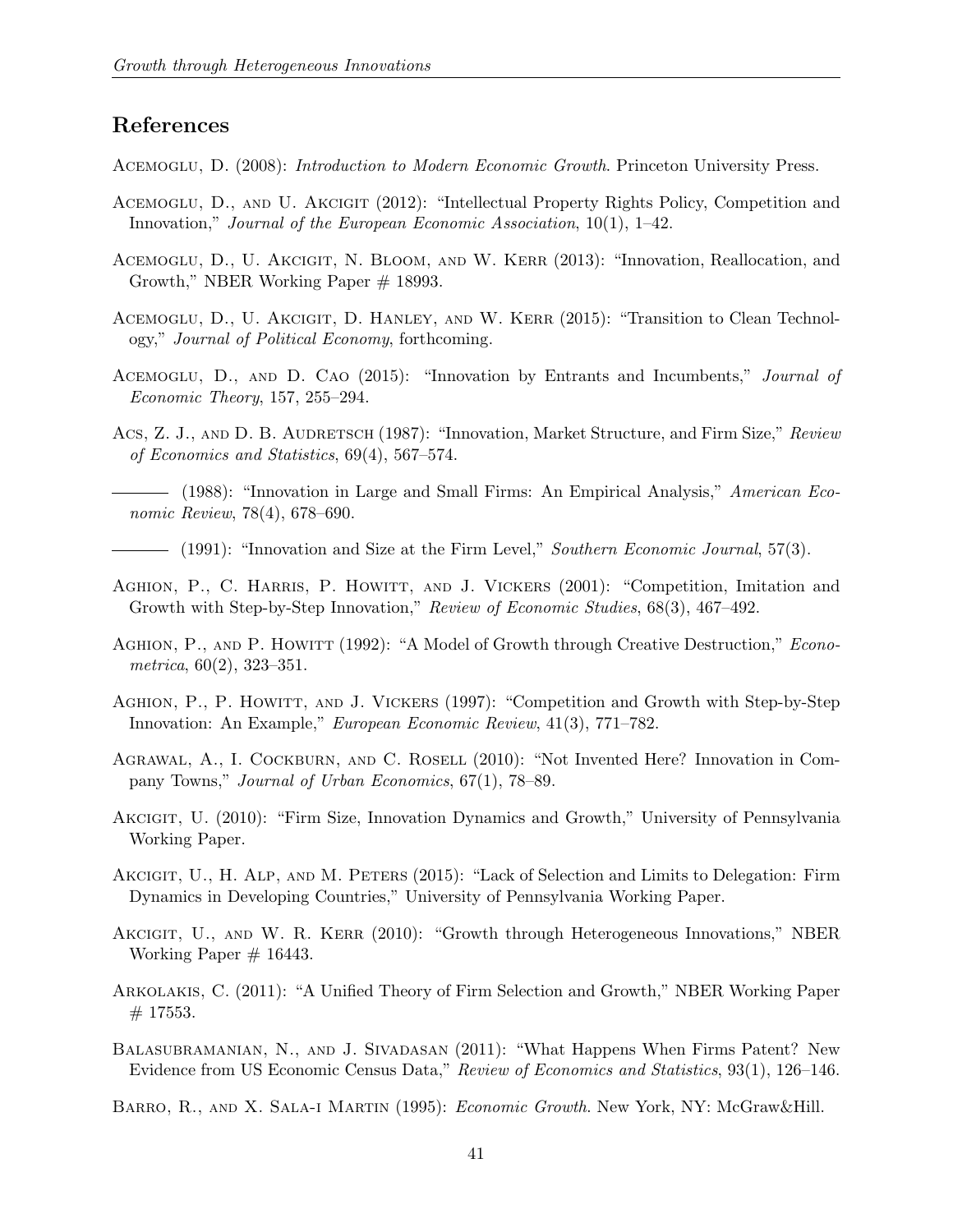## References

Acemoglu, D. (2008): *Introduction to Modern Economic Growth*. Princeton University Press.

Acemoglu, D., and U. Akcigit (2012): "Intellectual Property Rights Policy, Competition and Innovation," *Journal of the European Economic Association*, 10(1), 1–42.

Acemoglu, D., U. Akcigit, N. Bloom, and W. Kerr (2013): "Innovation, Reallocation, and Growth," NBER Working Paper # 18993.

Acemoglu, D., U. Akcigit, D. Hanley, and W. Kerr (2015): "Transition to Clean Technology," *Journal of Political Economy*, forthcoming.

Acemoglu, D., and D. Cao (2015): "Innovation by Entrants and Incumbents," *Journal of Economic Theory*, 157, 255–294.

Acs, Z. J., and D. B. Audretsch (1987): "Innovation, Market Structure, and Firm Size," *Review of Economics and Statistics*, 69(4), 567–574.

——— (1988): "Innovation in Large and Small Firms: An Empirical Analysis," *American Economic Review*, 78(4), 678–690.

——— (1991): "Innovation and Size at the Firm Level," *Southern Economic Journal*, 57(3).

Aghion, P., C. Harris, P. Howitt, and J. Vickers (2001): "Competition, Imitation and Growth with Step-by-Step Innovation," *Review of Economic Studies*, 68(3), 467–492.

Aghion, P., and P. Howitt (1992): "A Model of Growth through Creative Destruction," *Econometrica*, 60(2), 323–351.

Aghion, P., P. Howitt, and J. Vickers (1997): "Competition and Growth with Step-by-Step Innovation: An Example," *European Economic Review*, 41(3), 771–782.

Agrawal, A., I. Cockburn, and C. Rosell (2010): "Not Invented Here? Innovation in Company Towns," *Journal of Urban Economics*, 67(1), 78–89.

Akcigit, U. (2010): "Firm Size, Innovation Dynamics and Growth," University of Pennsylvania Working Paper.

Akcigit, U., H. Alp, and M. Peters (2015): "Lack of Selection and Limits to Delegation: Firm Dynamics in Developing Countries," University of Pennsylvania Working Paper.

Akcigit, U., and W. R. Kerr (2010): "Growth through Heterogeneous Innovations," NBER Working Paper # 16443.

Arkolakis, C. (2011): "A Unified Theory of Firm Selection and Growth," NBER Working Paper # 17553.

Balasubramanian, N., and J. Sivadasan (2011): "What Happens When Firms Patent? New Evidence from US Economic Census Data," *Review of Economics and Statistics*, 93(1), 126–146.

Barro, R., and X. Sala-i Martin (1995): *Economic Growth*. New York, NY: McGraw&Hill.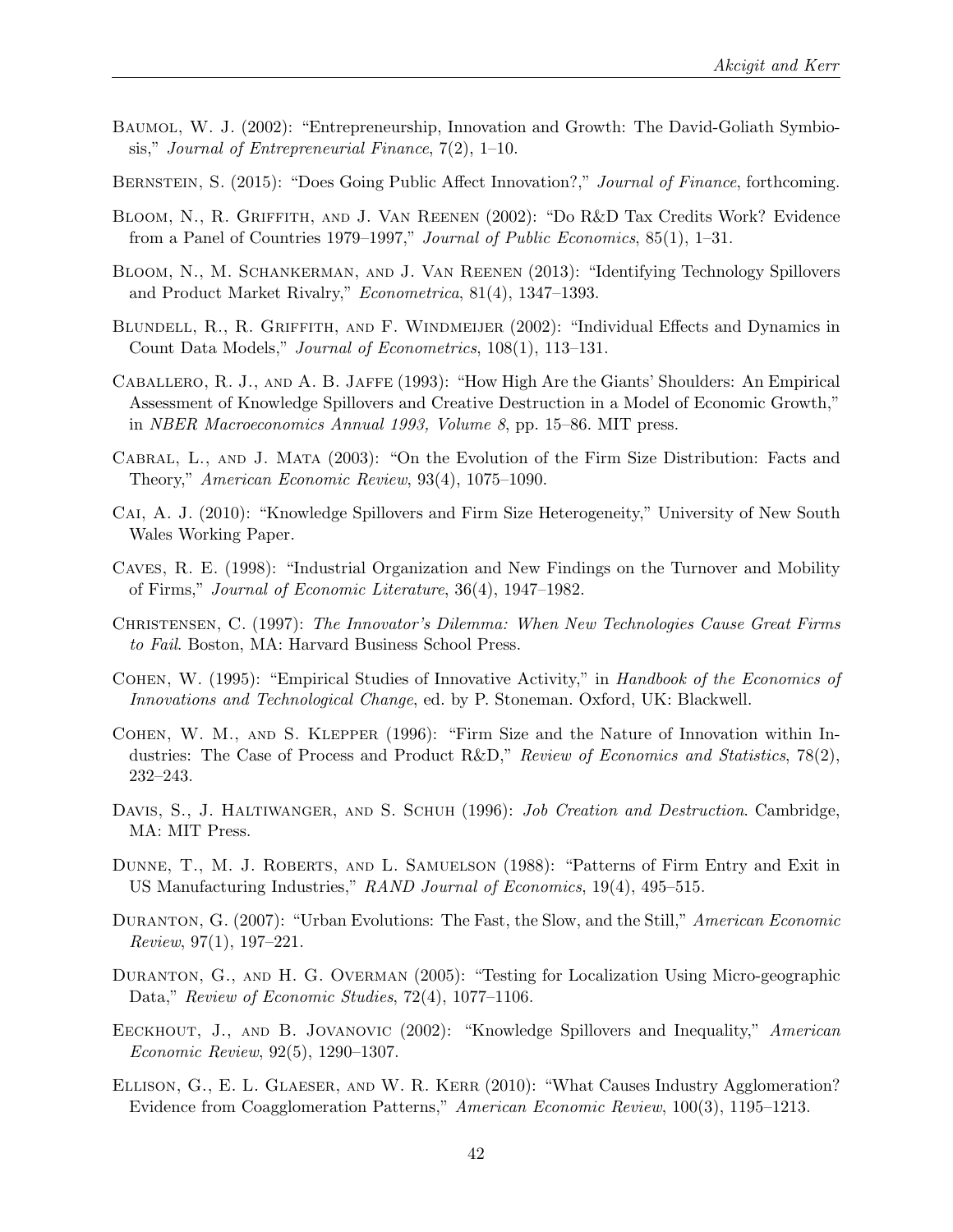Baumol, W. J. (2002): "Entrepreneurship, Innovation and Growth: The David-Goliath Symbiosis," *Journal of Entrepreneurial Finance*, 7(2), 1–10.

Bernstein, S. (2015): "Does Going Public Affect Innovation?," *Journal of Finance*, forthcoming.

Bloom, N., R. Griffith, and J. Van Reenen (2002): "Do R&D Tax Credits Work? Evidence from a Panel of Countries 1979–1997," *Journal of Public Economics*, 85(1), 1–31.

Bloom, N., M. Schankerman, and J. Van Reenen (2013): "Identifying Technology Spillovers and Product Market Rivalry," *Econometrica*, 81(4), 1347–1393.

Blundell, R., R. Griffith, and F. Windmeijer (2002): "Individual Effects and Dynamics in Count Data Models," *Journal of Econometrics*, 108(1), 113–131.

Caballero, R. J., and A. B. Jaffe (1993): "How High Are the Giants' Shoulders: An Empirical Assessment of Knowledge Spillovers and Creative Destruction in a Model of Economic Growth," in *NBER Macroeconomics Annual 1993, Volume 8*, pp. 15–86. MIT press.

Cabral, L., and J. Mata (2003): "On the Evolution of the Firm Size Distribution: Facts and Theory," *American Economic Review*, 93(4), 1075–1090.

Cai, A. J. (2010): "Knowledge Spillovers and Firm Size Heterogeneity," University of New South Wales Working Paper.

Caves, R. E. (1998): "Industrial Organization and New Findings on the Turnover and Mobility of Firms," *Journal of Economic Literature*, 36(4), 1947–1982.

Christensen, C. (1997): *The Innovator's Dilemma: When New Technologies Cause Great Firms to Fail*. Boston, MA: Harvard Business School Press.

Cohen, W. (1995): "Empirical Studies of Innovative Activity," in *Handbook of the Economics of Innovations and Technological Change*, ed. by P. Stoneman. Oxford, UK: Blackwell.

Cohen, W. M., and S. Klepper (1996): "Firm Size and the Nature of Innovation within Industries: The Case of Process and Product R&D," *Review of Economics and Statistics*, 78(2), 232–243.

Davis, S., J. Haltiwanger, and S. Schuh (1996): *Job Creation and Destruction*. Cambridge, MA: MIT Press.

Dunne, T., M. J. Roberts, and L. Samuelson (1988): "Patterns of Firm Entry and Exit in US Manufacturing Industries," *RAND Journal of Economics*, 19(4), 495–515.

Duranton, G. (2007): "Urban Evolutions: The Fast, the Slow, and the Still," *American Economic Review*, 97(1), 197–221.

Duranton, G., and H. G. Overman (2005): "Testing for Localization Using Micro-geographic Data," *Review of Economic Studies*, 72(4), 1077–1106.

Eeckhout, J., and B. Jovanovic (2002): "Knowledge Spillovers and Inequality," *American Economic Review*, 92(5), 1290–1307.

Ellison, G., E. L. Glaeser, and W. R. Kerr (2010): "What Causes Industry Agglomeration? Evidence from Coagglomeration Patterns," *American Economic Review*, 100(3), 1195–1213.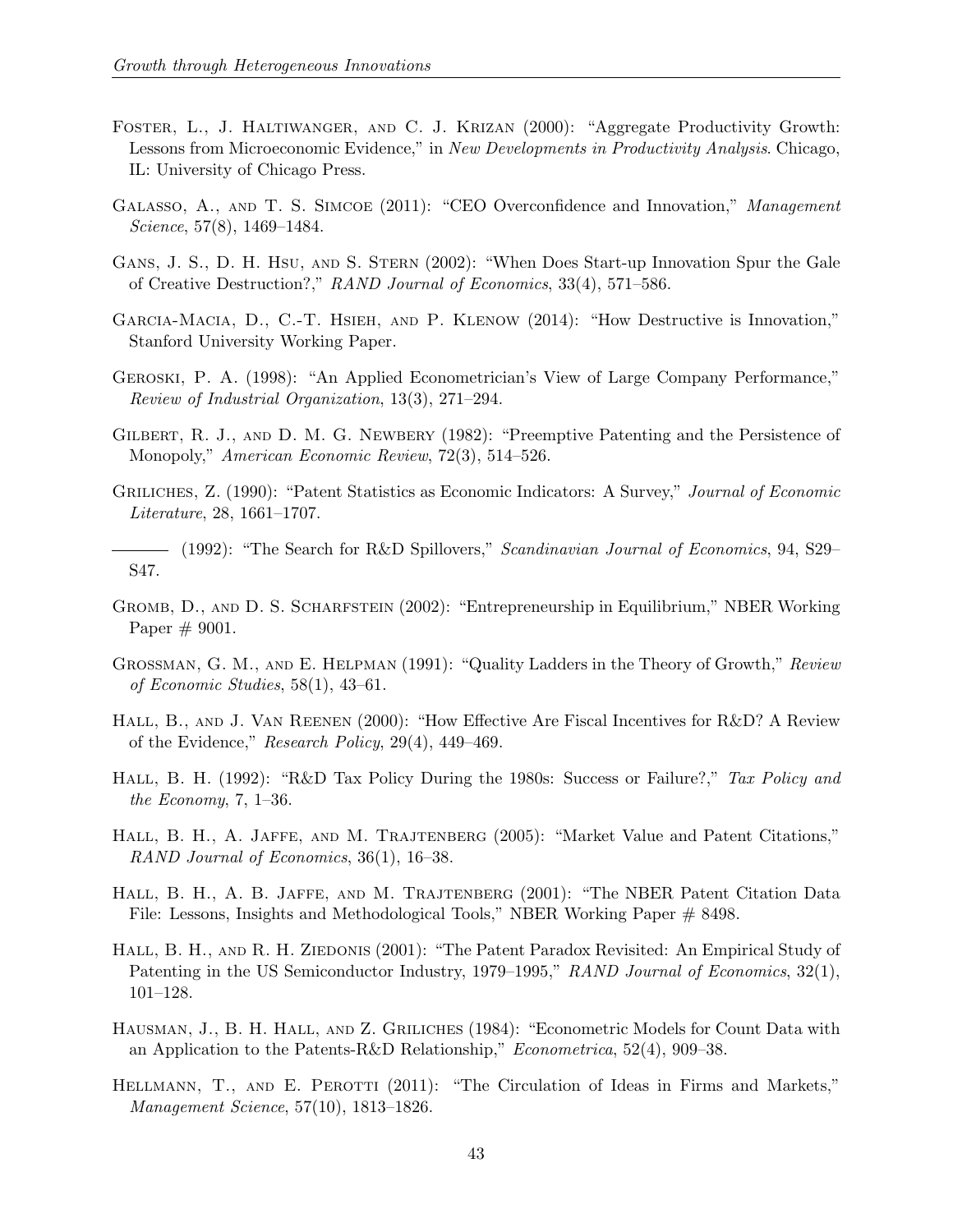Foster, L., J. Haltiwanger, and C. J. Krizan (2000): "Aggregate Productivity Growth: Lessons from Microeconomic Evidence," in *New Developments in Productivity Analysis*. Chicago, IL: University of Chicago Press.

Galasso, A., and T. S. Simcoe (2011): "CEO Overconfidence and Innovation," *Management Science*, 57(8), 1469–1484.

Gans, J. S., D. H. Hsu, and S. Stern (2002): "When Does Start-up Innovation Spur the Gale of Creative Destruction?," *RAND Journal of Economics*, 33(4), 571–586.

Garcia-Macia, D., C.-T. Hsieh, and P. Klenow (2014): "How Destructive is Innovation," Stanford University Working Paper.

Geroski, P. A. (1998): "An Applied Econometrician's View of Large Company Performance," *Review of Industrial Organization*, 13(3), 271–294.

Gilbert, R. J., and D. M. G. Newbery (1982): "Preemptive Patenting and the Persistence of Monopoly," *American Economic Review*, 72(3), 514–526.

Griliches, Z. (1990): "Patent Statistics as Economic Indicators: A Survey," *Journal of Economic Literature*, 28, 1661–1707.

——— (1992): "The Search for R&D Spillovers," *Scandinavian Journal of Economics*, 94, S29–S47.

Gromb, D., and D. S. Scharfstein (2002): "Entrepreneurship in Equilibrium," NBER Working Paper # 9001.

Grossman, G. M., and E. Helpman (1991): "Quality Ladders in the Theory of Growth," *Review of Economic Studies*, 58(1), 43–61.

Hall, B., and J. Van Reenen (2000): "How Effective Are Fiscal Incentives for R&D? A Review of the Evidence," *Research Policy*, 29(4), 449–469.

Hall, B. H. (1992): "R&D Tax Policy During the 1980s: Success or Failure?," *Tax Policy and the Economy*, 7, 1–36.

Hall, B. H., A. Jaffe, and M. Trajtenberg (2005): "Market Value and Patent Citations," *RAND Journal of Economics*, 36(1), 16–38.

Hall, B. H., A. B. Jaffe, and M. Trajtenberg (2001): "The NBER Patent Citation Data File: Lessons, Insights and Methodological Tools," NBER Working Paper # 8498.

Hall, B. H., and R. H. Ziedonis (2001): "The Patent Paradox Revisited: An Empirical Study of Patenting in the US Semiconductor Industry, 1979–1995," *RAND Journal of Economics*, 32(1), 101–128.

Hausman, J., B. H. Hall, and Z. Griliches (1984): "Econometric Models for Count Data with an Application to the Patents-R&D Relationship," *Econometrica*, 52(4), 909–38.

Hellmann, T., and E. Perotti (2011): "The Circulation of Ideas in Firms and Markets," *Management Science*, 57(10), 1813–1826.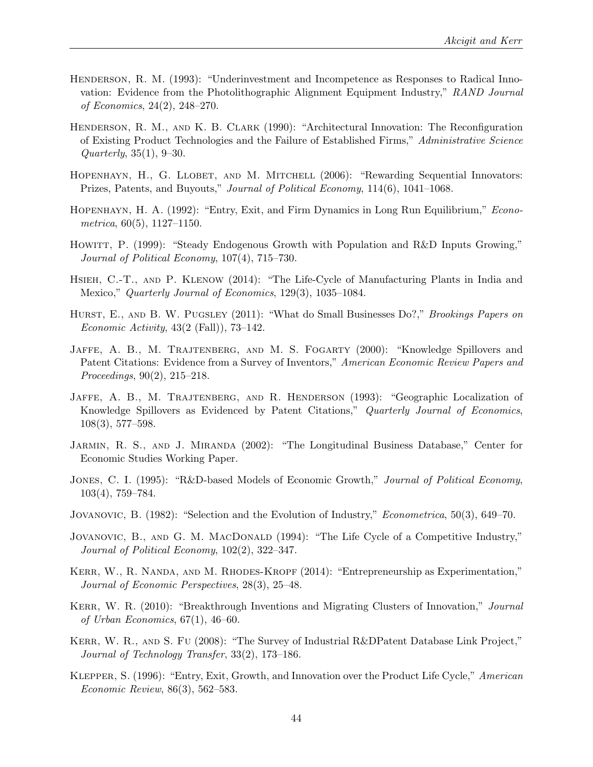Henderson, R. M. (1993): "Underinvestment and Incompetence as Responses to Radical Innovation: Evidence from the Photolithographic Alignment Equipment Industry," *RAND Journal of Economics*, 24(2), 248–270.

Henderson, R. M., and K. B. Clark (1990): "Architectural Innovation: The Reconfiguration of Existing Product Technologies and the Failure of Established Firms," *Administrative Science Quarterly*, 35(1), 9–30.

Hopenhayn, H., G. Llobet, and M. Mitchell (2006): "Rewarding Sequential Innovators: Prizes, Patents, and Buyouts," *Journal of Political Economy*, 114(6), 1041–1068.

Hopenhayn, H. A. (1992): "Entry, Exit, and Firm Dynamics in Long Run Equilibrium," *Econometrica*, 60(5), 1127–1150.

Howitt, P. (1999): "Steady Endogenous Growth with Population and R&D Inputs Growing," *Journal of Political Economy*, 107(4), 715–730.

Hsieh, C.-T., and P. Klenow (2014): "The Life-Cycle of Manufacturing Plants in India and Mexico," *Quarterly Journal of Economics*, 129(3), 1035–1084.

Hurst, E., and B. W. Pugsley (2011): "What do Small Businesses Do?," *Brookings Papers on Economic Activity*, 43(2 (Fall)), 73–142.

Jaffe, A. B., M. Trajtenberg, and M. S. Fogarty (2000): "Knowledge Spillovers and Patent Citations: Evidence from a Survey of Inventors," *American Economic Review Papers and Proceedings*, 90(2), 215–218.

Jaffe, A. B., M. Trajtenberg, and R. Henderson (1993): "Geographic Localization of Knowledge Spillovers as Evidenced by Patent Citations," *Quarterly Journal of Economics*, 108(3), 577–598.

Jarmin, R. S., and J. Miranda (2002): "The Longitudinal Business Database," Center for Economic Studies Working Paper.

Jones, C. I. (1995): "R&D-based Models of Economic Growth," *Journal of Political Economy*, 103(4), 759–784.

Jovanovic, B. (1982): "Selection and the Evolution of Industry," *Econometrica*, 50(3), 649–70.

Jovanovic, B., and G. M. MacDonald (1994): "The Life Cycle of a Competitive Industry," *Journal of Political Economy*, 102(2), 322–347.

Kerr, W., R. Nanda, and M. Rhodes-Kropf (2014): "Entrepreneurship as Experimentation," *Journal of Economic Perspectives*, 28(3), 25–48.

Kerr, W. R. (2010): "Breakthrough Inventions and Migrating Clusters of Innovation," *Journal of Urban Economics*, 67(1), 46–60.

Kerr, W. R., and S. Fu (2008): "The Survey of Industrial R&DPatent Database Link Project," *Journal of Technology Transfer*, 33(2), 173–186.

Klepper, S. (1996): "Entry, Exit, Growth, and Innovation over the Product Life Cycle," *American Economic Review*, 86(3), 562–583.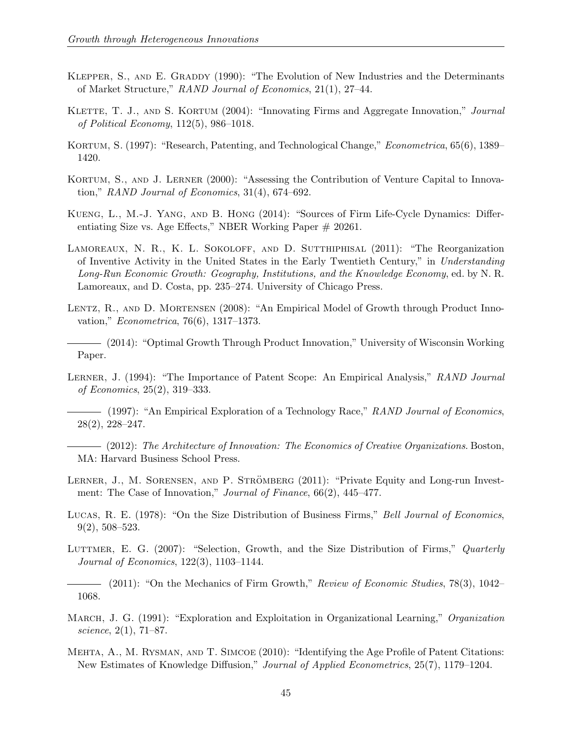Klepper, S., and E. Graddy (1990): "The Evolution of New Industries and the Determinants of Market Structure," *RAND Journal of Economics*, 21(1), 27–44.

Klette, T. J., and S. Kortum (2004): "Innovating Firms and Aggregate Innovation," *Journal of Political Economy*, 112(5), 986–1018.

Kortum, S. (1997): "Research, Patenting, and Technological Change," *Econometrica*, 65(6), 1389–1420.

Kortum, S., and J. Lerner (2000): "Assessing the Contribution of Venture Capital to Innovation," *RAND Journal of Economics*, 31(4), 674–692.

Kueng, L., M.-J. Yang, and B. Hong (2014): "Sources of Firm Life-Cycle Dynamics: Differentiating Size vs. Age Effects," NBER Working Paper # 20261.

Lamoreaux, N. R., K. L. Sokoloff, and D. Sutthiphisal (2011): "The Reorganization of Inventive Activity in the United States in the Early Twentieth Century," in *Understanding Long-Run Economic Growth: Geography, Institutions, and the Knowledge Economy*, ed. by N. R. Lamoreaux, and D. Costa, pp. 235–274. University of Chicago Press.

Lentz, R., and D. Mortensen (2008): "An Empirical Model of Growth through Product Innovation," *Econometrica*, 76(6), 1317–1373.

——— (2014): "Optimal Growth Through Product Innovation," University of Wisconsin Working Paper.

Lerner, J. (1994): "The Importance of Patent Scope: An Empirical Analysis," *RAND Journal of Economics*, 25(2), 319–333.

——— (1997): "An Empirical Exploration of a Technology Race," *RAND Journal of Economics*, 28(2), 228–247.

——— (2012): *The Architecture of Innovation: The Economics of Creative Organizations*. Boston, MA: Harvard Business School Press.

Lerner, J., M. Sorensen, and P. Strömberg (2011): "Private Equity and Long-run Investment: The Case of Innovation," *Journal of Finance*, 66(2), 445–477.

Lucas, R. E. (1978): "On the Size Distribution of Business Firms," *Bell Journal of Economics*, 9(2), 508–523.

Luttmer, E. G. (2007): "Selection, Growth, and the Size Distribution of Firms," *Quarterly Journal of Economics*, 122(3), 1103–1144.

——— (2011): "On the Mechanics of Firm Growth," *Review of Economic Studies*, 78(3), 1042–1068.

March, J. G. (1991): "Exploration and Exploitation in Organizational Learning," *Organization science*, 2(1), 71–87.

Mehta, A., M. Rysman, and T. Simcoe (2010): "Identifying the Age Profile of Patent Citations: New Estimates of Knowledge Diffusion," *Journal of Applied Econometrics*, 25(7), 1179–1204.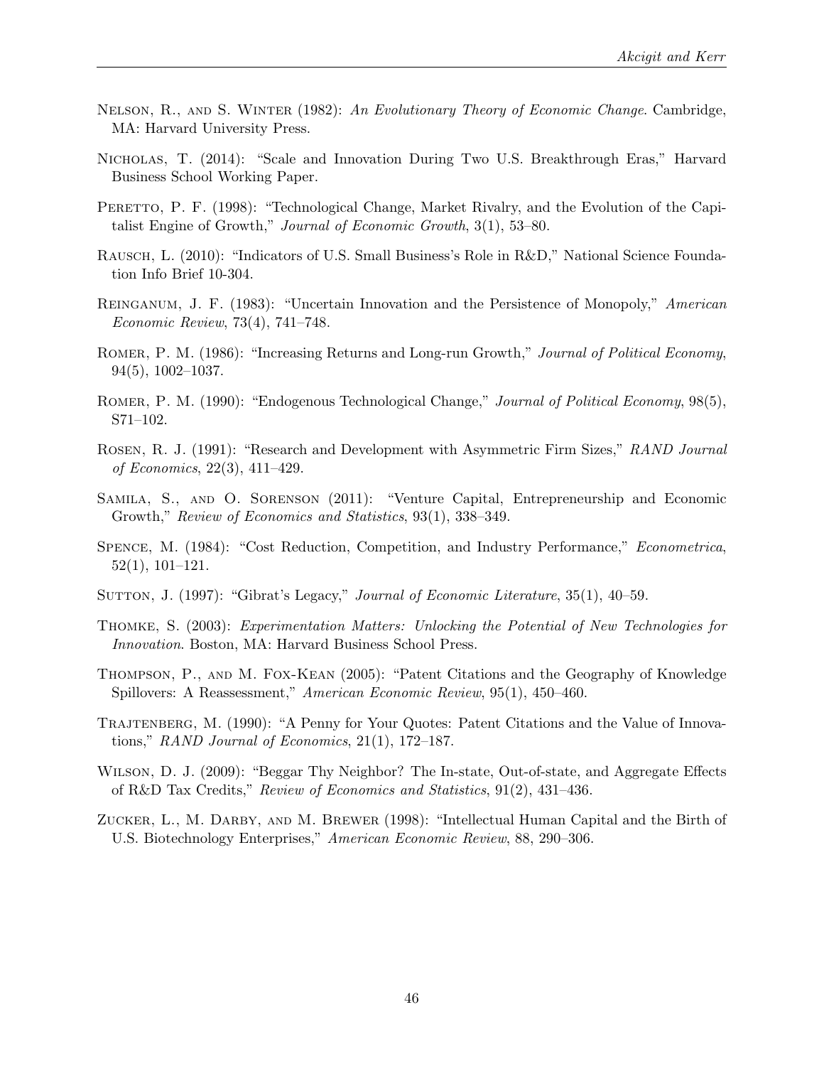Nelson, R., and S. Winter (1982): *An Evolutionary Theory of Economic Change*. Cambridge, MA: Harvard University Press.

Nicholas, T. (2014): "Scale and Innovation During Two U.S. Breakthrough Eras," Harvard Business School Working Paper.

Peretto, P. F. (1998): "Technological Change, Market Rivalry, and the Evolution of the Capitalist Engine of Growth," *Journal of Economic Growth*, 3(1), 53–80.

Rausch, L. (2010): "Indicators of U.S. Small Business's Role in R&D," National Science Foundation Info Brief 10-304.

Reinganum, J. F. (1983): "Uncertain Innovation and the Persistence of Monopoly," *American Economic Review*, 73(4), 741–748.

Romer, P. M. (1986): "Increasing Returns and Long-run Growth," *Journal of Political Economy*, 94(5), 1002–1037.

Romer, P. M. (1990): "Endogenous Technological Change," *Journal of Political Economy*, 98(5), S71–102.

Rosen, R. J. (1991): "Research and Development with Asymmetric Firm Sizes," *RAND Journal of Economics*, 22(3), 411–429.

Samila, S., and O. Sorenson (2011): "Venture Capital, Entrepreneurship and Economic Growth," *Review of Economics and Statistics*, 93(1), 338–349.

Spence, M. (1984): "Cost Reduction, Competition, and Industry Performance," *Econometrica*, 52(1), 101–121.

Sutton, J. (1997): "Gibrat's Legacy," *Journal of Economic Literature*, 35(1), 40–59.

Thomke, S. (2003): *Experimentation Matters: Unlocking the Potential of New Technologies for Innovation*. Boston, MA: Harvard Business School Press.

Thompson, P., and M. Fox-Kean (2005): "Patent Citations and the Geography of Knowledge Spillovers: A Reassessment," *American Economic Review*, 95(1), 450–460.

Trajtenberg, M. (1990): "A Penny for Your Quotes: Patent Citations and the Value of Innovations," *RAND Journal of Economics*, 21(1), 172–187.

Wilson, D. J. (2009): "Beggar Thy Neighbor? The In-state, Out-of-state, and Aggregate Effects of R&D Tax Credits," *Review of Economics and Statistics*, 91(2), 431–436.

Zucker, L., M. Darby, and M. Brewer (1998): "Intellectual Human Capital and the Birth of U.S. Biotechnology Enterprises," *American Economic Review*, 88, 290–306.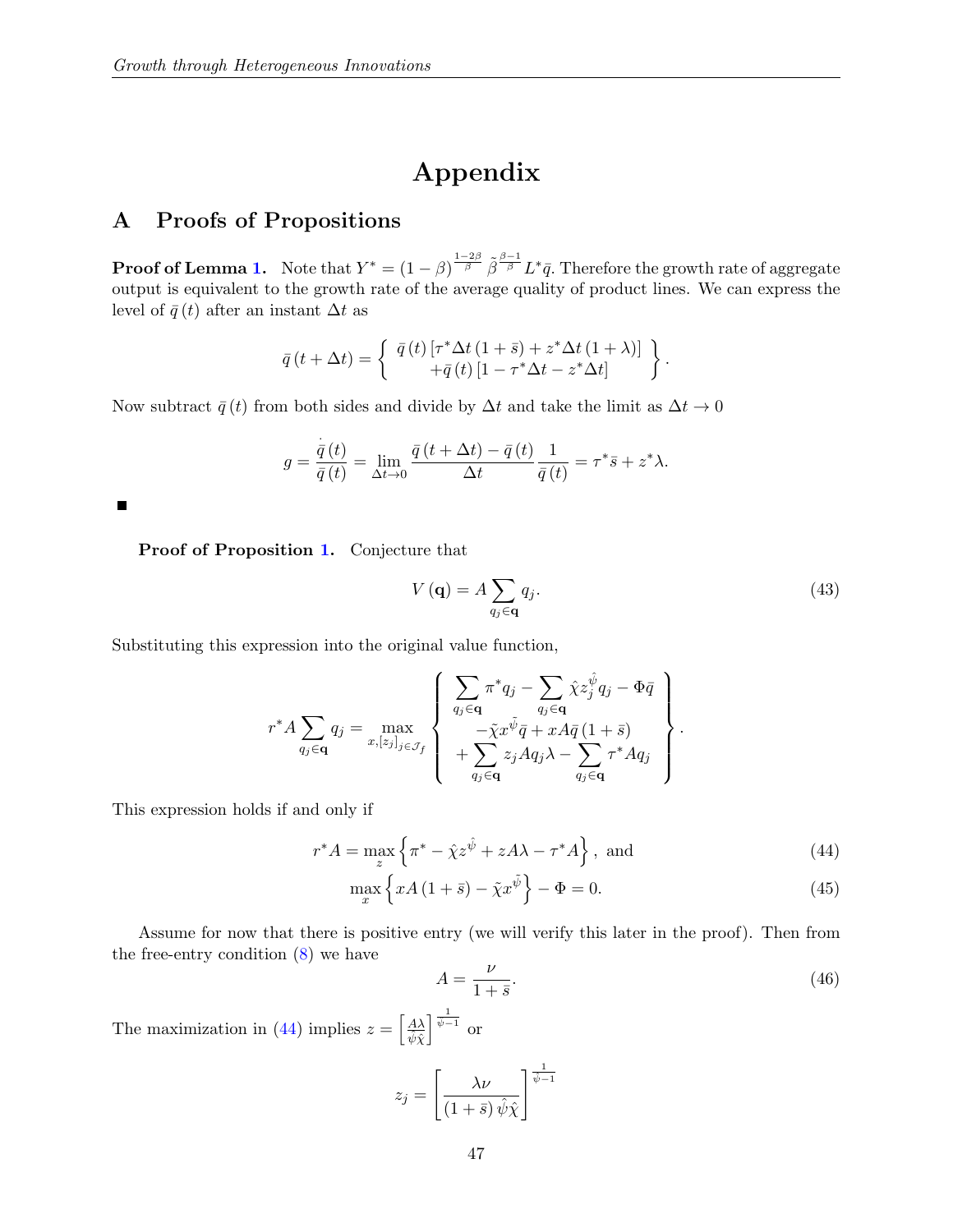# Appendix

## A Proofs of Propositions

**Proof of Lemma 1.** Note that $Y^* = (1-\beta)^{\frac{1-2\beta}{\beta}} \tilde{\beta}^{\frac{\beta-1}{\beta}} L^* \bar{q}$. Therefore the growth rate of aggregate output is equivalent to the growth rate of the average quality of product lines. We can express the level of $\bar{q}(t)$ after an instant $\Delta t$ as

$$\bar{q}(t+\Delta t) = \left\{ \begin{array}{c} \bar{q}(t)\left[\tau^* \Delta t (1+\bar{s}) + z^* \Delta t (1+\lambda)\right] \\ +\bar{q}(t)\left[1 - \tau^* \Delta t - z^* \Delta t\right] \end{array} \right\}.$$

Now subtract $\bar{q}(t)$ from both sides and divide by $\Delta t$ and take the limit as $\Delta t \to 0$

$$g = \frac{\dot{\bar{q}}(t)}{\bar{q}(t)} = \lim_{\Delta t \to 0} \frac{\bar{q}(t+\Delta t) - \bar{q}(t)}{\Delta t} \frac{1}{\bar{q}(t)} = \tau^* \bar{s} + z^* \lambda.$$

■

**Proof of Proposition 1.** Conjecture that

$$V(\mathbf{q}) = A \sum_{q_j \in \mathbf{q}} q_j. \tag{43}$$

Substituting this expression into the original value function,

$$r^* A \sum_{q_j \in \mathbf{q}} q_j = \max_{x, [z_j]_{j \in \mathcal{J}_f}} \left\{ \begin{array}{c} \sum_{q_j \in \mathbf{q}} \pi^* q_j - \sum_{q_j \in \mathbf{q}} \hat{\chi} z_j^{\hat{\psi}} q_j - \Phi \bar{q} \\ -\tilde{\chi} x^{\tilde{\psi}} \bar{q} + x A \bar{q} (1+\bar{s}) \\ + \sum_{q_j \in \mathbf{q}} z_j A q_j \lambda - \sum_{q_j \in \mathbf{q}} \tau^* A q_j \end{array} \right\}.$$

This expression holds if and only if

$$r^* A = \max_z \left\{ \pi^* - \hat{\chi} z^{\hat{\psi}} + z A \lambda - \tau^* A \right\}, \text{ and} \tag{44}$$

$$\max_x \left\{ x A (1+\bar{s}) - \tilde{\chi} x^{\tilde{\psi}} \right\} - \Phi = 0. \tag{45}$$

Assume for now that there is positive entry (we will verify this later in the proof). Then from the free-entry condition (8) we have

$$A = \frac{\nu}{1+\bar{s}}. \tag{46}$$

The maximization in (44) implies $z = \left[\frac{A\lambda}{\hat{\psi}\hat{\chi}}\right]^{\frac{1}{\hat{\psi}-1}}$ or

$$z_j = \left[\frac{\lambda \nu}{(1+\bar{s})\hat{\psi}\hat{\chi}}\right]^{\frac{1}{\hat{\psi}-1}}$$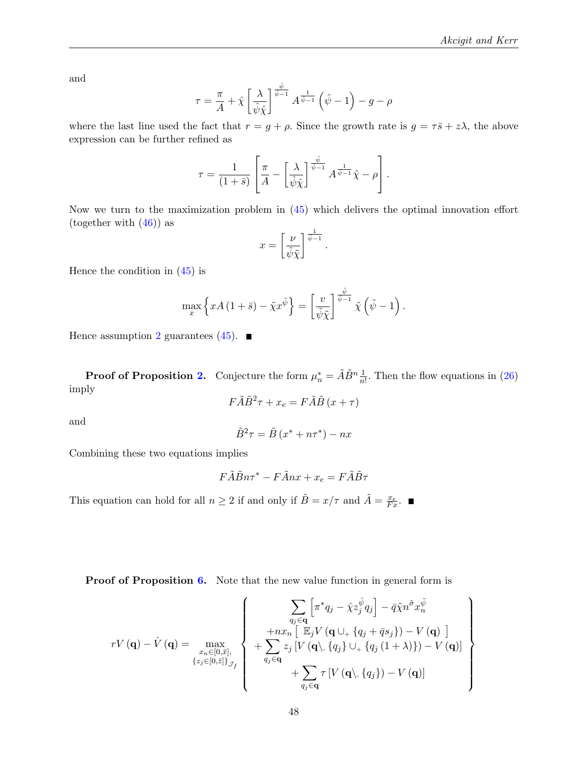and

$$\tau = \frac{\pi}{A} + \hat{\chi}\left[\frac{\lambda}{\hat{\psi}\hat{\chi}}\right]^{\frac{\hat{\psi}}{\hat{\psi}-1}} A^{\frac{1}{\hat{\psi}-1}}\left(\hat{\psi}-1\right) - g - \rho$$

where the last line used the fact that $r = g + \rho$. Since the growth rate is $g = \tau\bar{s} + z\lambda$, the above expression can be further refined as

$$\tau = \frac{1}{(1+\bar{s})}\left[\frac{\pi}{A} - \left[\frac{\lambda}{\hat{\psi}\hat{\chi}}\right]^{\frac{\hat{\psi}}{\hat{\psi}-1}} A^{\frac{1}{\hat{\psi}-1}}\hat{\chi} - \rho\right].$$

Now we turn to the maximization problem in (45) which delivers the optimal innovation effort (together with (46)) as

$$x = \left[\frac{\nu}{\tilde{\psi}\tilde{\chi}}\right]^{\frac{1}{\tilde{\psi}-1}}.$$

Hence the condition in (45) is

$$\max_x \left\{xA(1+\bar{s}) - \tilde{\chi}x^{\tilde{\psi}}\right\} = \left[\frac{v}{\tilde{\psi}\tilde{\chi}}\right]^{\frac{\tilde{\psi}}{\tilde{\psi}-1}}\tilde{\chi}\left(\tilde{\psi}-1\right).$$

Hence assumption 2 guarantees (45). ■

**Proof of Proposition 2.** Conjecture the form $\mu_n^* = \tilde{A}\tilde{B}^n\frac{1}{n!}$. Then the flow equations in (26) imply

$$F\tilde{A}\tilde{B}^2\tau + x_e = F\tilde{A}\tilde{B}(x+\tau)$$

and

$$\tilde{B}^2\tau = \tilde{B}(x^* + n\tau^*) - nx$$

Combining these two equations implies

$$F\tilde{A}\tilde{B}n\tau^* - F\tilde{A}nx + x_e = F\tilde{A}\tilde{B}\tau$$

This equation can hold for all $n \geq 2$ if and only if $\tilde{B} = x/\tau$ and $\tilde{A} = \frac{x_e}{Fx}$. ■

**Proof of Proposition 6.** Note that the new value function in general form is

$$rV(\mathbf{q}) - \dot{V}(\mathbf{q}) = \max_{\substack{x_n \in [0,\bar{x}], \\ \{z_j \in [0,\bar{z}]\}_{\mathcal{J}_f}}} \left\{ \begin{array}{c} \sum_{q_j \in \mathbf{q}} \left[\pi^* q_j - \hat{\chi} z_j^{\hat{\psi}} q_j\right] - \bar{q}\tilde{\chi}n^{\tilde{\sigma}}x_n^{\tilde{\psi}} \\ +nx_n\left[\ \mathbb{E}_j V\left(\mathbf{q} \cup_+ \{q_j + \bar{q}s_j\}\right) - V(\mathbf{q})\ \right] \\ +\sum_{q_j \in \mathbf{q}} z_j\left[V\left(\mathbf{q} \backslash_- \{q_j\} \cup_+ \{q_j(1+\lambda)\}\right) - V(\mathbf{q})\right] \\ +\sum_{q_j \in \mathbf{q}} \tau\left[V\left(\mathbf{q} \backslash_- \{q_j\}\right) - V(\mathbf{q})\right] \end{array} \right\}$$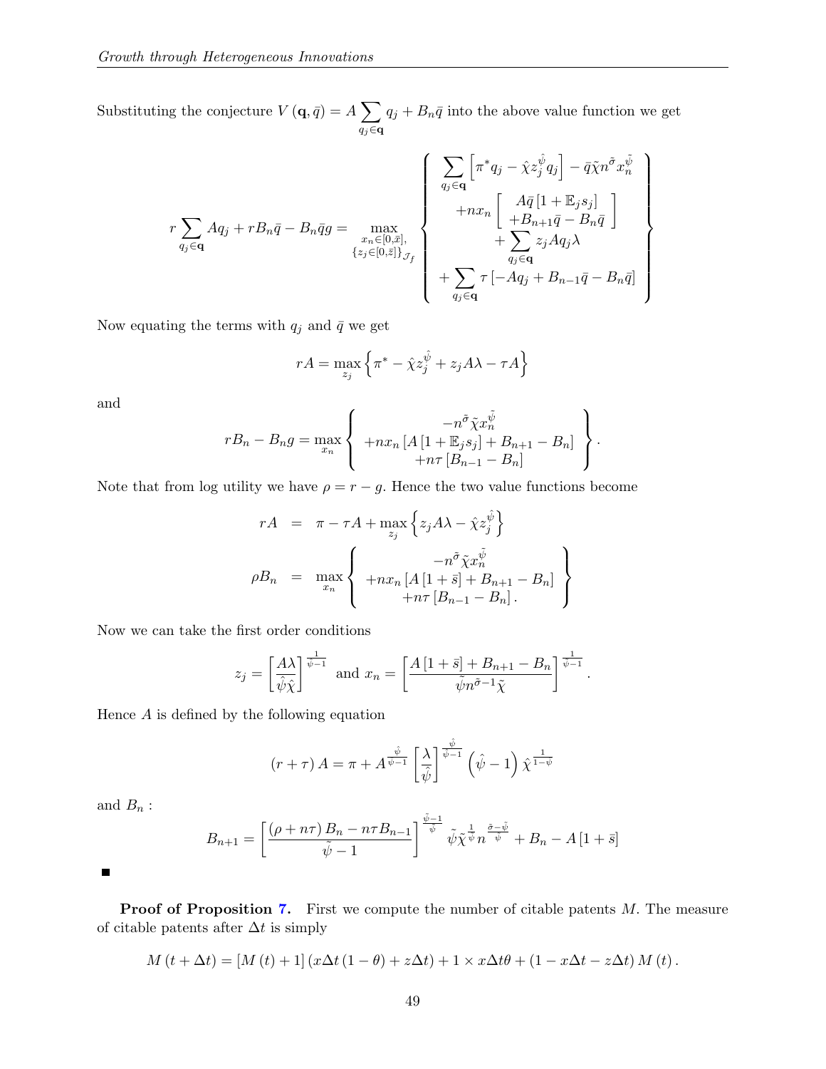Substituting the conjecture $V(\mathbf{q}, \bar{q}) = A \sum_{q_j \in \mathbf{q}} q_j + B_n \bar{q}$ into the above value function we get

$$
r \sum_{q_j \in \mathbf{q}} A q_j + r B_n \bar{q} - B_n \bar{q} g = \max_{\substack{x_n \in [0,\bar{x}], \\ \{z_j \in [0,\bar{z}]\}_{\mathcal{J}_f}}} \left\{ \begin{array}{c} \sum_{q_j \in \mathbf{q}} \left[ \pi^* q_j - \hat{\chi} z_j^{\hat{\psi}} q_j \right] - \bar{q} \tilde{\chi} n^{\tilde{\sigma}} x_n^{\tilde{\psi}} \\ + n x_n \left[ \begin{array}{c} A \bar{q} \left[1 + \mathbb{E}_j s_j\right] \\ + B_{n+1} \bar{q} - B_n \bar{q} \end{array} \right] \\ + \sum_{q_j \in \mathbf{q}} z_j A q_j \lambda \\ + \sum_{q_j \in \mathbf{q}} \tau \left[ -A q_j + B_{n-1} \bar{q} - B_n \bar{q} \right] \end{array} \right\}
$$

Now equating the terms with $q_j$ and $\bar{q}$ we get

$$
r A = \max_{z_j} \left\{ \pi^* - \hat{\chi} z_j^{\hat{\psi}} + z_j A \lambda - \tau A \right\}
$$

and

$$
r B_n - B_n g = \max_{x_n} \left\{ \begin{array}{c} -n^{\tilde{\sigma}} \tilde{\chi} x_n^{\tilde{\psi}} \\ + n x_n \left[ A \left[1 + \mathbb{E}_j s_j\right] + B_{n+1} - B_n \right] \\ + n \tau \left[ B_{n-1} - B_n \right] \end{array} \right\}.
$$

Note that from log utility we have $\rho = r - g$. Hence the two value functions become

$$
\begin{aligned}
r A &= \pi - \tau A + \max_{z_j} \left\{ z_j A \lambda - \hat{\chi} z_j^{\hat{\psi}} \right\} \\
\rho B_n &= \max_{x_n} \left\{ \begin{array}{c} -n^{\tilde{\sigma}} \tilde{\chi} x_n^{\tilde{\psi}} \\ + n x_n \left[ A \left[1 + \bar{s}\right] + B_{n+1} - B_n \right] \\ + n \tau \left[ B_{n-1} - B_n \right]. \end{array} \right\}
\end{aligned}
$$

Now we can take the first order conditions

$$
z_j = \left[ \frac{A \lambda}{\hat{\psi} \hat{\chi}} \right]^{\frac{1}{\hat{\psi}-1}} \text{ and } x_n = \left[ \frac{A \left[1 + \bar{s}\right] + B_{n+1} - B_n}{\tilde{\psi} n^{\tilde{\sigma}-1} \tilde{\chi}} \right]^{\frac{1}{\tilde{\psi}-1}}.
$$

Hence $A$ is defined by the following equation

$$
(r + \tau) A = \pi + A^{\frac{\hat{\psi}}{\hat{\psi}-1}} \left[ \frac{\lambda}{\hat{\psi}} \right]^{\frac{\hat{\psi}}{\hat{\psi}-1}} \left( \hat{\psi} - 1 \right) \hat{\chi}^{\frac{1}{1-\hat{\psi}}}
$$

and $B_n$ :

$$
B_{n+1} = \left[ \frac{(\rho + n\tau) B_n - n\tau B_{n-1}}{\tilde{\psi} - 1} \right]^{\frac{\tilde{\psi}-1}{\tilde{\psi}}} \tilde{\psi} \tilde{\chi}^{\frac{1}{\tilde{\psi}}} n^{\frac{\tilde{\sigma}-\tilde{\psi}}{\tilde{\psi}}} + B_n - A \left[1 + \bar{s}\right]
$$

■

**Proof of Proposition 7.** First we compute the number of citable patents $M$. The measure of citable patents after $\Delta t$ is simply

$$
M(t + \Delta t) = \left[M(t) + 1\right] \left(x \Delta t (1 - \theta) + z \Delta t\right) + 1 \times x \Delta t \theta + (1 - x \Delta t - z \Delta t) M(t).
$$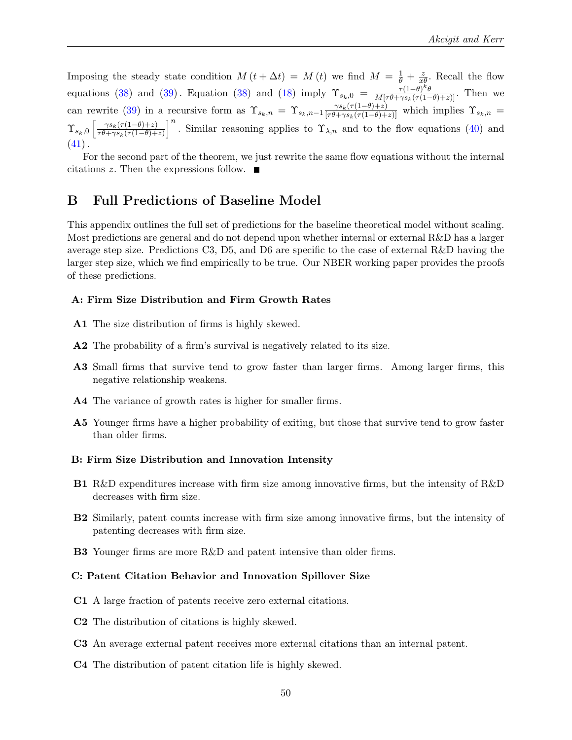Imposing the steady state condition $M(t+\Delta t) = M(t)$ we find $M = \frac{1}{\theta} + \frac{z}{x\theta}$. Recall the flow equations (38) and (39). Equation (38) and (18) imply $\Upsilon_{s_k,0} = \frac{\tau(1-\theta)^k \theta}{M[\tau\theta+\gamma s_k(\tau(1-\theta)+z)]}$. Then we can rewrite (39) in a recursive form as $\Upsilon_{s_k,n} = \Upsilon_{s_k,n-1} \frac{\gamma s_k(\tau(1-\theta)+z)}{[\tau\theta+\gamma s_k(\tau(1-\theta)+z)]}$ which implies $\Upsilon_{s_k,n} = \Upsilon_{s_k,0} \left[\frac{\gamma s_k(\tau(1-\theta)+z)}{\tau\theta+\gamma s_k(\tau(1-\theta)+z)}\right]^n$. Similar reasoning applies to $\Upsilon_{\lambda,n}$ and to the flow equations (40) and (41).

For the second part of the theorem, we just rewrite the same flow equations without the internal citations $z$. Then the expressions follow. ■

# B Full Predictions of Baseline Model

This appendix outlines the full set of predictions for the baseline theoretical model without scaling. Most predictions are general and do not depend upon whether internal or external R&D has a larger average step size. Predictions C3, D5, and D6 are specific to the case of external R&D having the larger step size, which we find empirically to be true. Our NBER working paper provides the proofs of these predictions.

### A: Firm Size Distribution and Firm Growth Rates

**A1** The size distribution of firms is highly skewed.

**A2** The probability of a firm's survival is negatively related to its size.

**A3** Small firms that survive tend to grow faster than larger firms. Among larger firms, this negative relationship weakens.

**A4** The variance of growth rates is higher for smaller firms.

**A5** Younger firms have a higher probability of exiting, but those that survive tend to grow faster than older firms.

### B: Firm Size Distribution and Innovation Intensity

**B1** R&D expenditures increase with firm size among innovative firms, but the intensity of R&D decreases with firm size.

**B2** Similarly, patent counts increase with firm size among innovative firms, but the intensity of patenting decreases with firm size.

**B3** Younger firms are more R&D and patent intensive than older firms.

### C: Patent Citation Behavior and Innovation Spillover Size

**C1** A large fraction of patents receive zero external citations.

**C2** The distribution of citations is highly skewed.

**C3** An average external patent receives more external citations than an internal patent.

**C4** The distribution of patent citation life is highly skewed.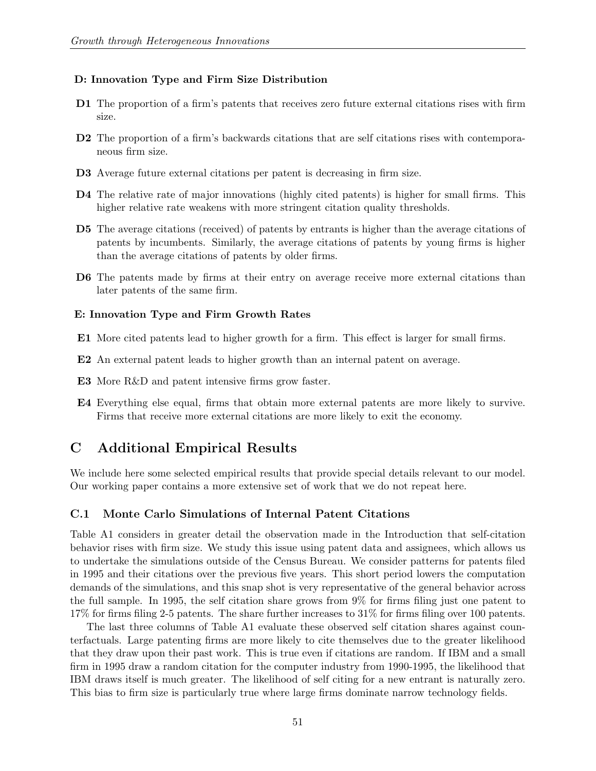#### D: Innovation Type and Firm Size Distribution

**D1** The proportion of a firm's patents that receives zero future external citations rises with firm size.

**D2** The proportion of a firm's backwards citations that are self citations rises with contemporaneous firm size.

**D3** Average future external citations per patent is decreasing in firm size.

**D4** The relative rate of major innovations (highly cited patents) is higher for small firms. This higher relative rate weakens with more stringent citation quality thresholds.

**D5** The average citations (received) of patents by entrants is higher than the average citations of patents by incumbents. Similarly, the average citations of patents by young firms is higher than the average citations of patents by older firms.

**D6** The patents made by firms at their entry on average receive more external citations than later patents of the same firm.

#### E: Innovation Type and Firm Growth Rates

**E1** More cited patents lead to higher growth for a firm. This effect is larger for small firms.

**E2** An external patent leads to higher growth than an internal patent on average.

**E3** More R&D and patent intensive firms grow faster.

**E4** Everything else equal, firms that obtain more external patents are more likely to survive. Firms that receive more external citations are more likely to exit the economy.

## C Additional Empirical Results

We include here some selected empirical results that provide special details relevant to our model. Our working paper contains a more extensive set of work that we do not repeat here.

### C.1 Monte Carlo Simulations of Internal Patent Citations

Table A1 considers in greater detail the observation made in the Introduction that self-citation behavior rises with firm size. We study this issue using patent data and assignees, which allows us to undertake the simulations outside of the Census Bureau. We consider patterns for patents filed in 1995 and their citations over the previous five years. This short period lowers the computation demands of the simulations, and this snap shot is very representative of the general behavior across the full sample. In 1995, the self citation share grows from 9% for firms filing just one patent to 17% for firms filing 2-5 patents. The share further increases to 31% for firms filing over 100 patents.

The last three columns of Table A1 evaluate these observed self citation shares against counterfactuals. Large patenting firms are more likely to cite themselves due to the greater likelihood that they draw upon their past work. This is true even if citations are random. If IBM and a small firm in 1995 draw a random citation for the computer industry from 1990-1995, the likelihood that IBM draws itself is much greater. The likelihood of self citing for a new entrant is naturally zero. This bias to firm size is particularly true where large firms dominate narrow technology fields.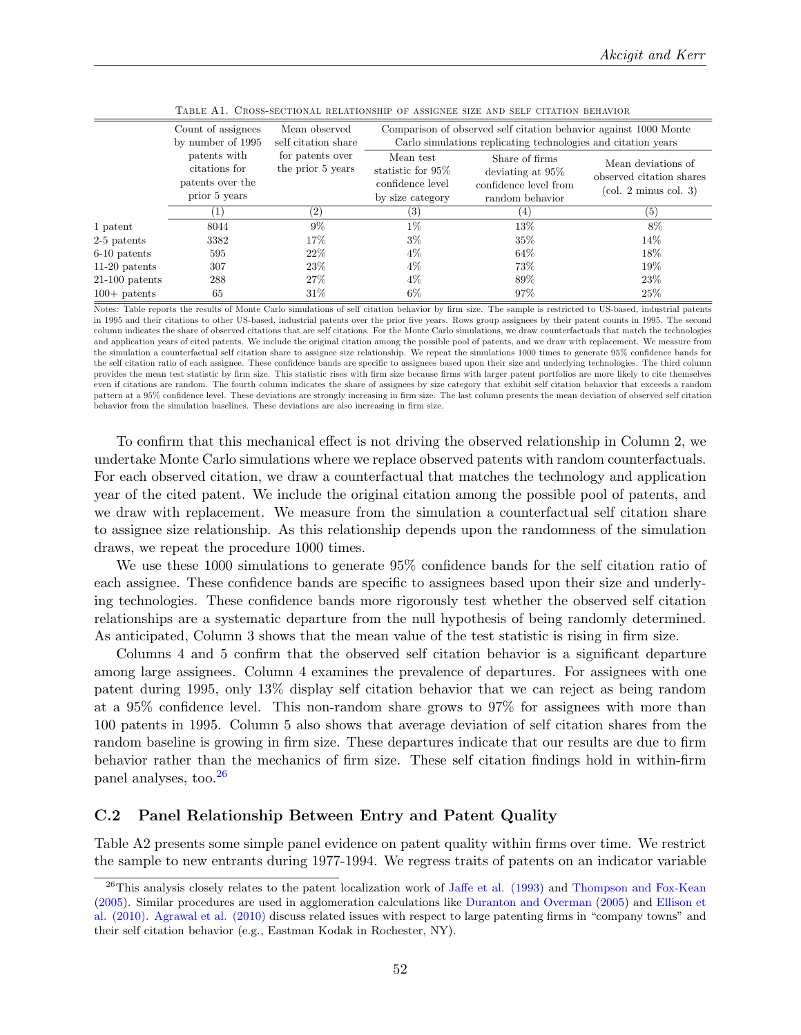Table A1. Cross-sectional relationship of assignee size and self citation behavior

| | Count of assignees by number of 1995 patents with citations for patents over the prior 5 years | Mean observed self citation share for patents over the prior 5 years | Comparison of observed self citation behavior against 1000 Monte Carlo simulations replicating technologies and citation years | | |
|---|---|---|---|---|---|
| | | | Mean test statistic for 95% confidence level by size category | Share of firms deviating at 95% confidence level from random behavior | Mean deviations of observed citation shares (col. 2 minus col. 3) |
| | (1) | (2) | (3) | (4) | (5) |
| 1 patent | 8044 | 9% | 1% | 13% | 8% |
| 2-5 patents | 3382 | 17% | 3% | 35% | 14% |
| 6-10 patents | 595 | 22% | 4% | 64% | 18% |
| 11-20 patents | 307 | 23% | 4% | 73% | 19% |
| 21-100 patents | 288 | 27% | 4% | 89% | 23% |
| 100+ patents | 65 | 31% | 6% | 97% | 25% |

Notes: Table reports the results of Monte Carlo simulations of self citation behavior by firm size. The sample is restricted to US-based, industrial patents in 1995 and their citations to other US-based, industrial patents over the prior five years. Rows group assignees by their patent counts in 1995. The second column indicates the share of observed citations that are self citations. For the Monte Carlo simulations, we draw counterfactuals that match the technologies and application years of cited patents. We include the original citation among the possible pool of patents, and we draw with replacement. We measure from the simulation a counterfactual self citation share to assignee size relationship. We repeat the simulations 1000 times to generate 95% confidence bands for the self citation ratio of each assignee. These confidence bands are specific to assignees based upon their size and underlying technologies. The third column provides the mean test statistic by firm size. This statistic rises with firm size because firms with larger patent portfolios are more likely to cite themselves even if citations are random. The fourth column indicates the share of assignees by size category that exhibit self citation behavior that exceeds a random pattern at a 95% confidence level. These deviations are strongly increasing in firm size. The last column presents the mean deviation of observed self citation behavior from the simulation baselines. These deviations are also increasing in firm size.

To confirm that this mechanical effect is not driving the observed relationship in Column 2, we undertake Monte Carlo simulations where we replace observed patents with random counterfactuals. For each observed citation, we draw a counterfactual that matches the technology and application year of the cited patent. We include the original citation among the possible pool of patents, and we draw with replacement. We measure from the simulation a counterfactual self citation share to assignee size relationship. As this relationship depends upon the randomness of the simulation draws, we repeat the procedure 1000 times.

We use these 1000 simulations to generate 95% confidence bands for the self citation ratio of each assignee. These confidence bands are specific to assignees based upon their size and underlying technologies. These confidence bands more rigorously test whether the observed self citation relationships are a systematic departure from the null hypothesis of being randomly determined. As anticipated, Column 3 shows that the mean value of the test statistic is rising in firm size.

Columns 4 and 5 confirm that the observed self citation behavior is a significant departure among large assignees. Column 4 examines the prevalence of departures. For assignees with one patent during 1995, only 13% display self citation behavior that we can reject as being random at a 95% confidence level. This non-random share grows to 97% for assignees with more than 100 patents in 1995. Column 5 also shows that average deviation of self citation shares from the random baseline is growing in firm size. These departures indicate that our results are due to firm behavior rather than the mechanics of firm size. These self citation findings hold in within-firm panel analyses, too.[26]

### C.2 Panel Relationship Between Entry and Patent Quality

Table A2 presents some simple panel evidence on patent quality within firms over time. We restrict the sample to new entrants during 1977-1994. We regress traits of patents on an indicator variable

[26] This analysis closely relates to the patent localization work of Jaffe et al. (1993) and Thompson and Fox-Kean (2005). Similar procedures are used in agglomeration calculations like Duranton and Overman (2005) and Ellison et al. (2010). Agrawal et al. (2010) discuss related issues with respect to large patenting firms in "company towns" and their self citation behavior (e.g., Eastman Kodak in Rochester, NY).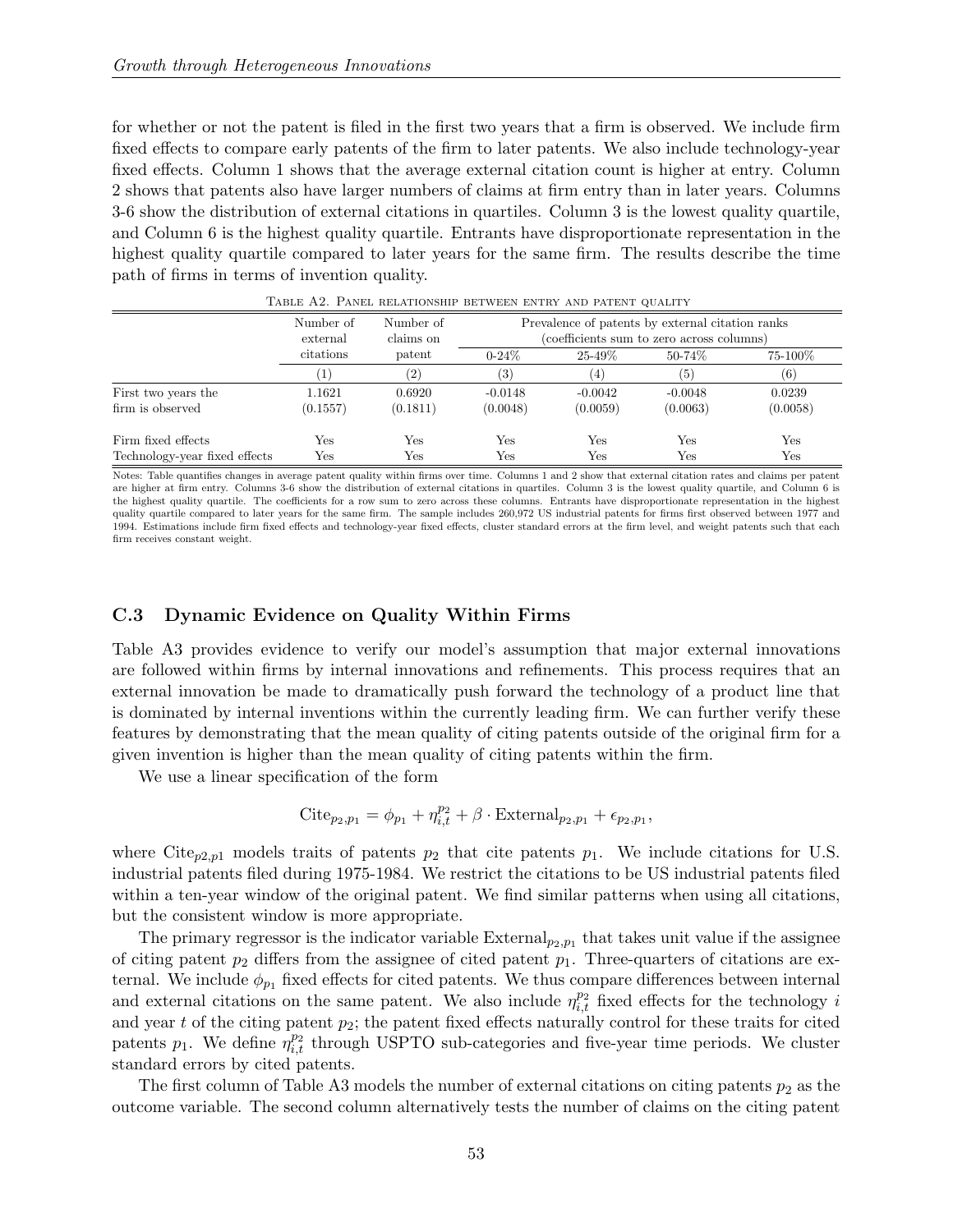for whether or not the patent is filed in the first two years that a firm is observed. We include firm fixed effects to compare early patents of the firm to later patents. We also include technology-year fixed effects. Column 1 shows that the average external citation count is higher at entry. Column 2 shows that patents also have larger numbers of claims at firm entry than in later years. Columns 3-6 show the distribution of external citations in quartiles. Column 3 is the lowest quality quartile, and Column 6 is the highest quality quartile. Entrants have disproportionate representation in the highest quality quartile compared to later years for the same firm. The results describe the time path of firms in terms of invention quality.

Table A2. Panel relationship between entry and patent quality

| | Number of external citations | Number of claims on patent | Prevalence of patents by external citation ranks (coefficients sum to zero across columns) | | | |
|---|---|---|---|---|---|---|
| | | | 0-24% | 25-49% | 50-74% | 75-100% |
| | (1) | (2) | (3) | (4) | (5) | (6) |
| First two years the firm is observed | 1.1621 | 0.6920 | -0.0148 | -0.0042 | -0.0048 | 0.0239 |
| | (0.1557) | (0.1811) | (0.0048) | (0.0059) | (0.0063) | (0.0058) |
| Firm fixed effects | Yes | Yes | Yes | Yes | Yes | Yes |
| Technology-year fixed effects | Yes | Yes | Yes | Yes | Yes | Yes |

Notes: Table quantifies changes in average patent quality within firms over time. Columns 1 and 2 show that external citation rates and claims per patent are higher at firm entry. Columns 3-6 show the distribution of external citations in quartiles. Column 3 is the lowest quality quartile, and Column 6 is the highest quality quartile. The coefficients for a row sum to zero across these columns. Entrants have disproportionate representation in the highest quality quartile compared to later years for the same firm. The sample includes 260,972 US industrial patents for firms first observed between 1977 and 1994. Estimations include firm fixed effects and technology-year fixed effects, cluster standard errors at the firm level, and weight patents such that each firm receives constant weight.

### C.3 Dynamic Evidence on Quality Within Firms

Table A3 provides evidence to verify our model's assumption that major external innovations are followed within firms by internal innovations and refinements. This process requires that an external innovation be made to dramatically push forward the technology of a product line that is dominated by internal inventions within the currently leading firm. We can further verify these features by demonstrating that the mean quality of citing patents outside of the original firm for a given invention is higher than the mean quality of citing patents within the firm.

We use a linear specification of the form

$$\text{Cite}_{p_2,p_1} = \phi_{p_1} + \eta_{i,t}^{p_2} + \beta \cdot \text{External}_{p_2,p_1} + \epsilon_{p_2,p_1},$$

where $\text{Cite}_{p2,p1}$ models traits of patents $p_2$ that cite patents $p_1$. We include citations for U.S. industrial patents filed during 1975-1984. We restrict the citations to be US industrial patents filed within a ten-year window of the original patent. We find similar patterns when using all citations, but the consistent window is more appropriate.

The primary regressor is the indicator variable $\text{External}_{p_2,p_1}$ that takes unit value if the assignee of citing patent $p_2$ differs from the assignee of cited patent $p_1$. Three-quarters of citations are external. We include $\phi_{p_1}$ fixed effects for cited patents. We thus compare differences between internal and external citations on the same patent. We also include $\eta_{i,t}^{p_2}$ fixed effects for the technology $i$ and year $t$ of the citing patent $p_2$; the patent fixed effects naturally control for these traits for cited patents $p_1$. We define $\eta_{i,t}^{p_2}$ through USPTO sub-categories and five-year time periods. We cluster standard errors by cited patents.

The first column of Table A3 models the number of external citations on citing patents $p_2$ as the outcome variable. The second column alternatively tests the number of claims on the citing patent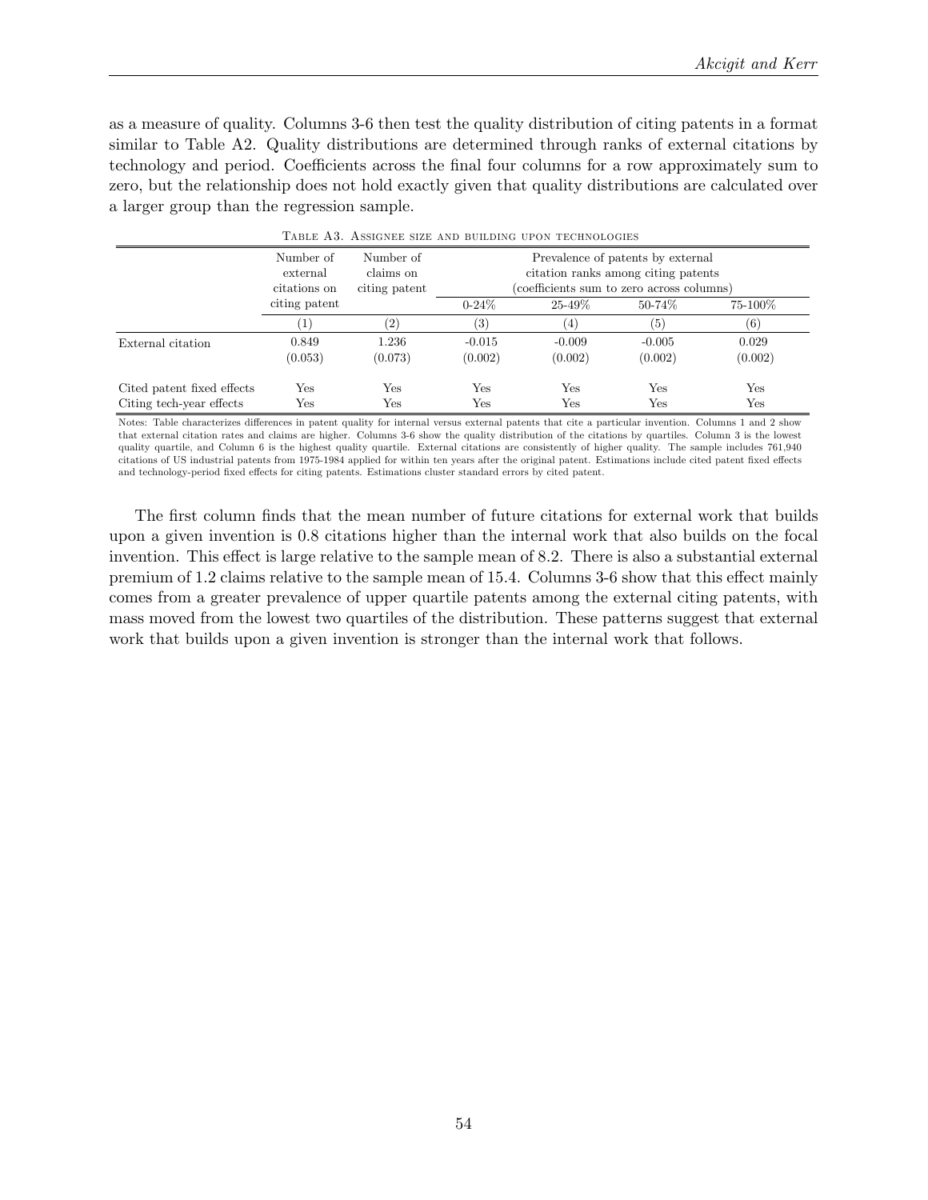as a measure of quality. Columns 3-6 then test the quality distribution of citing patents in a format similar to Table A2. Quality distributions are determined through ranks of external citations by technology and period. Coefficients across the final four columns for a row approximately sum to zero, but the relationship does not hold exactly given that quality distributions are calculated over a larger group than the regression sample.

Table A3. Assignee size and building upon technologies

| | Number of external citations on citing patent | Number of claims on citing patent | Prevalence of patents by external citation ranks among citing patents (coefficients sum to zero across columns) | | | |
|---|---|---|---|---|---|---|
| | | | 0-24% | 25-49% | 50-74% | 75-100% |
| | (1) | (2) | (3) | (4) | (5) | (6) |
| External citation | 0.849 | 1.236 | -0.015 | -0.009 | -0.005 | 0.029 |
| | (0.053) | (0.073) | (0.002) | (0.002) | (0.002) | (0.002) |
| Cited patent fixed effects | Yes | Yes | Yes | Yes | Yes | Yes |
| Citing tech-year effects | Yes | Yes | Yes | Yes | Yes | Yes |

Notes: Table characterizes differences in patent quality for internal versus external patents that cite a particular invention. Columns 1 and 2 show that external citation rates and claims are higher. Columns 3-6 show the quality distribution of the citations by quartiles. Column 3 is the lowest quality quartile, and Column 6 is the highest quality quartile. External citations are consistently of higher quality. The sample includes 761,940 citations of US industrial patents from 1975-1984 applied for within ten years after the original patent. Estimations include cited patent fixed effects and technology-period fixed effects for citing patents. Estimations cluster standard errors by cited patent.

The first column finds that the mean number of future citations for external work that builds upon a given invention is 0.8 citations higher than the internal work that also builds on the focal invention. This effect is large relative to the sample mean of 8.2. There is also a substantial external premium of 1.2 claims relative to the sample mean of 15.4. Columns 3-6 show that this effect mainly comes from a greater prevalence of upper quartile patents among the external citing patents, with mass moved from the lowest two quartiles of the distribution. These patterns suggest that external work that builds upon a given invention is stronger than the internal work that follows.